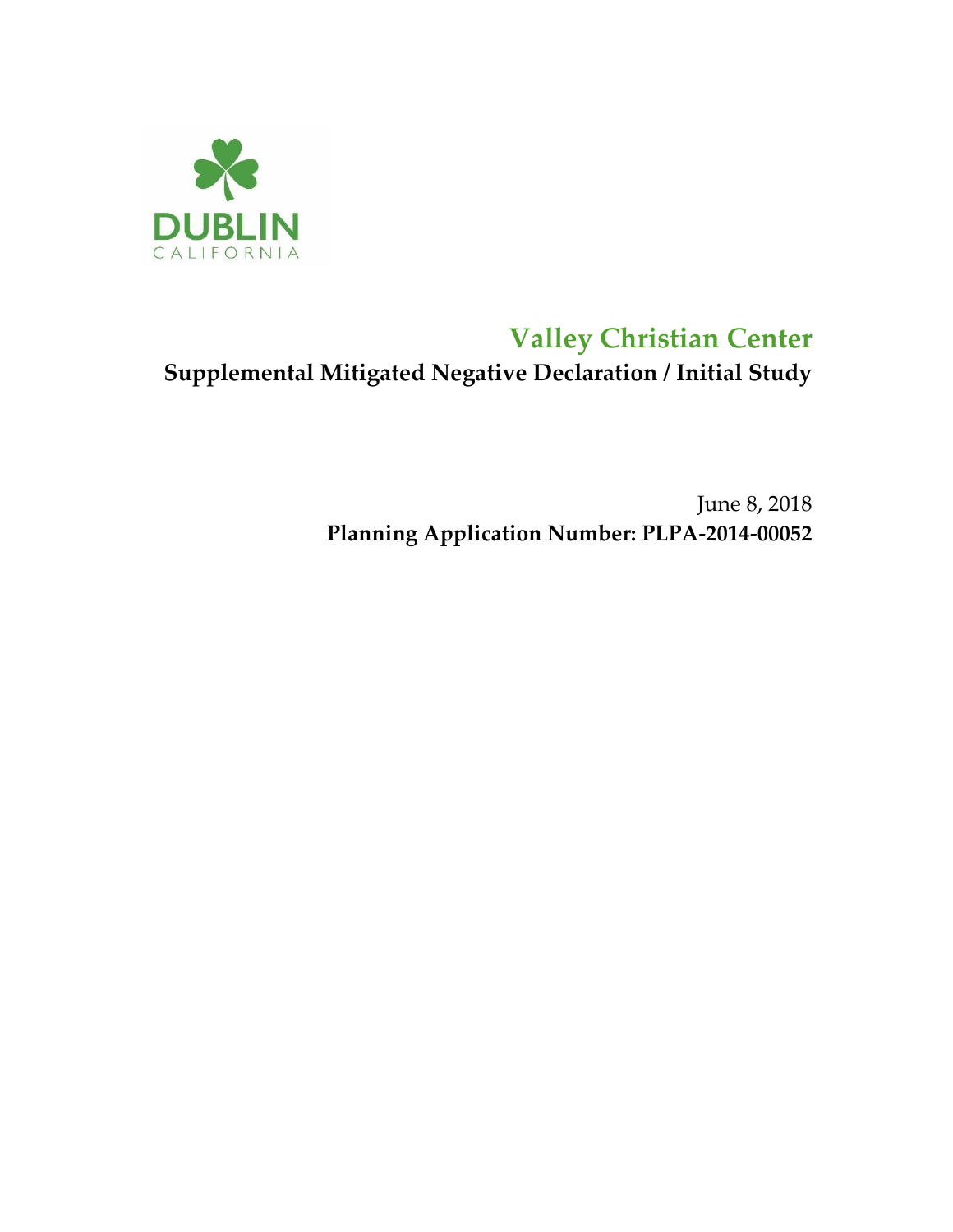DUBLIN

CALIFORNIA

# Valley Christian Center

## Supplemental Mitigated Negative Declaration / Initial Study

June 8, 2018

**Planning Application Number: PLPA-2014-00052**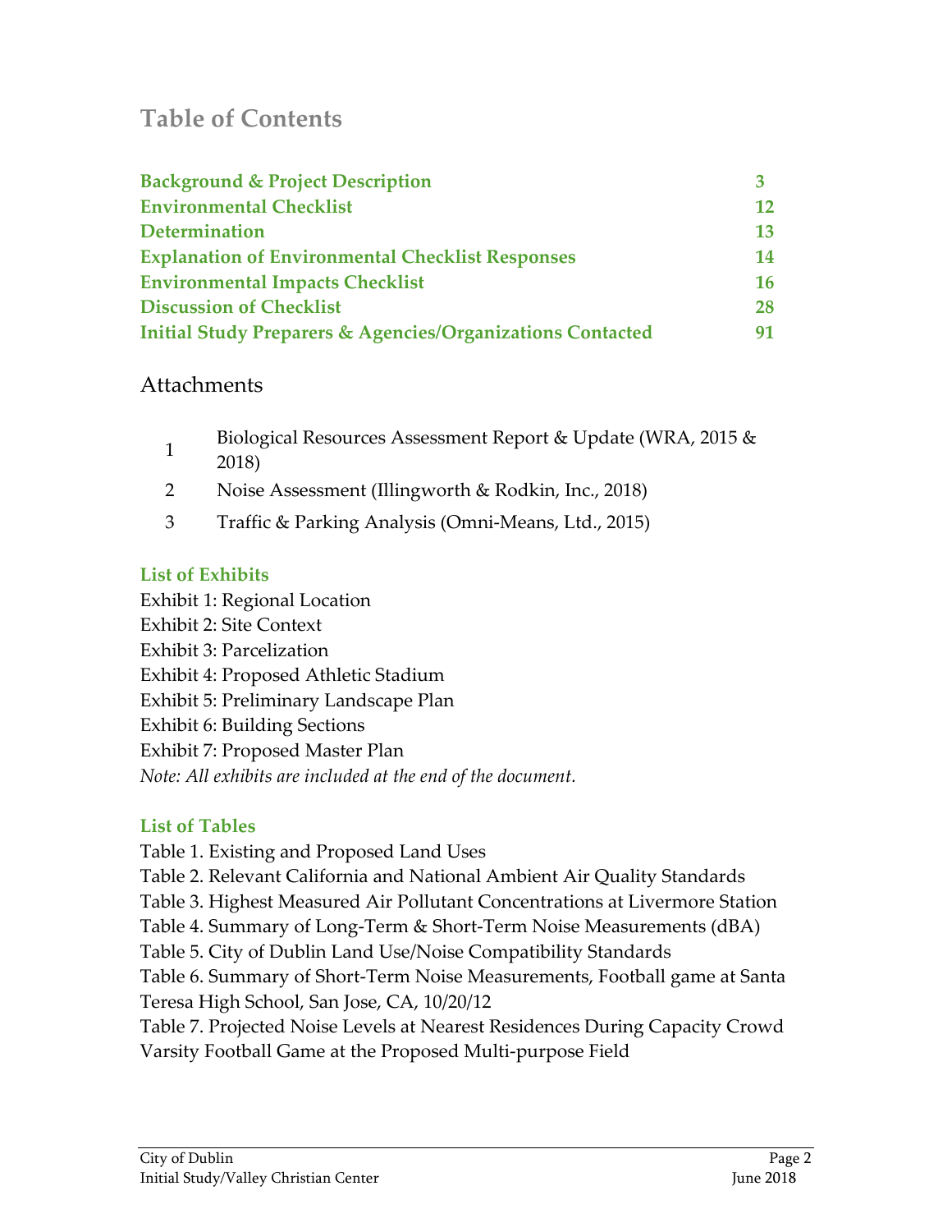# Table of Contents

| | |
|---|---|
| **Background & Project Description** | **3** |
| **Environmental Checklist** | **12** |
| **Determination** | **13** |
| **Explanation of Environmental Checklist Responses** | **14** |
| **Environmental Impacts Checklist** | **16** |
| **Discussion of Checklist** | **28** |
| **Initial Study Preparers & Agencies/Organizations Contacted** | **91** |

## Attachments

1. Biological Resources Assessment Report & Update (WRA, 2015 & 2018)
2. Noise Assessment (Illingworth & Rodkin, Inc., 2018)
3. Traffic & Parking Analysis (Omni-Means, Ltd., 2015)

### List of Exhibits

Exhibit 1: Regional Location
Exhibit 2: Site Context
Exhibit 3: Parcelization
Exhibit 4: Proposed Athletic Stadium
Exhibit 5: Preliminary Landscape Plan
Exhibit 6: Building Sections
Exhibit 7: Proposed Master Plan
*Note: All exhibits are included at the end of the document.*

### List of Tables

Table 1. Existing and Proposed Land Uses
Table 2. Relevant California and National Ambient Air Quality Standards
Table 3. Highest Measured Air Pollutant Concentrations at Livermore Station
Table 4. Summary of Long-Term & Short-Term Noise Measurements (dBA)
Table 5. City of Dublin Land Use/Noise Compatibility Standards
Table 6. Summary of Short-Term Noise Measurements, Football game at Santa Teresa High School, San Jose, CA, 10/20/12
Table 7. Projected Noise Levels at Nearest Residences During Capacity Crowd Varsity Football Game at the Proposed Multi-purpose Field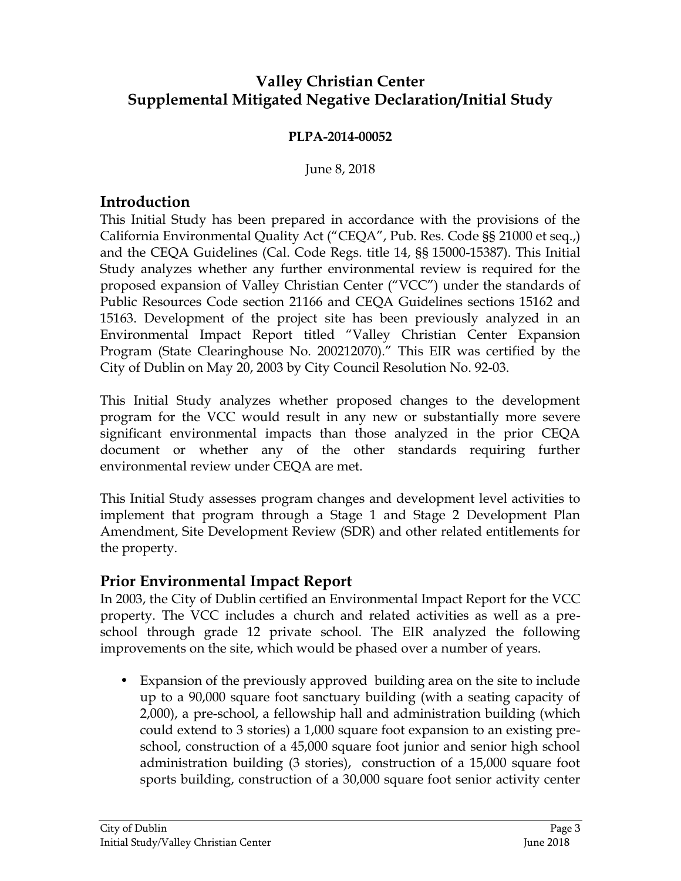# Valley Christian Center
# Supplemental Mitigated Negative Declaration/Initial Study

**PLPA-2014-00052**

June 8, 2018

## Introduction

This Initial Study has been prepared in accordance with the provisions of the California Environmental Quality Act ("CEQA", Pub. Res. Code §§ 21000 et seq.,) and the CEQA Guidelines (Cal. Code Regs. title 14, §§ 15000-15387). This Initial Study analyzes whether any further environmental review is required for the proposed expansion of Valley Christian Center ("VCC") under the standards of Public Resources Code section 21166 and CEQA Guidelines sections 15162 and 15163. Development of the project site has been previously analyzed in an Environmental Impact Report titled "Valley Christian Center Expansion Program (State Clearinghouse No. 200212070)." This EIR was certified by the City of Dublin on May 20, 2003 by City Council Resolution No. 92-03.

This Initial Study analyzes whether proposed changes to the development program for the VCC would result in any new or substantially more severe significant environmental impacts than those analyzed in the prior CEQA document or whether any of the other standards requiring further environmental review under CEQA are met.

This Initial Study assesses program changes and development level activities to implement that program through a Stage 1 and Stage 2 Development Plan Amendment, Site Development Review (SDR) and other related entitlements for the property.

## Prior Environmental Impact Report

In 2003, the City of Dublin certified an Environmental Impact Report for the VCC property. The VCC includes a church and related activities as well as a pre-school through grade 12 private school. The EIR analyzed the following improvements on the site, which would be phased over a number of years.

- Expansion of the previously approved building area on the site to include up to a 90,000 square foot sanctuary building (with a seating capacity of 2,000), a pre-school, a fellowship hall and administration building (which could extend to 3 stories) a 1,000 square foot expansion to an existing pre-school, construction of a 45,000 square foot junior and senior high school administration building (3 stories), construction of a 15,000 square foot sports building, construction of a 30,000 square foot senior activity center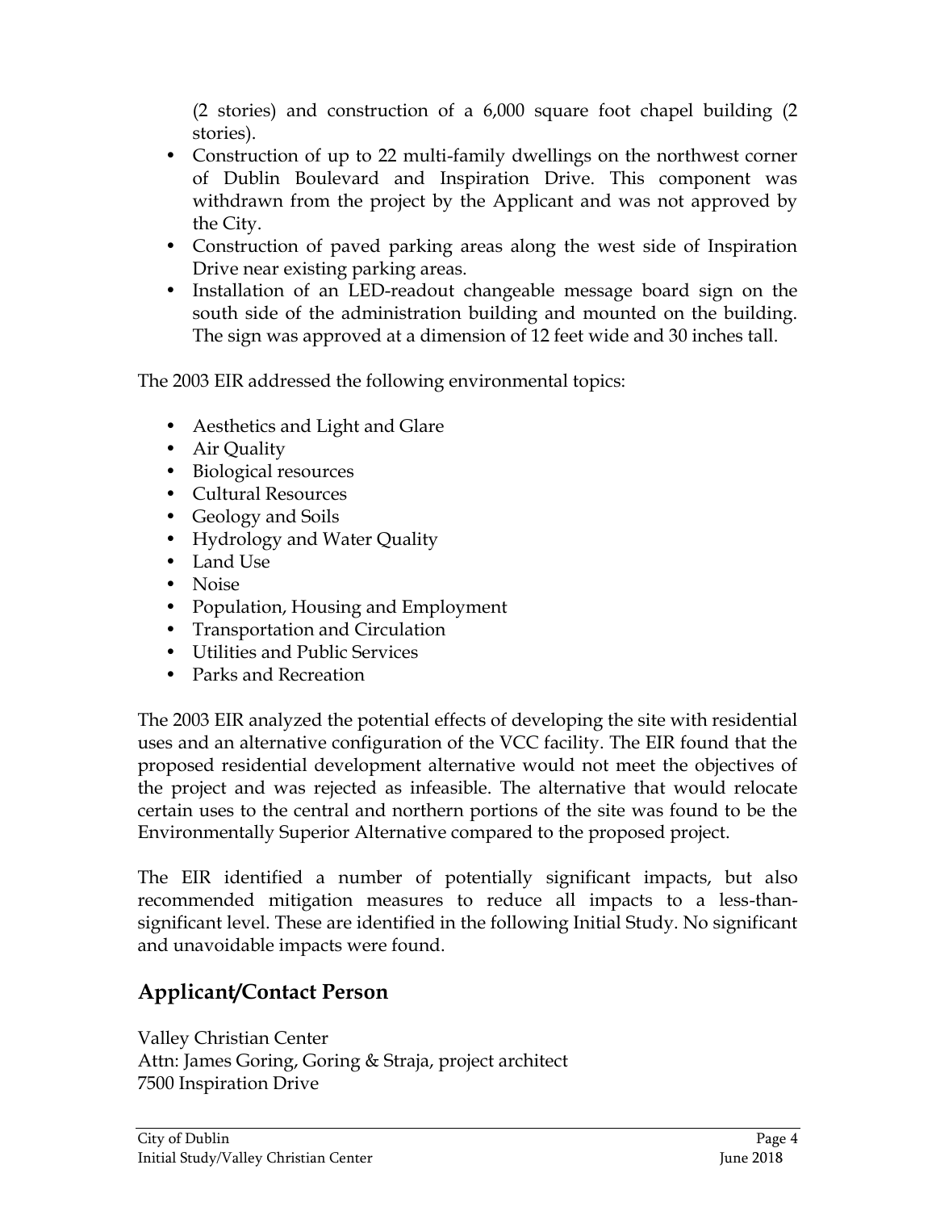(2 stories) and construction of a 6,000 square foot chapel building (2 stories).

- Construction of up to 22 multi-family dwellings on the northwest corner of Dublin Boulevard and Inspiration Drive. This component was withdrawn from the project by the Applicant and was not approved by the City.
- Construction of paved parking areas along the west side of Inspiration Drive near existing parking areas.
- Installation of an LED-readout changeable message board sign on the south side of the administration building and mounted on the building. The sign was approved at a dimension of 12 feet wide and 30 inches tall.

The 2003 EIR addressed the following environmental topics:

- Aesthetics and Light and Glare
- Air Quality
- Biological resources
- Cultural Resources
- Geology and Soils
- Hydrology and Water Quality
- Land Use
- Noise
- Population, Housing and Employment
- Transportation and Circulation
- Utilities and Public Services
- Parks and Recreation

The 2003 EIR analyzed the potential effects of developing the site with residential uses and an alternative configuration of the VCC facility. The EIR found that the proposed residential development alternative would not meet the objectives of the project and was rejected as infeasible. The alternative that would relocate certain uses to the central and northern portions of the site was found to be the Environmentally Superior Alternative compared to the proposed project.

The EIR identified a number of potentially significant impacts, but also recommended mitigation measures to reduce all impacts to a less-than-significant level. These are identified in the following Initial Study. No significant and unavoidable impacts were found.

## Applicant/Contact Person

Valley Christian Center
Attn: James Goring, Goring & Straja, project architect
7500 Inspiration Drive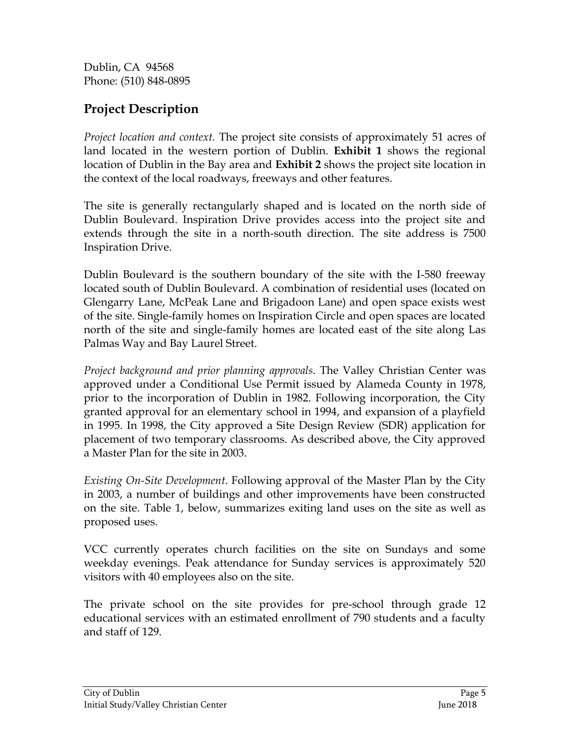Dublin, CA 94568
Phone: (510) 848-0895

## Project Description

*Project location and context.* The project site consists of approximately 51 acres of land located in the western portion of Dublin. **Exhibit 1** shows the regional location of Dublin in the Bay area and **Exhibit 2** shows the project site location in the context of the local roadways, freeways and other features.

The site is generally rectangularly shaped and is located on the north side of Dublin Boulevard. Inspiration Drive provides access into the project site and extends through the site in a north-south direction. The site address is 7500 Inspiration Drive.

Dublin Boulevard is the southern boundary of the site with the I-580 freeway located south of Dublin Boulevard. A combination of residential uses (located on Glengarry Lane, McPeak Lane and Brigadoon Lane) and open space exists west of the site. Single-family homes on Inspiration Circle and open spaces are located north of the site and single-family homes are located east of the site along Las Palmas Way and Bay Laurel Street.

*Project background and prior planning approvals*. The Valley Christian Center was approved under a Conditional Use Permit issued by Alameda County in 1978, prior to the incorporation of Dublin in 1982. Following incorporation, the City granted approval for an elementary school in 1994, and expansion of a playfield in 1995. In 1998, the City approved a Site Design Review (SDR) application for placement of two temporary classrooms. As described above, the City approved a Master Plan for the site in 2003.

*Existing On-Site Development*. Following approval of the Master Plan by the City in 2003, a number of buildings and other improvements have been constructed on the site. Table 1, below, summarizes exiting land uses on the site as well as proposed uses.

VCC currently operates church facilities on the site on Sundays and some weekday evenings. Peak attendance for Sunday services is approximately 520 visitors with 40 employees also on the site.

The private school on the site provides for pre-school through grade 12 educational services with an estimated enrollment of 790 students and a faculty and staff of 129.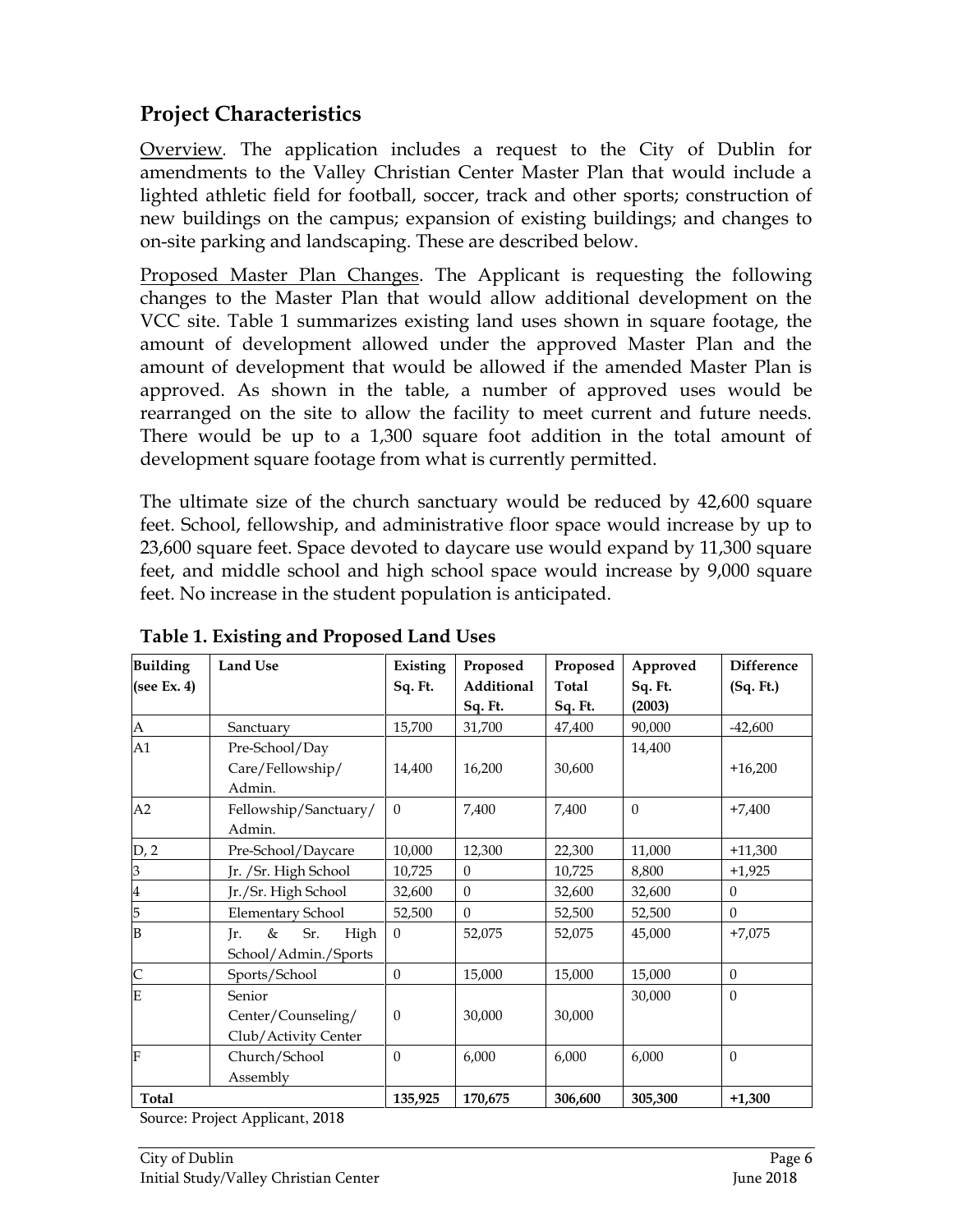## Project Characteristics

Overview. The application includes a request to the City of Dublin for amendments to the Valley Christian Center Master Plan that would include a lighted athletic field for football, soccer, track and other sports; construction of new buildings on the campus; expansion of existing buildings; and changes to on-site parking and landscaping. These are described below.

Proposed Master Plan Changes. The Applicant is requesting the following changes to the Master Plan that would allow additional development on the VCC site. Table 1 summarizes existing land uses shown in square footage, the amount of development allowed under the approved Master Plan and the amount of development that would be allowed if the amended Master Plan is approved. As shown in the table, a number of approved uses would be rearranged on the site to allow the facility to meet current and future needs. There would be up to a 1,300 square foot addition in the total amount of development square footage from what is currently permitted.

The ultimate size of the church sanctuary would be reduced by 42,600 square feet. School, fellowship, and administrative floor space would increase by up to 23,600 square feet. Space devoted to daycare use would expand by 11,300 square feet, and middle school and high school space would increase by 9,000 square feet. No increase in the student population is anticipated.

**Table 1. Existing and Proposed Land Uses**

| Building (see Ex. 4) | Land Use | Existing Sq. Ft. | Proposed Additional Sq. Ft. | Proposed Total Sq. Ft. | Approved Sq. Ft. (2003) | Difference (Sq. Ft.) |
|---|---|---|---|---|---|---|
| A | Sanctuary | 15,700 | 31,700 | 47,400 | 90,000 | -42,600 |
| A1 | Pre-School/Day Care/Fellowship/ Admin. | 14,400 | 16,200 | 30,600 | 14,400 | +16,200 |
| A2 | Fellowship/Sanctuary/ Admin. | 0 | 7,400 | 7,400 | 0 | +7,400 |
| D, 2 | Pre-School/Daycare | 10,000 | 12,300 | 22,300 | 11,000 | +11,300 |
| 3 | Jr. /Sr. High School | 10,725 | 0 | 10,725 | 8,800 | +1,925 |
| 4 | Jr./Sr. High School | 32,600 | 0 | 32,600 | 32,600 | 0 |
| 5 | Elementary School | 52,500 | 0 | 52,500 | 52,500 | 0 |
| B | Jr. & Sr. High School/Admin./Sports | 0 | 52,075 | 52,075 | 45,000 | +7,075 |
| C | Sports/School | 0 | 15,000 | 15,000 | 15,000 | 0 |
| E | Senior Center/Counseling/ Club/Activity Center | 0 | 30,000 | 30,000 | 30,000 | 0 |
| F | Church/School Assembly | 0 | 6,000 | 6,000 | 6,000 | 0 |
| **Total** | | **135,925** | **170,675** | **306,600** | **305,300** | **+1,300** |

Source: Project Applicant, 2018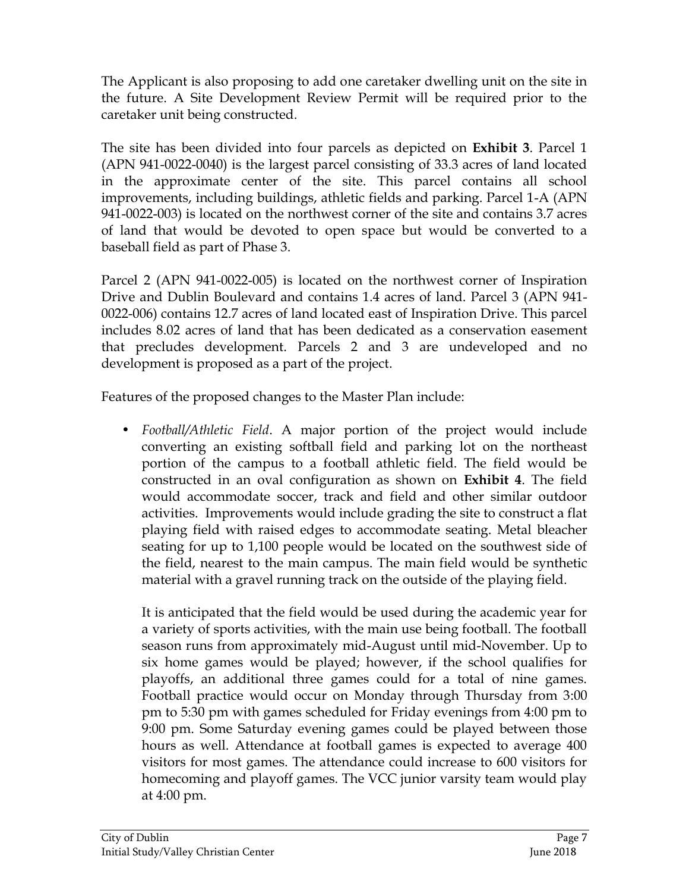The Applicant is also proposing to add one caretaker dwelling unit on the site in the future. A Site Development Review Permit will be required prior to the caretaker unit being constructed.

The site has been divided into four parcels as depicted on **Exhibit 3**. Parcel 1 (APN 941-0022-0040) is the largest parcel consisting of 33.3 acres of land located in the approximate center of the site. This parcel contains all school improvements, including buildings, athletic fields and parking. Parcel 1-A (APN 941-0022-003) is located on the northwest corner of the site and contains 3.7 acres of land that would be devoted to open space but would be converted to a baseball field as part of Phase 3.

Parcel 2 (APN 941-0022-005) is located on the northwest corner of Inspiration Drive and Dublin Boulevard and contains 1.4 acres of land. Parcel 3 (APN 941-0022-006) contains 12.7 acres of land located east of Inspiration Drive. This parcel includes 8.02 acres of land that has been dedicated as a conservation easement that precludes development. Parcels 2 and 3 are undeveloped and no development is proposed as a part of the project.

Features of the proposed changes to the Master Plan include:

- *Football/Athletic Field*. A major portion of the project would include converting an existing softball field and parking lot on the northeast portion of the campus to a football athletic field. The field would be constructed in an oval configuration as shown on **Exhibit 4**. The field would accommodate soccer, track and field and other similar outdoor activities. Improvements would include grading the site to construct a flat playing field with raised edges to accommodate seating. Metal bleacher seating for up to 1,100 people would be located on the southwest side of the field, nearest to the main campus. The main field would be synthetic material with a gravel running track on the outside of the playing field.

  It is anticipated that the field would be used during the academic year for a variety of sports activities, with the main use being football. The football season runs from approximately mid-August until mid-November. Up to six home games would be played; however, if the school qualifies for playoffs, an additional three games could for a total of nine games. Football practice would occur on Monday through Thursday from 3:00 pm to 5:30 pm with games scheduled for Friday evenings from 4:00 pm to 9:00 pm. Some Saturday evening games could be played between those hours as well. Attendance at football games is expected to average 400 visitors for most games. The attendance could increase to 600 visitors for homecoming and playoff games. The VCC junior varsity team would play at 4:00 pm.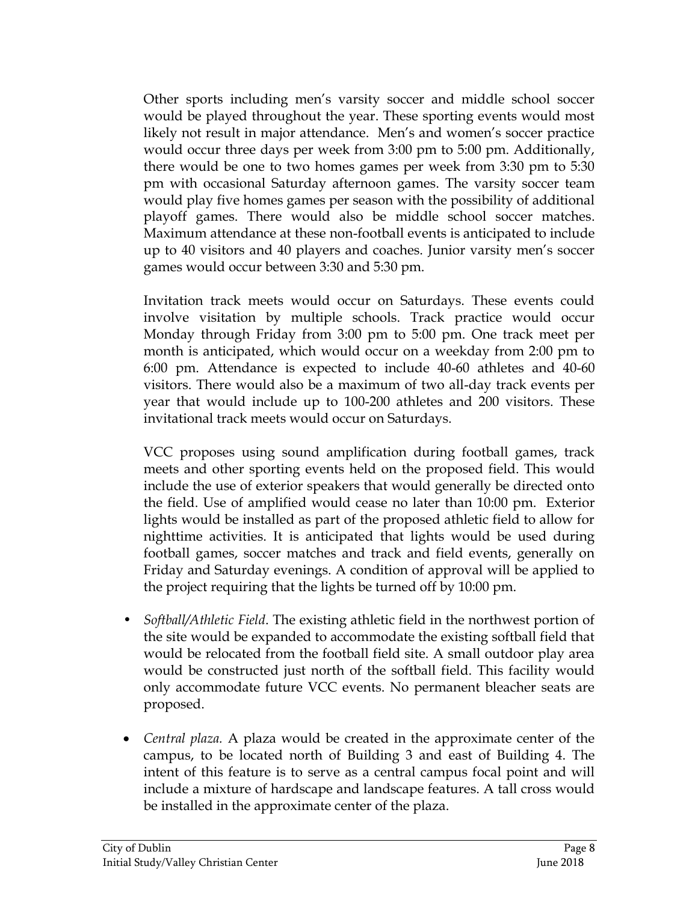Other sports including men's varsity soccer and middle school soccer would be played throughout the year. These sporting events would most likely not result in major attendance. Men's and women's soccer practice would occur three days per week from 3:00 pm to 5:00 pm. Additionally, there would be one to two homes games per week from 3:30 pm to 5:30 pm with occasional Saturday afternoon games. The varsity soccer team would play five homes games per season with the possibility of additional playoff games. There would also be middle school soccer matches. Maximum attendance at these non-football events is anticipated to include up to 40 visitors and 40 players and coaches. Junior varsity men's soccer games would occur between 3:30 and 5:30 pm.

Invitation track meets would occur on Saturdays. These events could involve visitation by multiple schools. Track practice would occur Monday through Friday from 3:00 pm to 5:00 pm. One track meet per month is anticipated, which would occur on a weekday from 2:00 pm to 6:00 pm. Attendance is expected to include 40-60 athletes and 40-60 visitors. There would also be a maximum of two all-day track events per year that would include up to 100-200 athletes and 200 visitors. These invitational track meets would occur on Saturdays.

VCC proposes using sound amplification during football games, track meets and other sporting events held on the proposed field. This would include the use of exterior speakers that would generally be directed onto the field. Use of amplified would cease no later than 10:00 pm. Exterior lights would be installed as part of the proposed athletic field to allow for nighttime activities. It is anticipated that lights would be used during football games, soccer matches and track and field events, generally on Friday and Saturday evenings. A condition of approval will be applied to the project requiring that the lights be turned off by 10:00 pm.

- *Softball/Athletic Field*. The existing athletic field in the northwest portion of the site would be expanded to accommodate the existing softball field that would be relocated from the football field site. A small outdoor play area would be constructed just north of the softball field. This facility would only accommodate future VCC events. No permanent bleacher seats are proposed.

- *Central plaza.* A plaza would be created in the approximate center of the campus, to be located north of Building 3 and east of Building 4. The intent of this feature is to serve as a central campus focal point and will include a mixture of hardscape and landscape features. A tall cross would be installed in the approximate center of the plaza.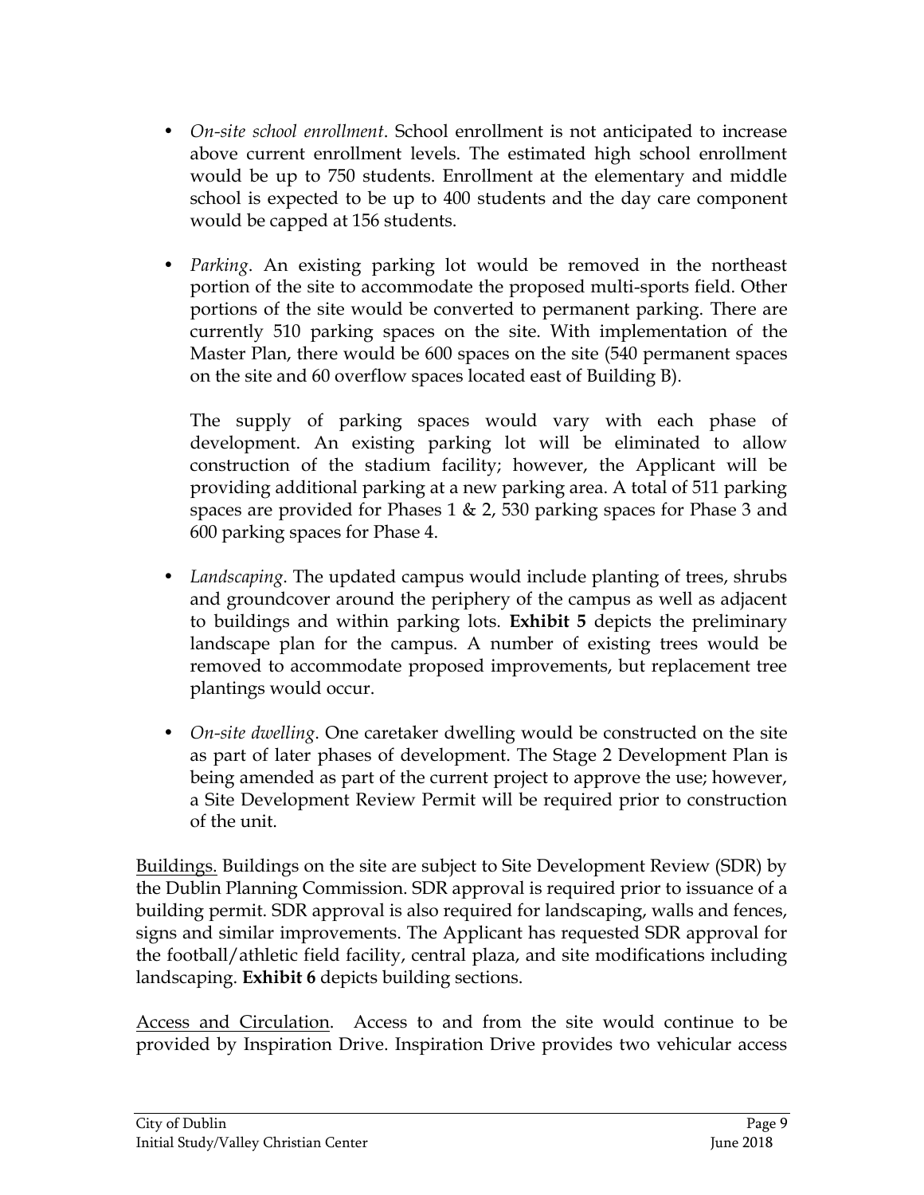- *On-site school enrollment*. School enrollment is not anticipated to increase above current enrollment levels. The estimated high school enrollment would be up to 750 students. Enrollment at the elementary and middle school is expected to be up to 400 students and the day care component would be capped at 156 students.

- *Parking*. An existing parking lot would be removed in the northeast portion of the site to accommodate the proposed multi-sports field. Other portions of the site would be converted to permanent parking. There are currently 510 parking spaces on the site. With implementation of the Master Plan, there would be 600 spaces on the site (540 permanent spaces on the site and 60 overflow spaces located east of Building B).

  The supply of parking spaces would vary with each phase of development. An existing parking lot will be eliminated to allow construction of the stadium facility; however, the Applicant will be providing additional parking at a new parking area. A total of 511 parking spaces are provided for Phases 1 & 2, 530 parking spaces for Phase 3 and 600 parking spaces for Phase 4.

- *Landscaping*. The updated campus would include planting of trees, shrubs and groundcover around the periphery of the campus as well as adjacent to buildings and within parking lots. **Exhibit 5** depicts the preliminary landscape plan for the campus. A number of existing trees would be removed to accommodate proposed improvements, but replacement tree plantings would occur.

- *On-site dwelling*. One caretaker dwelling would be constructed on the site as part of later phases of development. The Stage 2 Development Plan is being amended as part of the current project to approve the use; however, a Site Development Review Permit will be required prior to construction of the unit.

<u>Buildings.</u> Buildings on the site are subject to Site Development Review (SDR) by the Dublin Planning Commission. SDR approval is required prior to issuance of a building permit. SDR approval is also required for landscaping, walls and fences, signs and similar improvements. The Applicant has requested SDR approval for the football/athletic field facility, central plaza, and site modifications including landscaping. **Exhibit 6** depicts building sections.

<u>Access and Circulation</u>. Access to and from the site would continue to be provided by Inspiration Drive. Inspiration Drive provides two vehicular access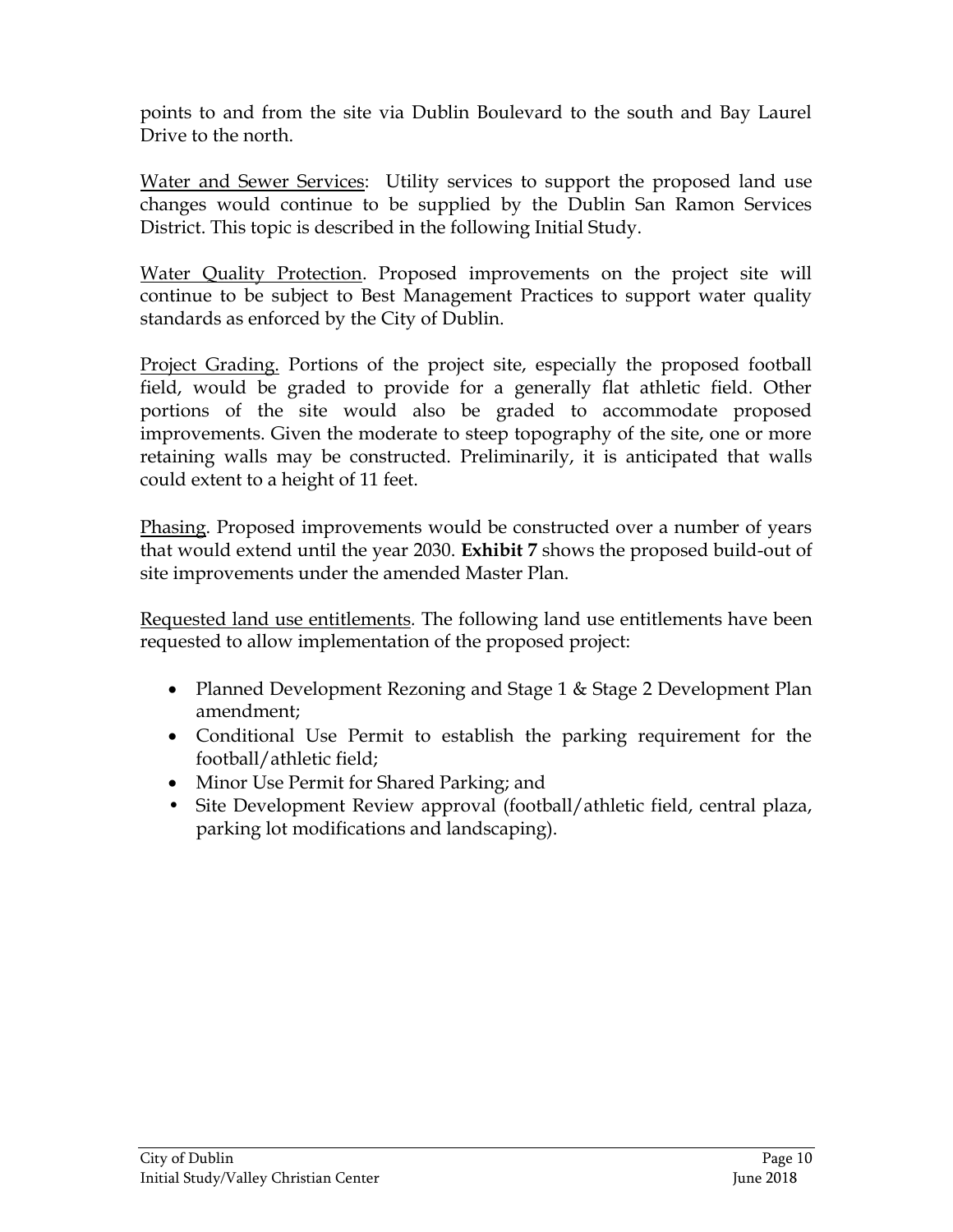points to and from the site via Dublin Boulevard to the south and Bay Laurel Drive to the north.

Water and Sewer Services: Utility services to support the proposed land use changes would continue to be supplied by the Dublin San Ramon Services District. This topic is described in the following Initial Study.

Water Quality Protection. Proposed improvements on the project site will continue to be subject to Best Management Practices to support water quality standards as enforced by the City of Dublin.

Project Grading. Portions of the project site, especially the proposed football field, would be graded to provide for a generally flat athletic field. Other portions of the site would also be graded to accommodate proposed improvements. Given the moderate to steep topography of the site, one or more retaining walls may be constructed. Preliminarily, it is anticipated that walls could extent to a height of 11 feet.

Phasing. Proposed improvements would be constructed over a number of years that would extend until the year 2030. **Exhibit 7** shows the proposed build-out of site improvements under the amended Master Plan.

Requested land use entitlements. The following land use entitlements have been requested to allow implementation of the proposed project:

- Planned Development Rezoning and Stage 1 & Stage 2 Development Plan amendment;
- Conditional Use Permit to establish the parking requirement for the football/athletic field;
- Minor Use Permit for Shared Parking; and
- Site Development Review approval (football/athletic field, central plaza, parking lot modifications and landscaping).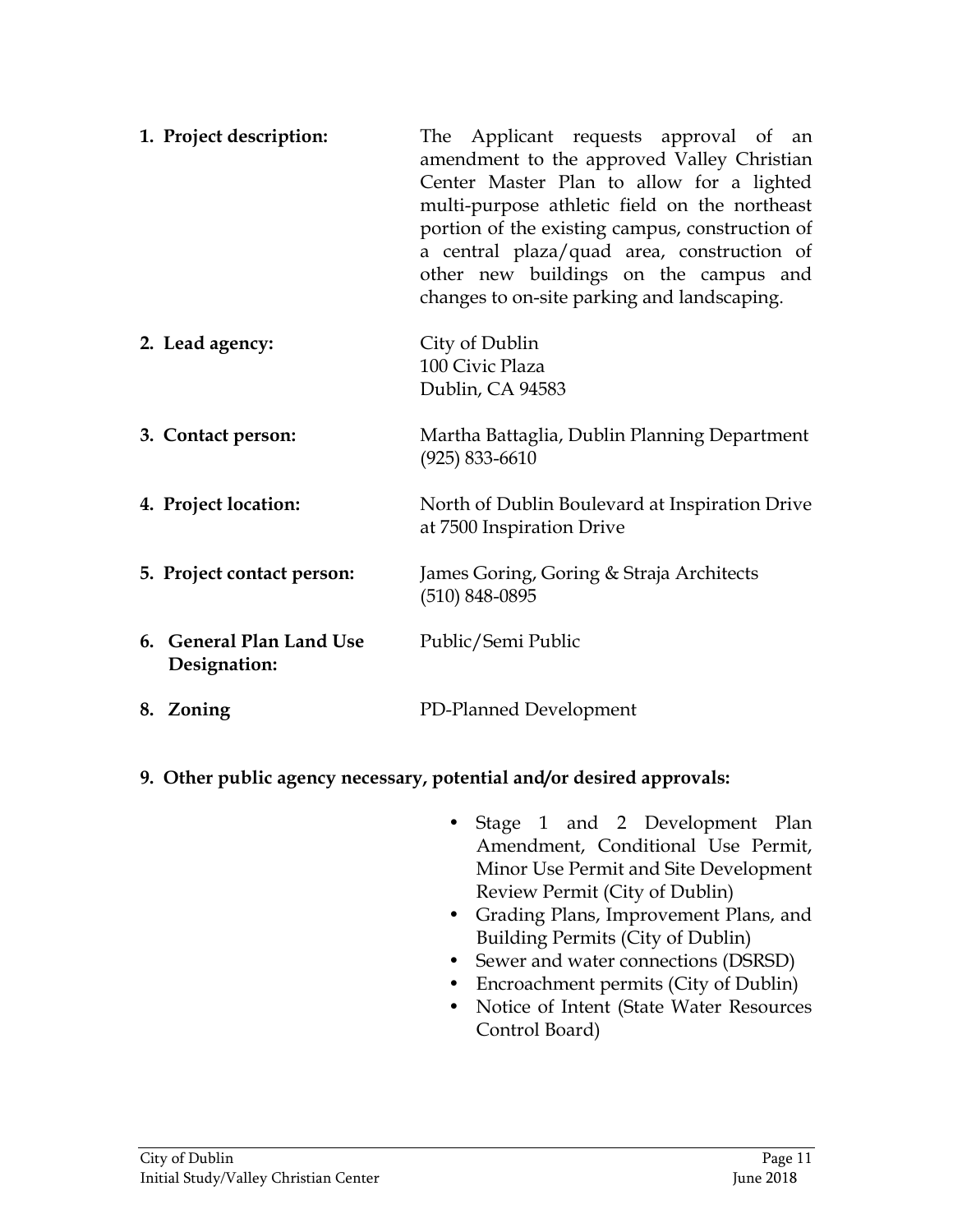**1. Project description:** The Applicant requests approval of an amendment to the approved Valley Christian Center Master Plan to allow for a lighted multi-purpose athletic field on the northeast portion of the existing campus, construction of a central plaza/quad area, construction of other new buildings on the campus and changes to on-site parking and landscaping.

**2. Lead agency:** City of Dublin
100 Civic Plaza
Dublin, CA 94583

**3. Contact person:** Martha Battaglia, Dublin Planning Department
(925) 833-6610

**4. Project location:** North of Dublin Boulevard at Inspiration Drive at 7500 Inspiration Drive

**5. Project contact person:** James Goring, Goring & Straja Architects
(510) 848-0895

**6. General Plan Land Use Designation:** Public/Semi Public

**8. Zoning** PD-Planned Development

**9. Other public agency necessary, potential and/or desired approvals:**

- Stage 1 and 2 Development Plan Amendment, Conditional Use Permit, Minor Use Permit and Site Development Review Permit (City of Dublin)
- Grading Plans, Improvement Plans, and Building Permits (City of Dublin)
- Sewer and water connections (DSRSD)
- Encroachment permits (City of Dublin)
- Notice of Intent (State Water Resources Control Board)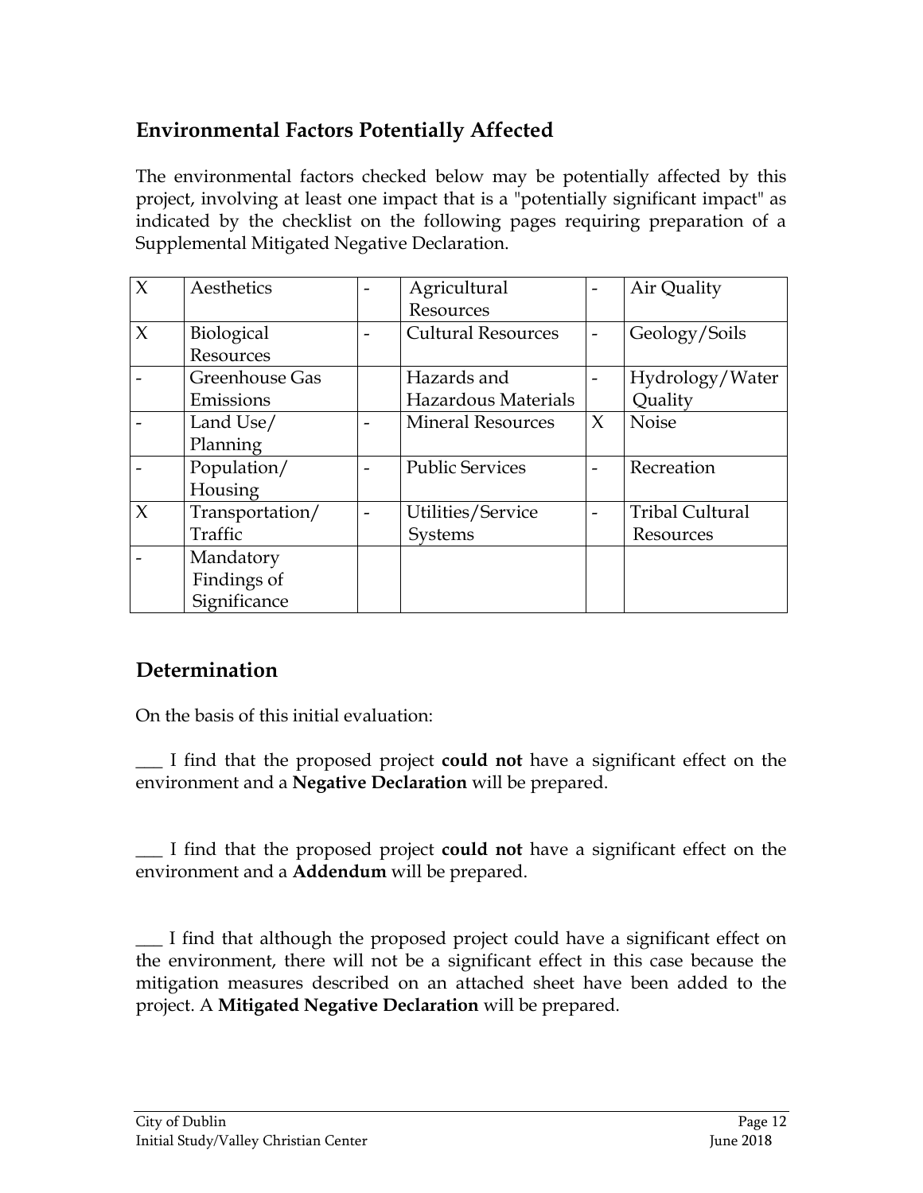## Environmental Factors Potentially Affected

The environmental factors checked below may be potentially affected by this project, involving at least one impact that is a "potentially significant impact" as indicated by the checklist on the following pages requiring preparation of a Supplemental Mitigated Negative Declaration.

| | | | | | |
|---|---|---|---|---|---|
| X | Aesthetics | - | Agricultural Resources | - | Air Quality |
| X | Biological Resources | - | Cultural Resources | - | Geology/Soils |
| - | Greenhouse Gas Emissions | | Hazards and Hazardous Materials | - | Hydrology/Water Quality |
| - | Land Use/ Planning | - | Mineral Resources | X | Noise |
| - | Population/ Housing | - | Public Services | - | Recreation |
| X | Transportation/ Traffic | - | Utilities/Service Systems | - | Tribal Cultural Resources |
| - | Mandatory Findings of Significance | | | | |

## Determination

On the basis of this initial evaluation:

___ I find that the proposed project **could not** have a significant effect on the environment and a **Negative Declaration** will be prepared.

___ I find that the proposed project **could not** have a significant effect on the environment and a **Addendum** will be prepared.

___ I find that although the proposed project could have a significant effect on the environment, there will not be a significant effect in this case because the mitigation measures described on an attached sheet have been added to the project. A **Mitigated Negative Declaration** will be prepared.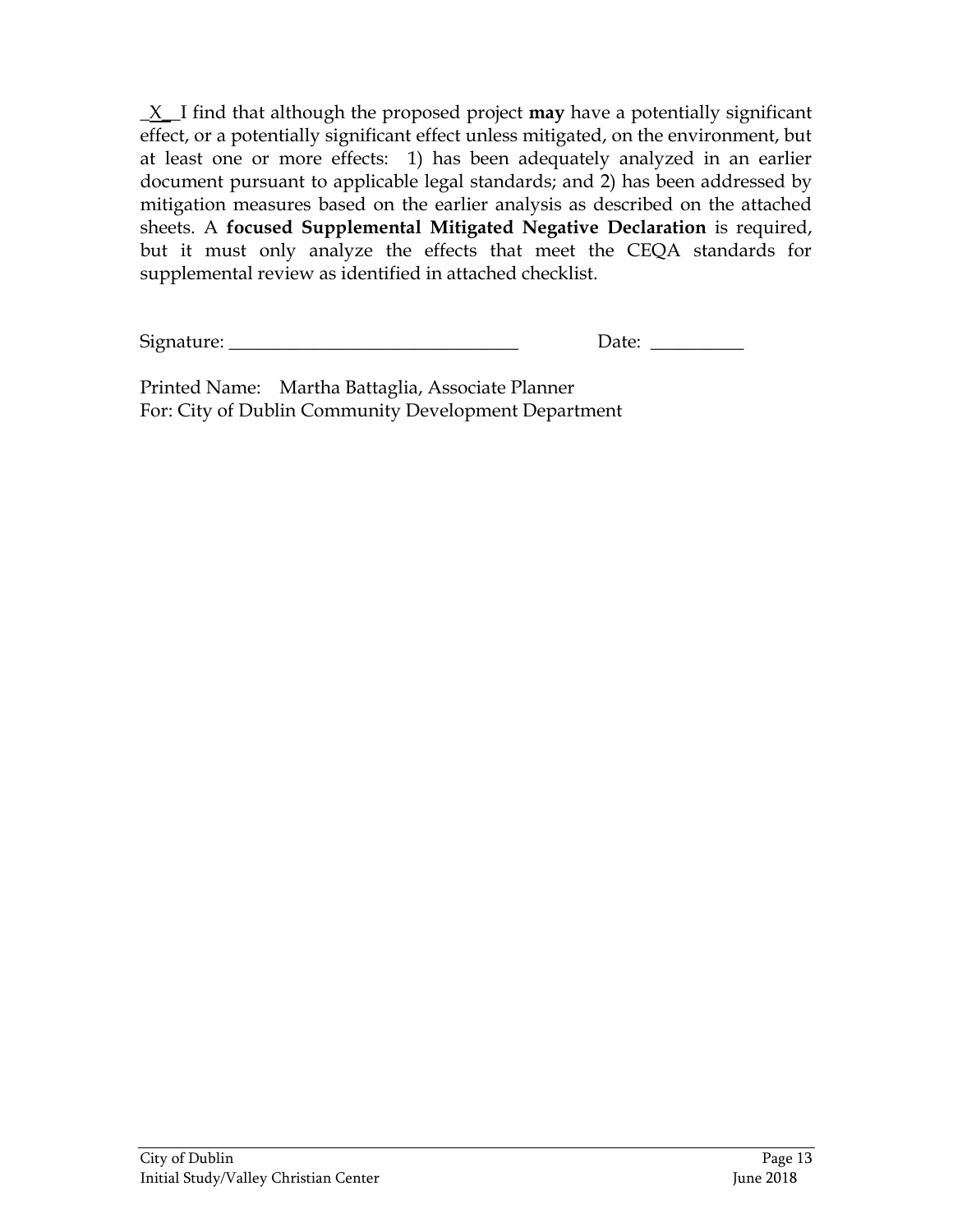_X_ I find that although the proposed project **may** have a potentially significant effect, or a potentially significant effect unless mitigated, on the environment, but at least one or more effects: 1) has been adequately analyzed in an earlier document pursuant to applicable legal standards; and 2) has been addressed by mitigation measures based on the earlier analysis as described on the attached sheets. A **focused Supplemental Mitigated Negative Declaration** is required, but it must only analyze the effects that meet the CEQA standards for supplemental review as identified in attached checklist.

Signature: _______________________________ Date: __________

Printed Name: Martha Battaglia, Associate Planner
For: City of Dublin Community Development Department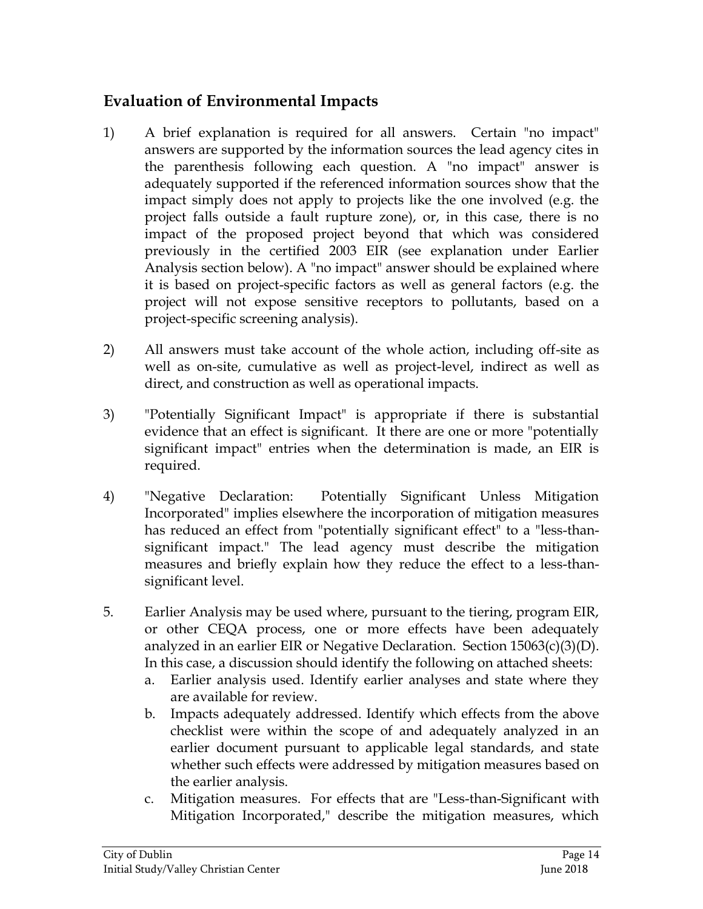## Evaluation of Environmental Impacts

1) A brief explanation is required for all answers. Certain "no impact" answers are supported by the information sources the lead agency cites in the parenthesis following each question. A "no impact" answer is adequately supported if the referenced information sources show that the impact simply does not apply to projects like the one involved (e.g. the project falls outside a fault rupture zone), or, in this case, there is no impact of the proposed project beyond that which was considered previously in the certified 2003 EIR (see explanation under Earlier Analysis section below). A "no impact" answer should be explained where it is based on project-specific factors as well as general factors (e.g. the project will not expose sensitive receptors to pollutants, based on a project-specific screening analysis).

2) All answers must take account of the whole action, including off-site as well as on-site, cumulative as well as project-level, indirect as well as direct, and construction as well as operational impacts.

3) "Potentially Significant Impact" is appropriate if there is substantial evidence that an effect is significant. It there are one or more "potentially significant impact" entries when the determination is made, an EIR is required.

4) "Negative Declaration: Potentially Significant Unless Mitigation Incorporated" implies elsewhere the incorporation of mitigation measures has reduced an effect from "potentially significant effect" to a "less-than-significant impact." The lead agency must describe the mitigation measures and briefly explain how they reduce the effect to a less-than-significant level.

5. Earlier Analysis may be used where, pursuant to the tiering, program EIR, or other CEQA process, one or more effects have been adequately analyzed in an earlier EIR or Negative Declaration. Section 15063(c)(3)(D). In this case, a discussion should identify the following on attached sheets:
   a. Earlier analysis used. Identify earlier analyses and state where they are available for review.
   b. Impacts adequately addressed. Identify which effects from the above checklist were within the scope of and adequately analyzed in an earlier document pursuant to applicable legal standards, and state whether such effects were addressed by mitigation measures based on the earlier analysis.
   c. Mitigation measures. For effects that are "Less-than-Significant with Mitigation Incorporated," describe the mitigation measures, which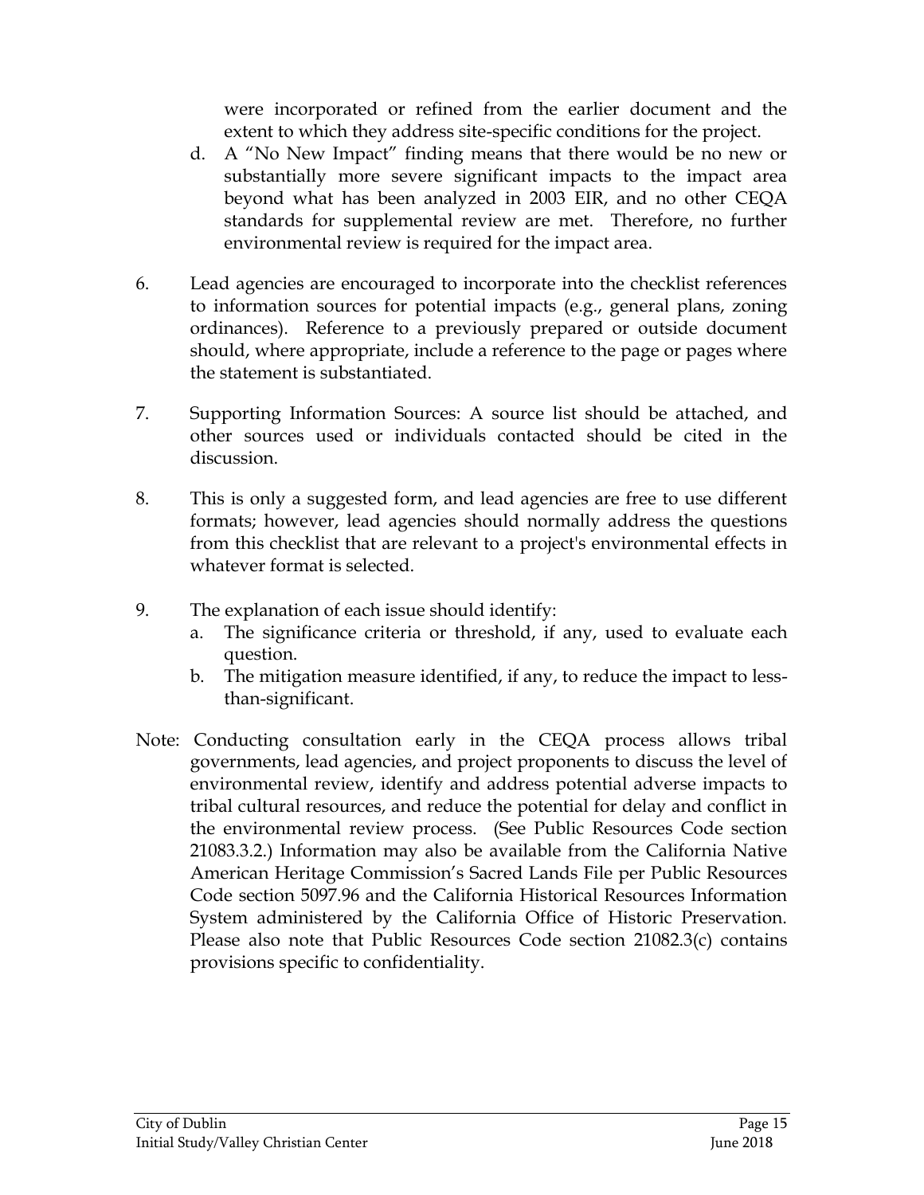were incorporated or refined from the earlier document and the extent to which they address site-specific conditions for the project.

   d. A "No New Impact" finding means that there would be no new or substantially more severe significant impacts to the impact area beyond what has been analyzed in 2003 EIR, and no other CEQA standards for supplemental review are met. Therefore, no further environmental review is required for the impact area.

6. Lead agencies are encouraged to incorporate into the checklist references to information sources for potential impacts (e.g., general plans, zoning ordinances). Reference to a previously prepared or outside document should, where appropriate, include a reference to the page or pages where the statement is substantiated.

7. Supporting Information Sources: A source list should be attached, and other sources used or individuals contacted should be cited in the discussion.

8. This is only a suggested form, and lead agencies are free to use different formats; however, lead agencies should normally address the questions from this checklist that are relevant to a project's environmental effects in whatever format is selected.

9. The explanation of each issue should identify:
   a. The significance criteria or threshold, if any, used to evaluate each question.
   b. The mitigation measure identified, if any, to reduce the impact to less-than-significant.

Note: Conducting consultation early in the CEQA process allows tribal governments, lead agencies, and project proponents to discuss the level of environmental review, identify and address potential adverse impacts to tribal cultural resources, and reduce the potential for delay and conflict in the environmental review process. (See Public Resources Code section 21083.3.2.) Information may also be available from the California Native American Heritage Commission's Sacred Lands File per Public Resources Code section 5097.96 and the California Historical Resources Information System administered by the California Office of Historic Preservation. Please also note that Public Resources Code section 21082.3(c) contains provisions specific to confidentiality.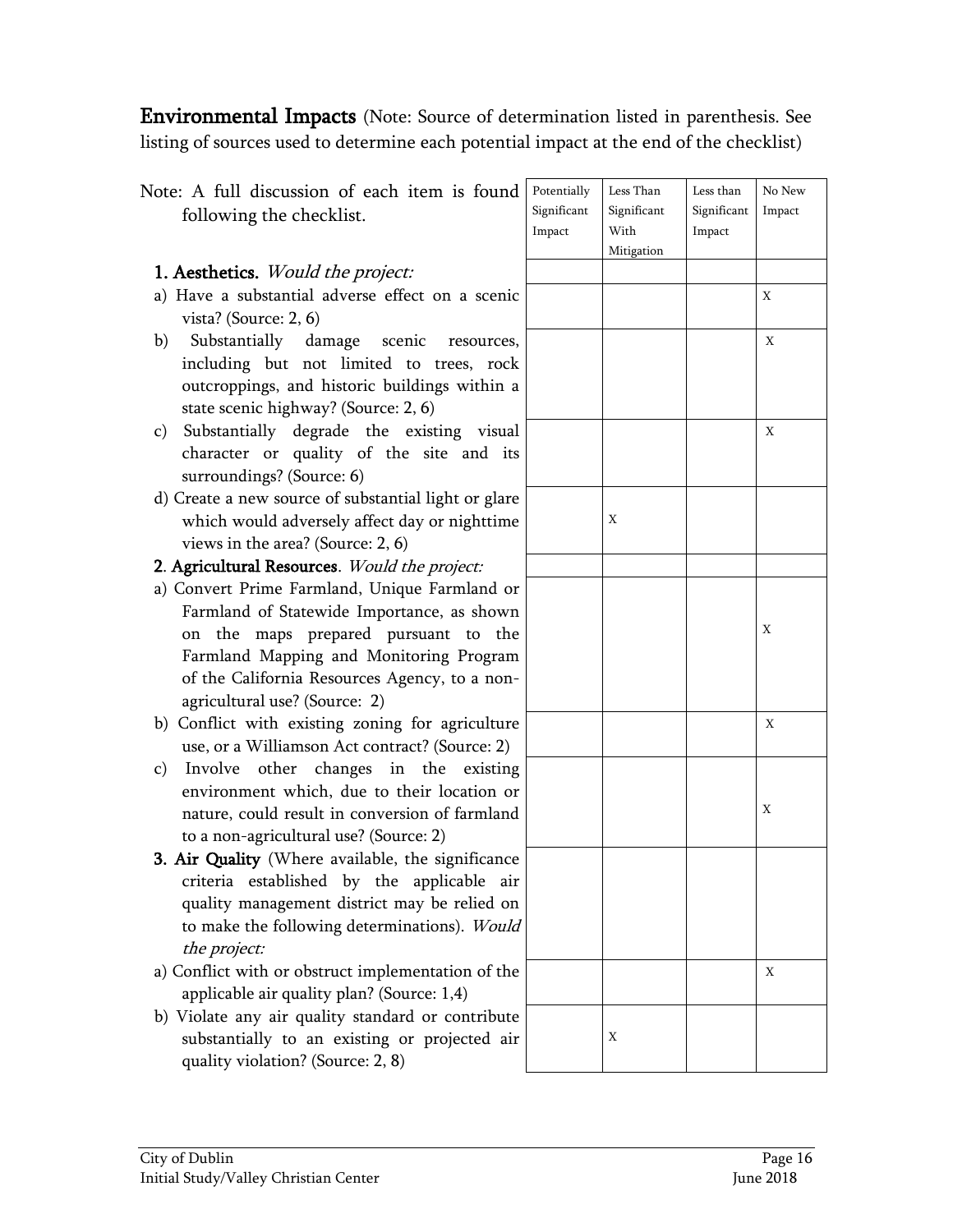**Environmental Impacts** (Note: Source of determination listed in parenthesis. See listing of sources used to determine each potential impact at the end of the checklist)

| Note: A full discussion of each item is found following the checklist. | Potentially Significant Impact | Less Than Significant With Mitigation | Less than Significant Impact | No New Impact |
|---|---|---|---|---|
| **1. Aesthetics.** *Would the project:* | | | | |
| a) Have a substantial adverse effect on a scenic vista? (Source: 2, 6) | | | | X |
| b) Substantially damage scenic resources, including but not limited to trees, rock outcroppings, and historic buildings within a state scenic highway? (Source: 2, 6) | | | | X |
| c) Substantially degrade the existing visual character or quality of the site and its surroundings? (Source: 6) | | | | X |
| d) Create a new source of substantial light or glare which would adversely affect day or nighttime views in the area? (Source: 2, 6) | | X | | |
| **2. Agricultural Resources**. *Would the project:* | | | | |
| a) Convert Prime Farmland, Unique Farmland or Farmland of Statewide Importance, as shown on the maps prepared pursuant to the Farmland Mapping and Monitoring Program of the California Resources Agency, to a non-agricultural use? (Source: 2) | | | | X |
| b) Conflict with existing zoning for agriculture use, or a Williamson Act contract? (Source: 2) | | | | X |
| c) Involve other changes in the existing environment which, due to their location or nature, could result in conversion of farmland to a non-agricultural use? (Source: 2) | | | | X |
| **3. Air Quality** (Where available, the significance criteria established by the applicable air quality management district may be relied on to make the following determinations). *Would the project:* | | | | |
| a) Conflict with or obstruct implementation of the applicable air quality plan? (Source: 1,4) | | | | X |
| b) Violate any air quality standard or contribute substantially to an existing or projected air quality violation? (Source: 2, 8) | | X | | |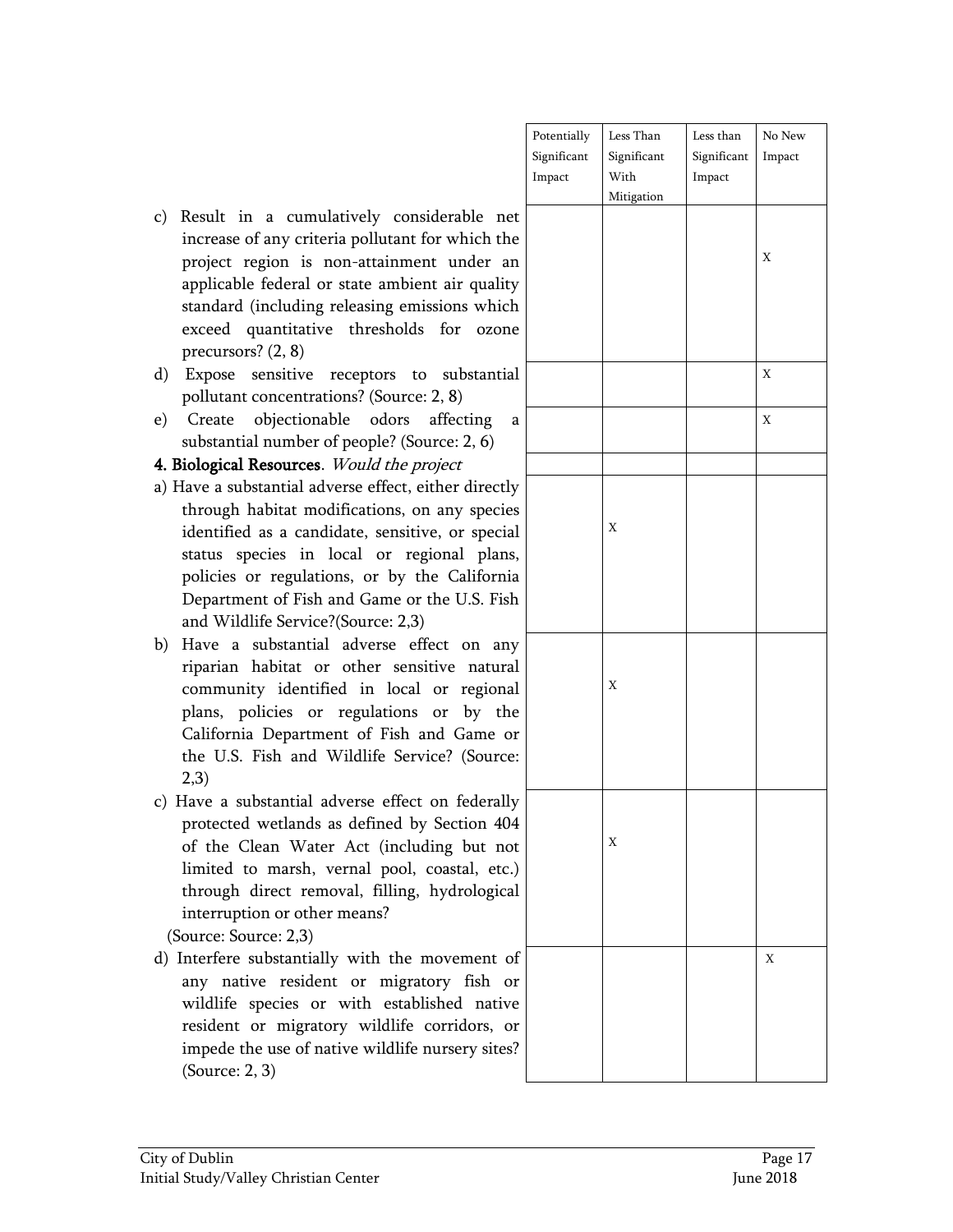| | Potentially Significant Impact | Less Than Significant With Mitigation | Less than Significant Impact | No New Impact |
|---|---|---|---|---|
| c) Result in a cumulatively considerable net increase of any criteria pollutant for which the project region is non-attainment under an applicable federal or state ambient air quality standard (including releasing emissions which exceed quantitative thresholds for ozone precursors? (2, 8) | | | | X |
| d) Expose sensitive receptors to substantial pollutant concentrations? (Source: 2, 8) | | | | X |
| e) Create objectionable odors affecting a substantial number of people? (Source: 2, 6) | | | | X |
| **4. Biological Resources**. *Would the project* | | | | |
| a) Have a substantial adverse effect, either directly through habitat modifications, on any species identified as a candidate, sensitive, or special status species in local or regional plans, policies or regulations, or by the California Department of Fish and Game or the U.S. Fish and Wildlife Service?(Source: 2,3) | | X | | |
| b) Have a substantial adverse effect on any riparian habitat or other sensitive natural community identified in local or regional plans, policies or regulations or by the California Department of Fish and Game or the U.S. Fish and Wildlife Service? (Source: 2,3) | | X | | |
| c) Have a substantial adverse effect on federally protected wetlands as defined by Section 404 of the Clean Water Act (including but not limited to marsh, vernal pool, coastal, etc.) through direct removal, filling, hydrological interruption or other means? (Source: Source: 2,3) | | X | | |
| d) Interfere substantially with the movement of any native resident or migratory fish or wildlife species or with established native resident or migratory wildlife corridors, or impede the use of native wildlife nursery sites? (Source: 2, 3) | | | | X |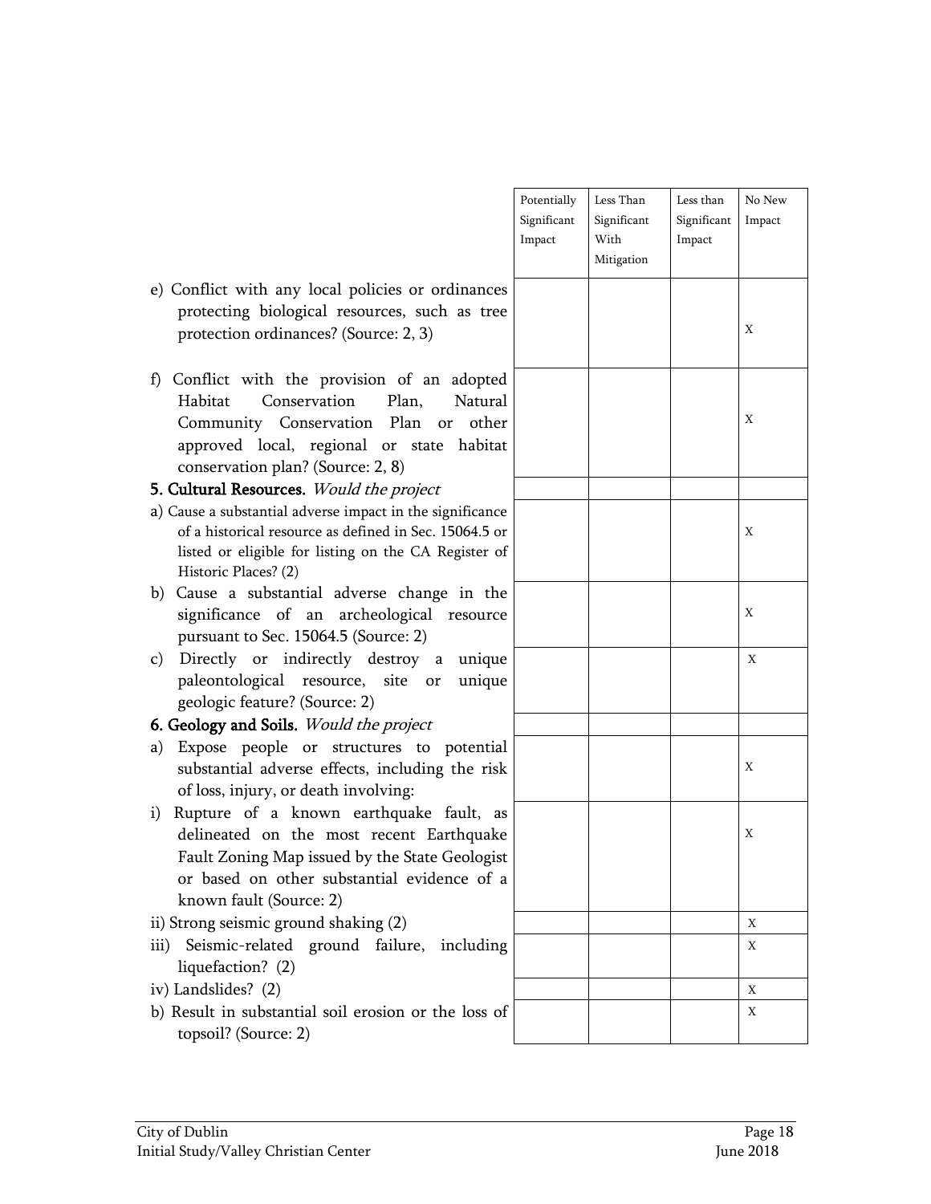| | Potentially Significant Impact | Less Than Significant With Mitigation | Less than Significant Impact | No New Impact |
|---|---|---|---|---|
| e) Conflict with any local policies or ordinances protecting biological resources, such as tree protection ordinances? (Source: 2, 3) | | | | X |
| f) Conflict with the provision of an adopted Habitat Conservation Plan, Natural Community Conservation Plan or other approved local, regional or state habitat conservation plan? (Source: 2, 8) | | | | X |
| **5. Cultural Resources.** *Would the project* | | | | |
| a) Cause a substantial adverse impact in the significance of a historical resource as defined in Sec. 15064.5 or listed or eligible for listing on the CA Register of Historic Places? (2) | | | | X |
| b) Cause a substantial adverse change in the significance of an archeological resource pursuant to Sec. 15064.5 (Source: 2) | | | | X |
| c) Directly or indirectly destroy a unique paleontological resource, site or unique geologic feature? (Source: 2) | | | | X |
| **6. Geology and Soils.** *Would the project* | | | | |
| a) Expose people or structures to potential substantial adverse effects, including the risk of loss, injury, or death involving: | | | | X |
| i) Rupture of a known earthquake fault, as delineated on the most recent Earthquake Fault Zoning Map issued by the State Geologist or based on other substantial evidence of a known fault (Source: 2) | | | | X |
| ii) Strong seismic ground shaking (2) | | | | X |
| iii) Seismic-related ground failure, including liquefaction? (2) | | | | X |
| iv) Landslides? (2) | | | | X |
| b) Result in substantial soil erosion or the loss of topsoil? (Source: 2) | | | | X |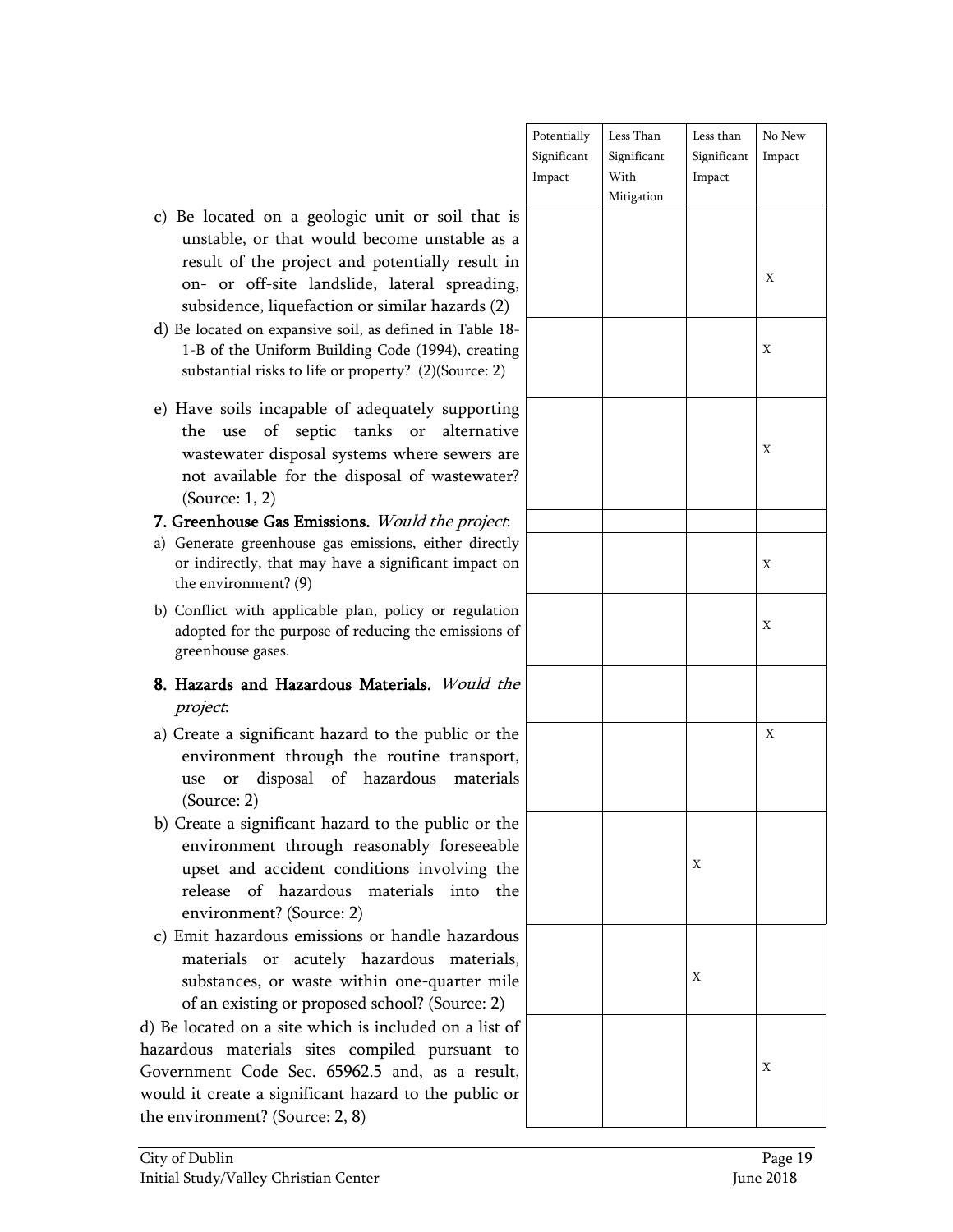| | Potentially Significant Impact | Less Than Significant With Mitigation | Less than Significant Impact | No New Impact |
|---|---|---|---|---|
| c) Be located on a geologic unit or soil that is unstable, or that would become unstable as a result of the project and potentially result in on- or off-site landslide, lateral spreading, subsidence, liquefaction or similar hazards (2) | | | | X |
| d) Be located on expansive soil, as defined in Table 18-1-B of the Uniform Building Code (1994), creating substantial risks to life or property? (2)(Source: 2) | | | | X |
| e) Have soils incapable of adequately supporting the use of septic tanks or alternative wastewater disposal systems where sewers are not available for the disposal of wastewater? (Source: 1, 2) | | | | X |
| **7. Greenhouse Gas Emissions.** *Would the project*: | | | | |
| a) Generate greenhouse gas emissions, either directly or indirectly, that may have a significant impact on the environment? (9) | | | | X |
| b) Conflict with applicable plan, policy or regulation adopted for the purpose of reducing the emissions of greenhouse gases. | | | | X |
| **8. Hazards and Hazardous Materials.** *Would the project*: | | | | |
| a) Create a significant hazard to the public or the environment through the routine transport, use or disposal of hazardous materials (Source: 2) | | | | X |
| b) Create a significant hazard to the public or the environment through reasonably foreseeable upset and accident conditions involving the release of hazardous materials into the environment? (Source: 2) | | | X | |
| c) Emit hazardous emissions or handle hazardous materials or acutely hazardous materials, substances, or waste within one-quarter mile of an existing or proposed school? (Source: 2) | | | X | |
| d) Be located on a site which is included on a list of hazardous materials sites compiled pursuant to Government Code Sec. 65962.5 and, as a result, would it create a significant hazard to the public or the environment? (Source: 2, 8) | | | | X |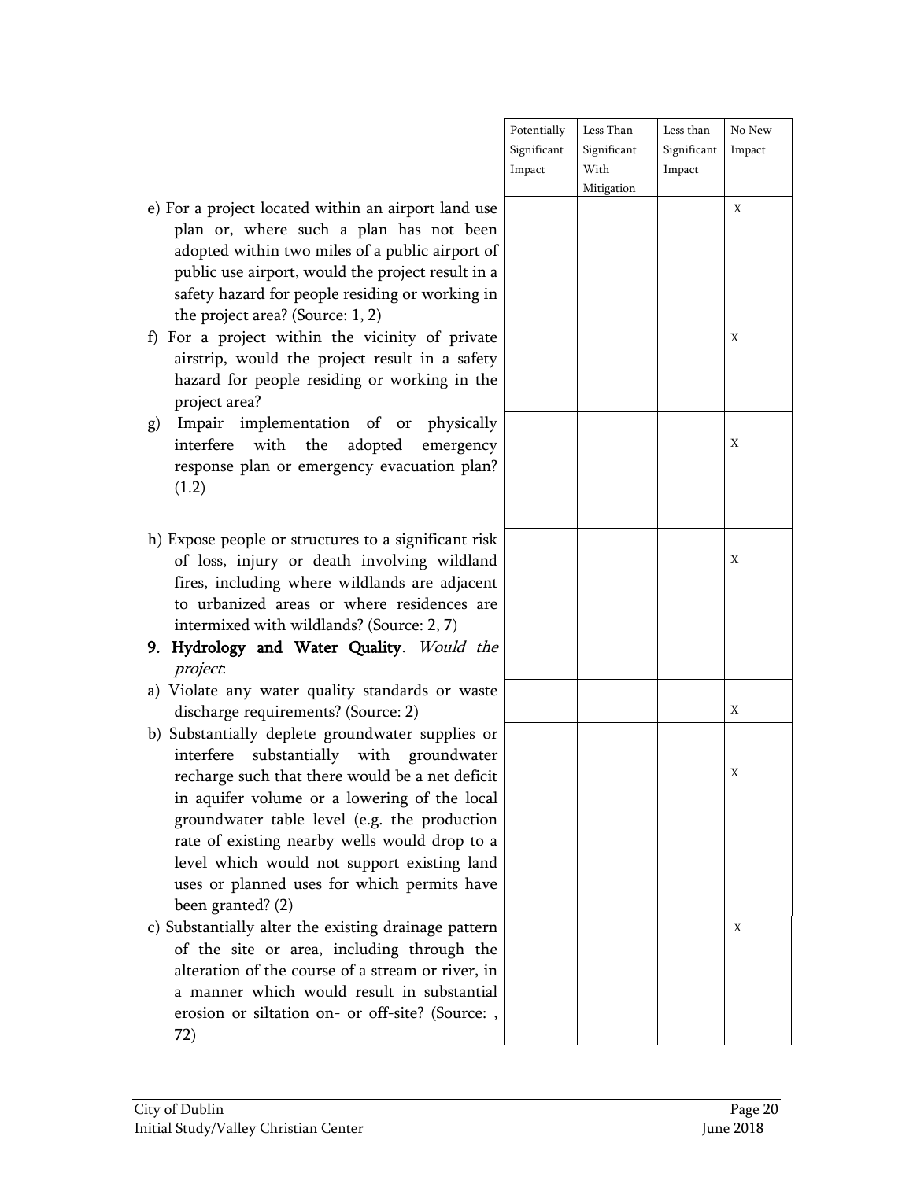| | Potentially Significant Impact | Less Than Significant With Mitigation | Less than Significant Impact | No New Impact |
|---|---|---|---|---|
| e) For a project located within an airport land use plan or, where such a plan has not been adopted within two miles of a public airport of public use airport, would the project result in a safety hazard for people residing or working in the project area? (Source: 1, 2) | | | | X |
| f) For a project within the vicinity of private airstrip, would the project result in a safety hazard for people residing or working in the project area? | | | | X |
| g) Impair implementation of or physically interfere with the adopted emergency response plan or emergency evacuation plan? (1.2) | | | | X |
| h) Expose people or structures to a significant risk of loss, injury or death involving wildland fires, including where wildlands are adjacent to urbanized areas or where residences are intermixed with wildlands? (Source: 2, 7) | | | | X |
| **9. Hydrology and Water Quality**. *Would the project*: | | | | |
| a) Violate any water quality standards or waste discharge requirements? (Source: 2) | | | | X |
| b) Substantially deplete groundwater supplies or interfere substantially with groundwater recharge such that there would be a net deficit in aquifer volume or a lowering of the local groundwater table level (e.g. the production rate of existing nearby wells would drop to a level which would not support existing land uses or planned uses for which permits have been granted? (2) | | | | X |
| c) Substantially alter the existing drainage pattern of the site or area, including through the alteration of the course of a stream or river, in a manner which would result in substantial erosion or siltation on- or off-site? (Source: , 72) | | | | X |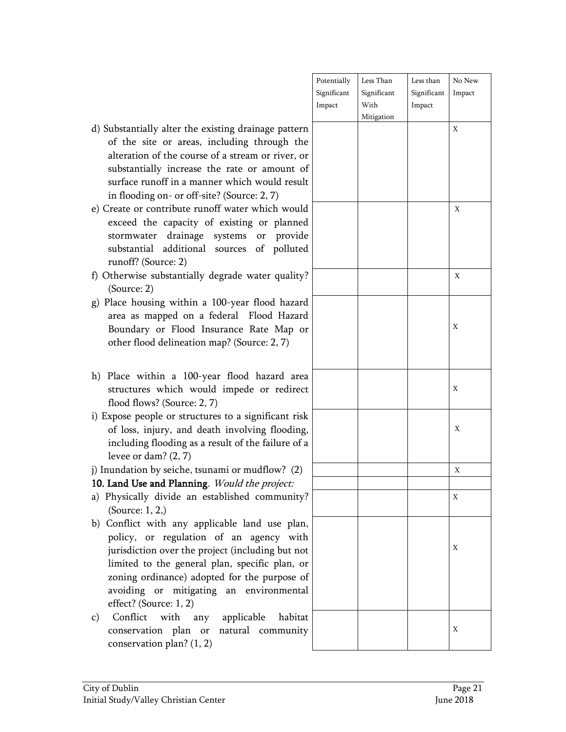| | Potentially Significant Impact | Less Than Significant With Mitigation | Less than Significant Impact | No New Impact |
|---|---|---|---|---|
| d) Substantially alter the existing drainage pattern of the site or areas, including through the alteration of the course of a stream or river, or substantially increase the rate or amount of surface runoff in a manner which would result in flooding on- or off-site? (Source: 2, 7) | | | | X |
| e) Create or contribute runoff water which would exceed the capacity of existing or planned stormwater drainage systems or provide substantial additional sources of polluted runoff? (Source: 2) | | | | X |
| f) Otherwise substantially degrade water quality? (Source: 2) | | | | X |
| g) Place housing within a 100-year flood hazard area as mapped on a federal Flood Hazard Boundary or Flood Insurance Rate Map or other flood delineation map? (Source: 2, 7) | | | | X |
| h) Place within a 100-year flood hazard area structures which would impede or redirect flood flows? (Source: 2, 7) | | | | X |
| i) Expose people or structures to a significant risk of loss, injury, and death involving flooding, including flooding as a result of the failure of a levee or dam? (2, 7) | | | | X |
| j) Inundation by seiche, tsunami or mudflow? (2) | | | | X |
| **10. Land Use and Planning**. *Would the project:* | | | | |
| a) Physically divide an established community? (Source: 1, 2,) | | | | X |
| b) Conflict with any applicable land use plan, policy, or regulation of an agency with jurisdiction over the project (including but not limited to the general plan, specific plan, or zoning ordinance) adopted for the purpose of avoiding or mitigating an environmental effect? (Source: 1, 2) | | | | X |
| c) Conflict with any applicable habitat conservation plan or natural community conservation plan? (1, 2) | | | | X |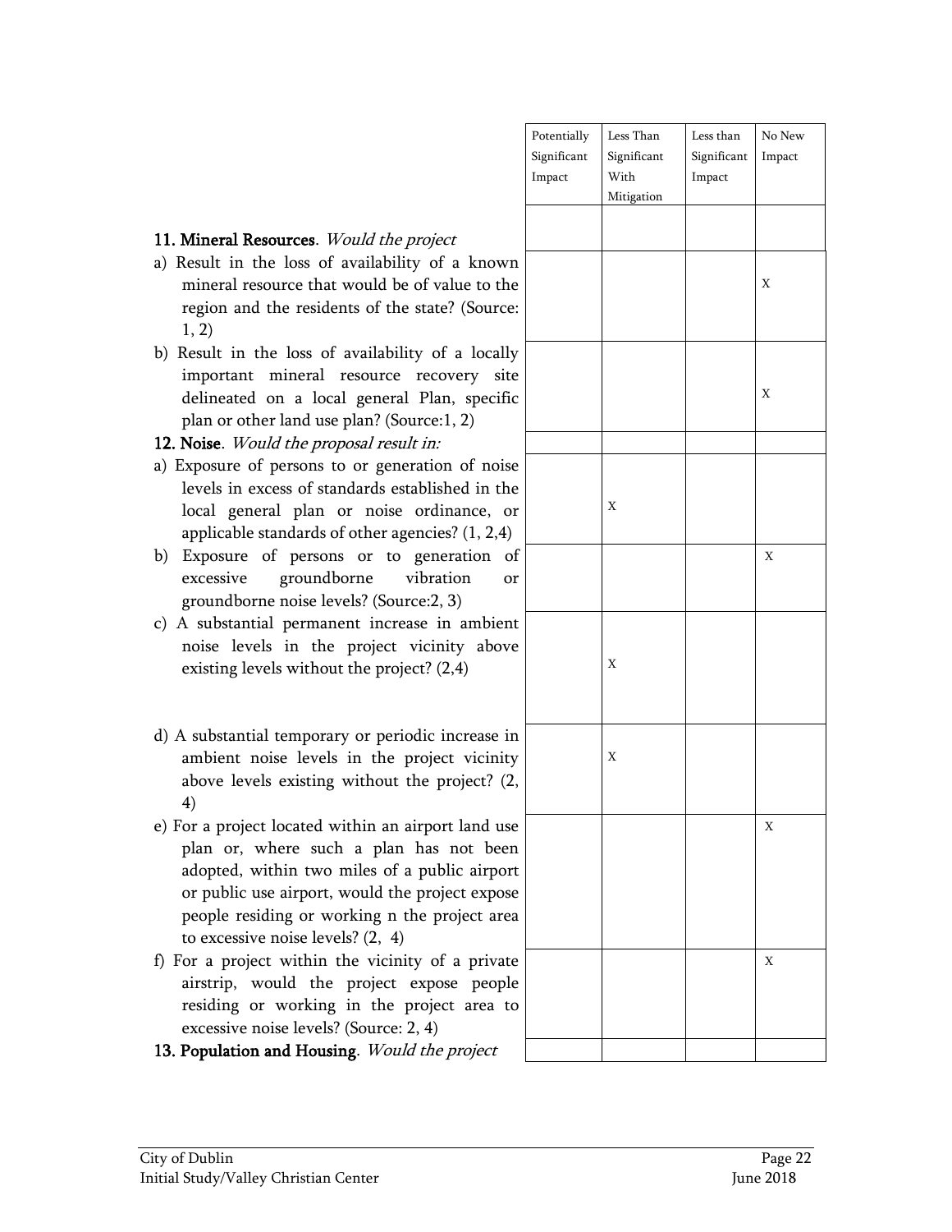| | Potentially Significant Impact | Less Than Significant With Mitigation | Less than Significant Impact | No New Impact |
|---|---|---|---|---|
| **11. Mineral Resources**. *Would the project* | | | | |
| a) Result in the loss of availability of a known mineral resource that would be of value to the region and the residents of the state? (Source: 1, 2) | | | | X |
| b) Result in the loss of availability of a locally important mineral resource recovery site delineated on a local general Plan, specific plan or other land use plan? (Source:1, 2) | | | | X |
| **12. Noise**. *Would the proposal result in:* | | | | |
| a) Exposure of persons to or generation of noise levels in excess of standards established in the local general plan or noise ordinance, or applicable standards of other agencies? (1, 2,4) | | X | | |
| b) Exposure of persons or to generation of excessive groundborne vibration or groundborne noise levels? (Source:2, 3) | | | | X |
| c) A substantial permanent increase in ambient noise levels in the project vicinity above existing levels without the project? (2,4) | | X | | |
| d) A substantial temporary or periodic increase in ambient noise levels in the project vicinity above levels existing without the project? (2, 4) | | X | | |
| e) For a project located within an airport land use plan or, where such a plan has not been adopted, within two miles of a public airport or public use airport, would the project expose people residing or working n the project area to excessive noise levels? (2, 4) | | | | X |
| f) For a project within the vicinity of a private airstrip, would the project expose people residing or working in the project area to excessive noise levels? (Source: 2, 4) | | | | X |
| **13. Population and Housing**. *Would the project* | | | | |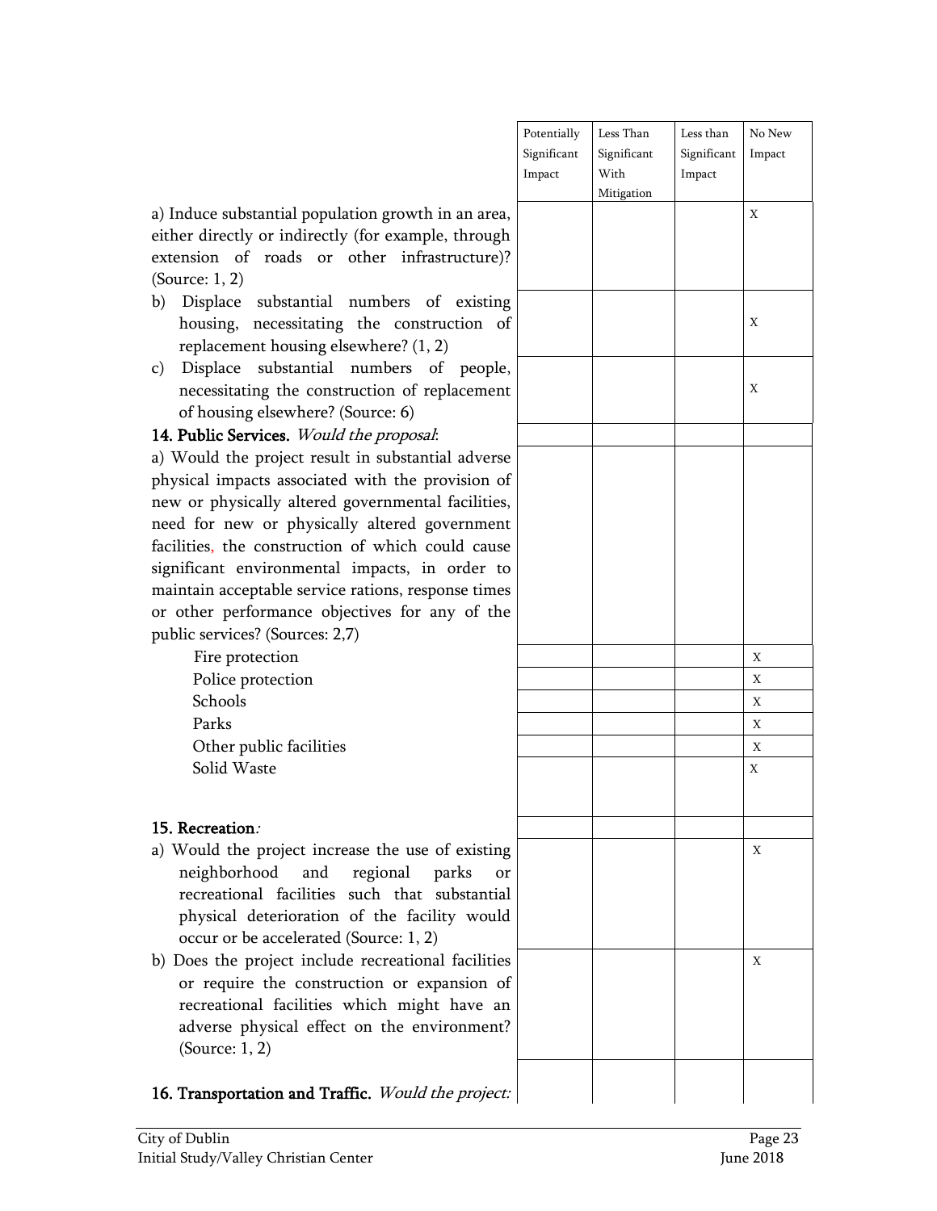| | Potentially Significant Impact | Less Than Significant With Mitigation | Less than Significant Impact | No New Impact |
|---|---|---|---|---|
| a) Induce substantial population growth in an area, either directly or indirectly (for example, through extension of roads or other infrastructure)? (Source: 1, 2) | | | | X |
| b) Displace substantial numbers of existing housing, necessitating the construction of replacement housing elsewhere? (1, 2) | | | | X |
| c) Displace substantial numbers of people, necessitating the construction of replacement of housing elsewhere? (Source: 6) | | | | X |
| **14. Public Services.** *Would the proposal*: | | | | |
| a) Would the project result in substantial adverse physical impacts associated with the provision of new or physically altered governmental facilities, need for new or physically altered government facilities, the construction of which could cause significant environmental impacts, in order to maintain acceptable service rations, response times or other performance objectives for any of the public services? (Sources: 2,7) | | | | |
| Fire protection | | | | X |
| Police protection | | | | X |
| Schools | | | | X |
| Parks | | | | X |
| Other public facilities | | | | X |
| Solid Waste | | | | X |
| **15. Recreation**: | | | | |
| a) Would the project increase the use of existing neighborhood and regional parks or recreational facilities such that substantial physical deterioration of the facility would occur or be accelerated (Source: 1, 2) | | | | X |
| b) Does the project include recreational facilities or require the construction or expansion of recreational facilities which might have an adverse physical effect on the environment? (Source: 1, 2) | | | | X |
| **16. Transportation and Traffic.** *Would the project:* | | | | |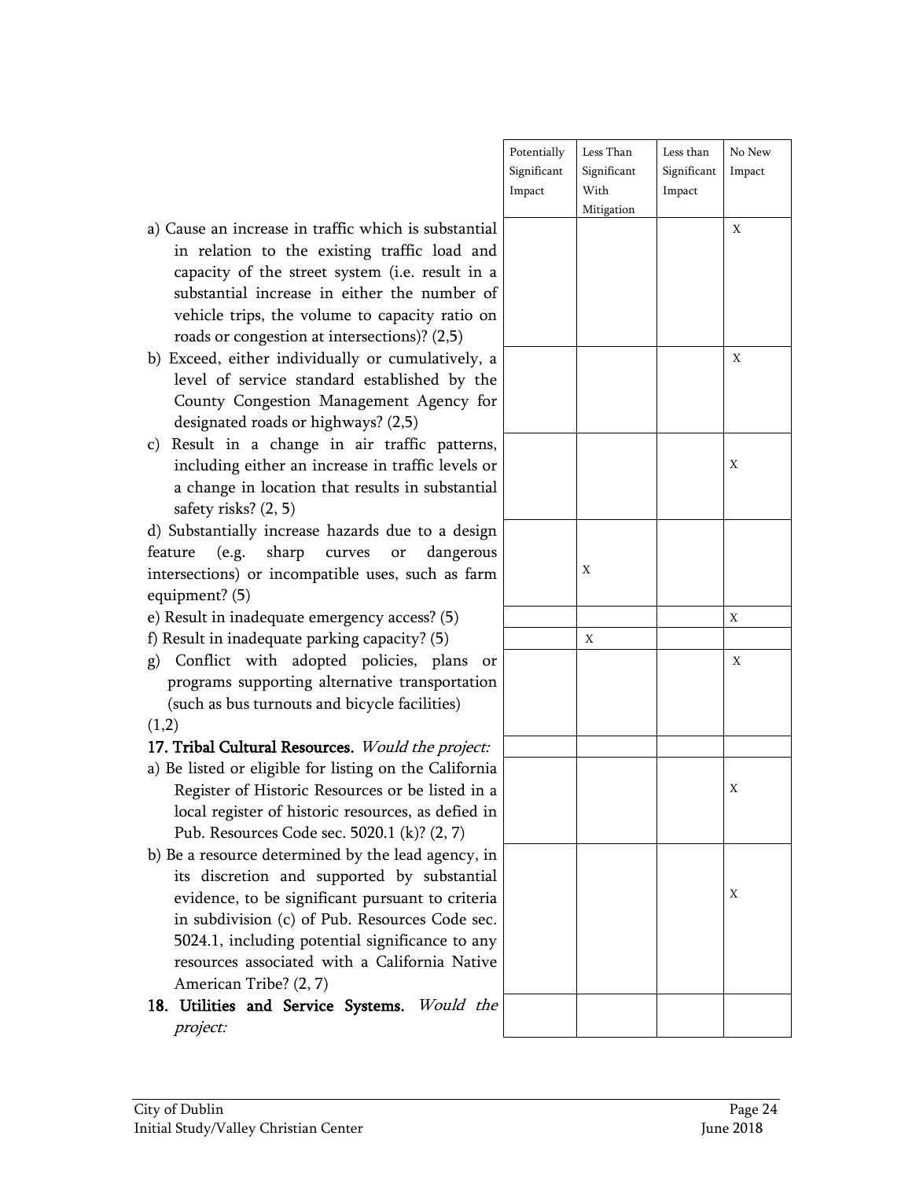| | Potentially Significant Impact | Less Than Significant With Mitigation | Less than Significant Impact | No New Impact |
|---|---|---|---|---|
| a) Cause an increase in traffic which is substantial in relation to the existing traffic load and capacity of the street system (i.e. result in a substantial increase in either the number of vehicle trips, the volume to capacity ratio on roads or congestion at intersections)? (2,5) | | | | X |
| b) Exceed, either individually or cumulatively, a level of service standard established by the County Congestion Management Agency for designated roads or highways? (2,5) | | | | X |
| c) Result in a change in air traffic patterns, including either an increase in traffic levels or a change in location that results in substantial safety risks? (2, 5) | | | | X |
| d) Substantially increase hazards due to a design feature (e.g. sharp curves or dangerous intersections) or incompatible uses, such as farm equipment? (5) | | X | | |
| e) Result in inadequate emergency access? (5) | | | | X |
| f) Result in inadequate parking capacity? (5) | | X | | |
| g) Conflict with adopted policies, plans or programs supporting alternative transportation (such as bus turnouts and bicycle facilities) (1,2) | | | | X |
| **17. Tribal Cultural Resources.** *Would the project:* | | | | |
| a) Be listed or eligible for listing on the California Register of Historic Resources or be listed in a local register of historic resources, as defied in Pub. Resources Code sec. 5020.1 (k)? (2, 7) | | | | X |
| b) Be a resource determined by the lead agency, in its discretion and supported by substantial evidence, to be significant pursuant to criteria in subdivision (c) of Pub. Resources Code sec. 5024.1, including potential significance to any resources associated with a California Native American Tribe? (2, 7) | | | | X |
| **18. Utilities and Service Systems.** *Would the project:* | | | | |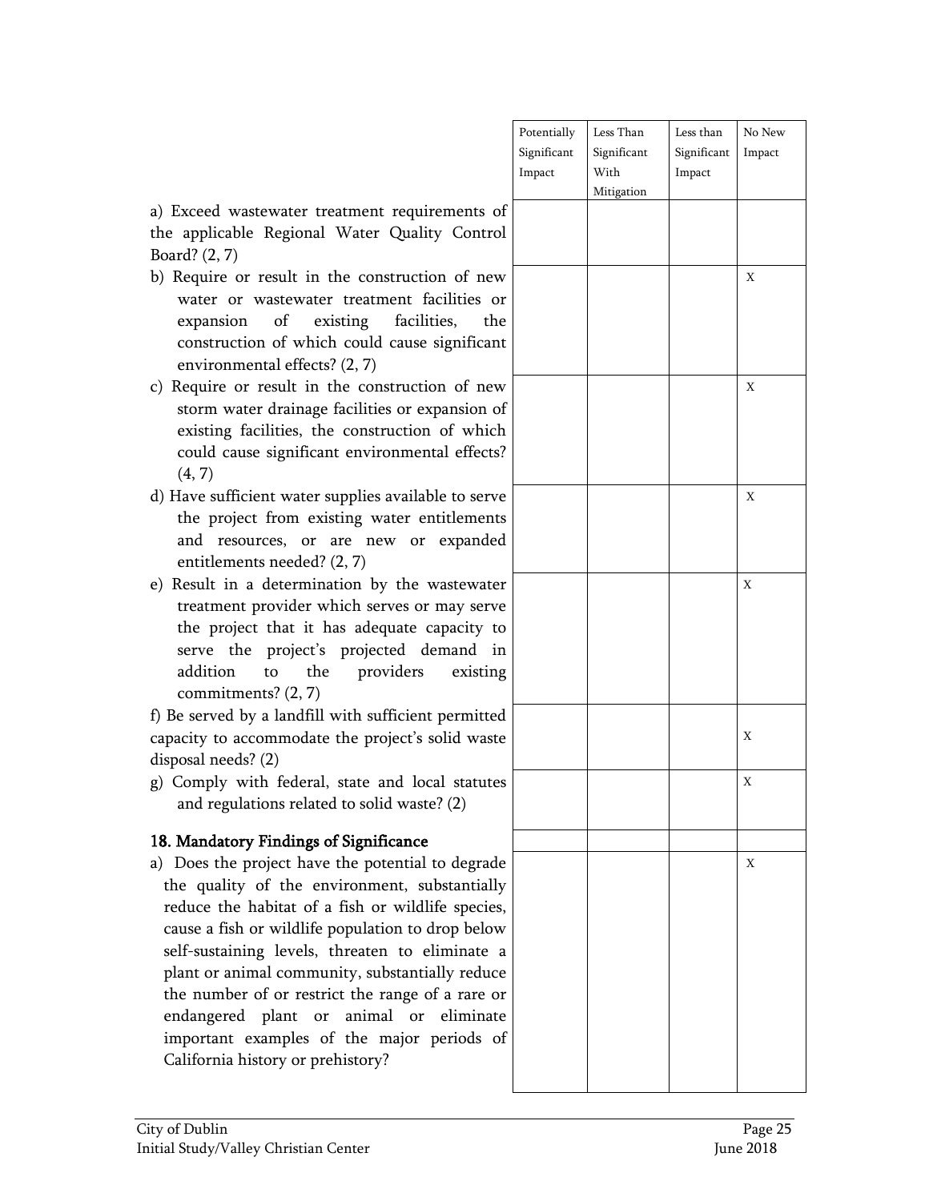| | Potentially Significant Impact | Less Than Significant With Mitigation | Less than Significant Impact | No New Impact |
|---|---|---|---|---|
| a) Exceed wastewater treatment requirements of the applicable Regional Water Quality Control Board? (2, 7) | | | | |
| b) Require or result in the construction of new water or wastewater treatment facilities or expansion of existing facilities, the construction of which could cause significant environmental effects? (2, 7) | | | | X |
| c) Require or result in the construction of new storm water drainage facilities or expansion of existing facilities, the construction of which could cause significant environmental effects? (4, 7) | | | | X |
| d) Have sufficient water supplies available to serve the project from existing water entitlements and resources, or are new or expanded entitlements needed? (2, 7) | | | | X |
| e) Result in a determination by the wastewater treatment provider which serves or may serve the project that it has adequate capacity to serve the project's projected demand in addition to the providers existing commitments? (2, 7) | | | | X |
| f) Be served by a landfill with sufficient permitted capacity to accommodate the project's solid waste disposal needs? (2) | | | | X |
| g) Comply with federal, state and local statutes and regulations related to solid waste? (2) | | | | X |
| **18. Mandatory Findings of Significance** | | | | |
| a) Does the project have the potential to degrade the quality of the environment, substantially reduce the habitat of a fish or wildlife species, cause a fish or wildlife population to drop below self-sustaining levels, threaten to eliminate a plant or animal community, substantially reduce the number of or restrict the range of a rare or endangered plant or animal or eliminate important examples of the major periods of California history or prehistory? | | | | X |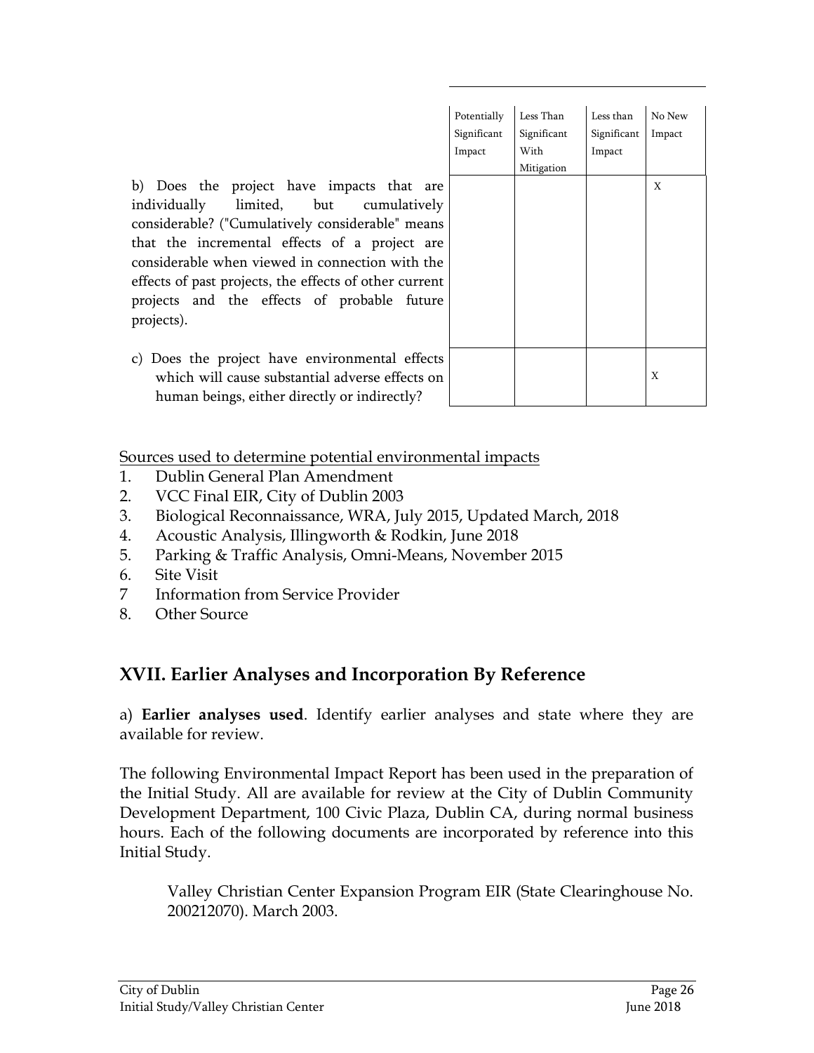| | Potentially Significant Impact | Less Than Significant With Mitigation | Less than Significant Impact | No New Impact |
|---|---|---|---|---|
| b) Does the project have impacts that are individually limited, but cumulatively considerable? ("Cumulatively considerable" means that the incremental effects of a project are considerable when viewed in connection with the effects of past projects, the effects of other current projects and the effects of probable future projects). | | | | X |
| c) Does the project have environmental effects which will cause substantial adverse effects on human beings, either directly or indirectly? | | | | X |

Sources used to determine potential environmental impacts

1. Dublin General Plan Amendment
2. VCC Final EIR, City of Dublin 2003
3. Biological Reconnaissance, WRA, July 2015, Updated March, 2018
4. Acoustic Analysis, Illingworth & Rodkin, June 2018
5. Parking & Traffic Analysis, Omni-Means, November 2015
6. Site Visit
7. Information from Service Provider
8. Other Source

## XVII. Earlier Analyses and Incorporation By Reference

a) **Earlier analyses used**. Identify earlier analyses and state where they are available for review.

The following Environmental Impact Report has been used in the preparation of the Initial Study. All are available for review at the City of Dublin Community Development Department, 100 Civic Plaza, Dublin CA, during normal business hours. Each of the following documents are incorporated by reference into this Initial Study.

> Valley Christian Center Expansion Program EIR (State Clearinghouse No. 200212070). March 2003.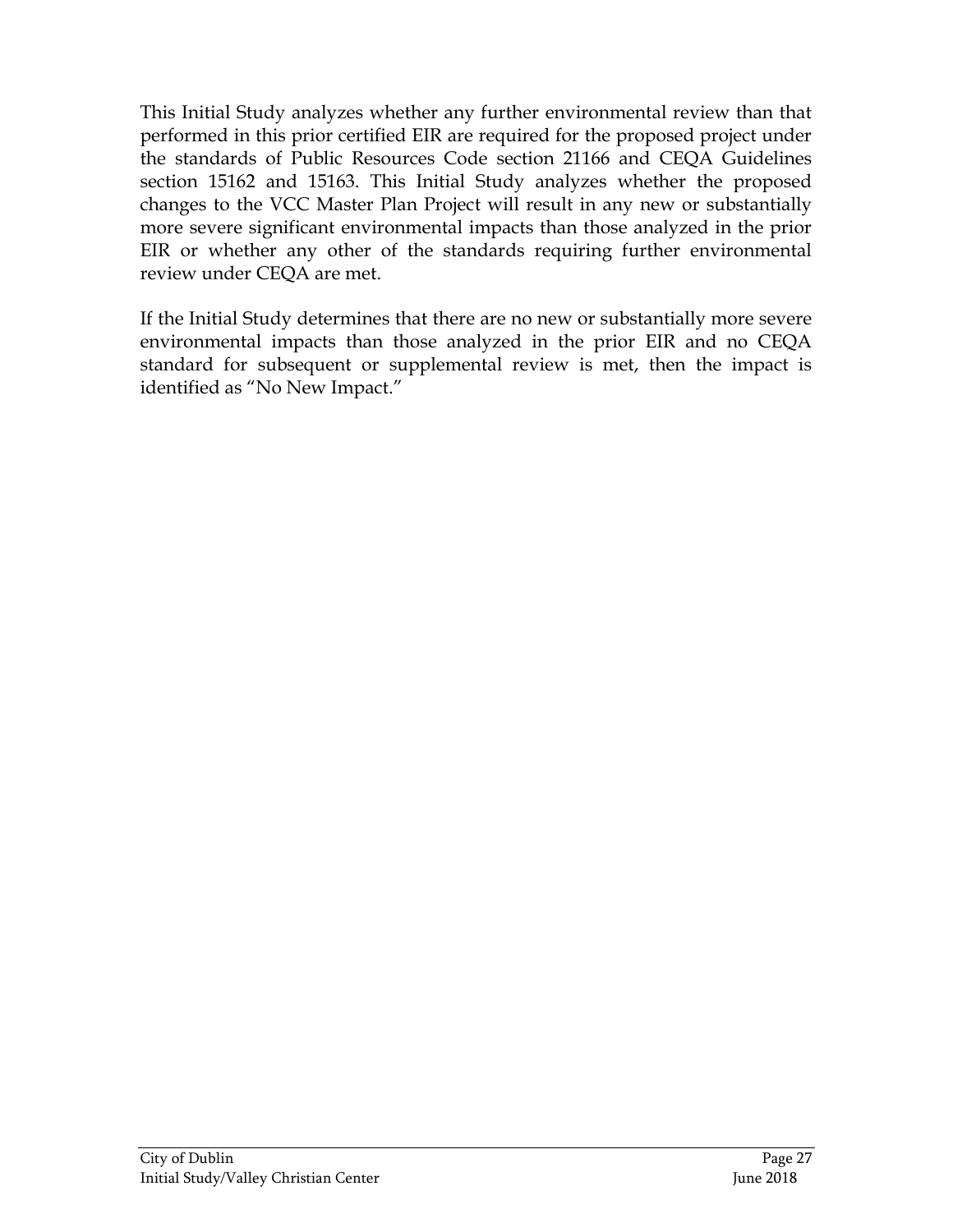This Initial Study analyzes whether any further environmental review than that performed in this prior certified EIR are required for the proposed project under the standards of Public Resources Code section 21166 and CEQA Guidelines section 15162 and 15163. This Initial Study analyzes whether the proposed changes to the VCC Master Plan Project will result in any new or substantially more severe significant environmental impacts than those analyzed in the prior EIR or whether any other of the standards requiring further environmental review under CEQA are met.

If the Initial Study determines that there are no new or substantially more severe environmental impacts than those analyzed in the prior EIR and no CEQA standard for subsequent or supplemental review is met, then the impact is identified as "No New Impact."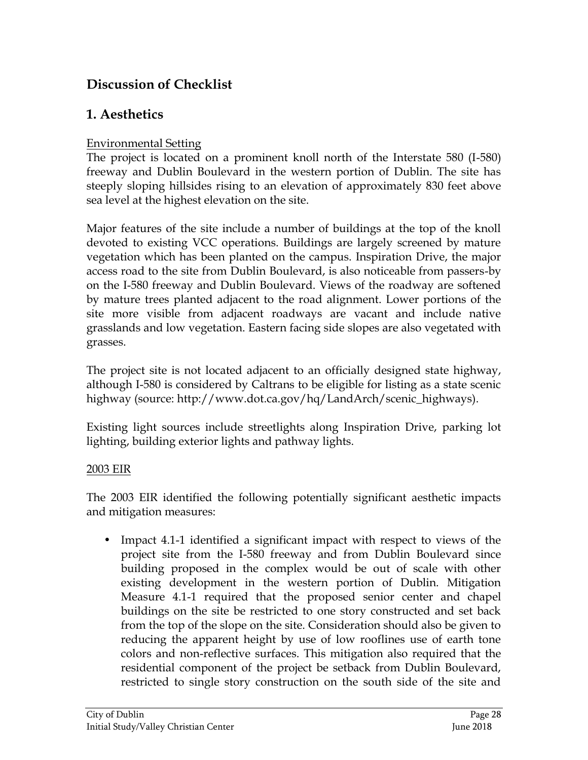## Discussion of Checklist

## 1. Aesthetics

Environmental Setting

The project is located on a prominent knoll north of the Interstate 580 (I-580) freeway and Dublin Boulevard in the western portion of Dublin. The site has steeply sloping hillsides rising to an elevation of approximately 830 feet above sea level at the highest elevation on the site.

Major features of the site include a number of buildings at the top of the knoll devoted to existing VCC operations. Buildings are largely screened by mature vegetation which has been planted on the campus. Inspiration Drive, the major access road to the site from Dublin Boulevard, is also noticeable from passers-by on the I-580 freeway and Dublin Boulevard. Views of the roadway are softened by mature trees planted adjacent to the road alignment. Lower portions of the site more visible from adjacent roadways are vacant and include native grasslands and low vegetation. Eastern facing side slopes are also vegetated with grasses.

The project site is not located adjacent to an officially designed state highway, although I-580 is considered by Caltrans to be eligible for listing as a state scenic highway (source: http://www.dot.ca.gov/hq/LandArch/scenic_highways).

Existing light sources include streetlights along Inspiration Drive, parking lot lighting, building exterior lights and pathway lights.

2003 EIR

The 2003 EIR identified the following potentially significant aesthetic impacts and mitigation measures:

- Impact 4.1-1 identified a significant impact with respect to views of the project site from the I-580 freeway and from Dublin Boulevard since building proposed in the complex would be out of scale with other existing development in the western portion of Dublin. Mitigation Measure 4.1-1 required that the proposed senior center and chapel buildings on the site be restricted to one story constructed and set back from the top of the slope on the site. Consideration should also be given to reducing the apparent height by use of low rooflines use of earth tone colors and non-reflective surfaces. This mitigation also required that the residential component of the project be setback from Dublin Boulevard, restricted to single story construction on the south side of the site and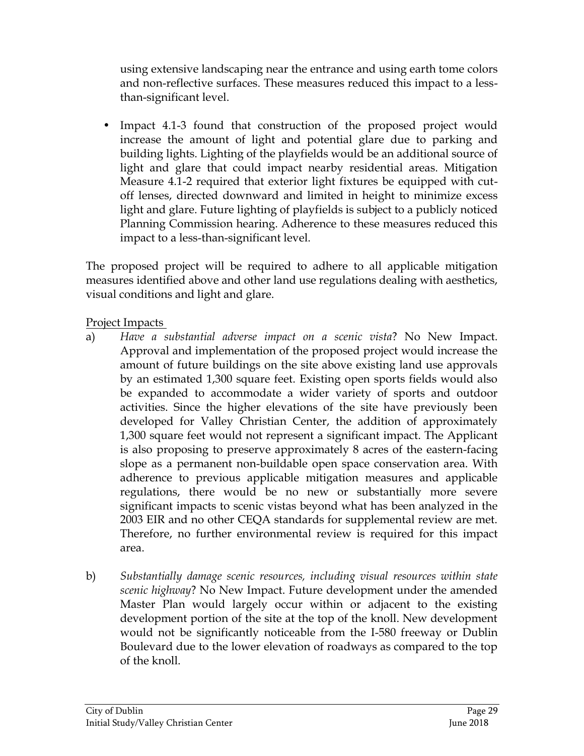using extensive landscaping near the entrance and using earth tome colors and non-reflective surfaces. These measures reduced this impact to a less-than-significant level.

- Impact 4.1-3 found that construction of the proposed project would increase the amount of light and potential glare due to parking and building lights. Lighting of the playfields would be an additional source of light and glare that could impact nearby residential areas. Mitigation Measure 4.1-2 required that exterior light fixtures be equipped with cut-off lenses, directed downward and limited in height to minimize excess light and glare. Future lighting of playfields is subject to a publicly noticed Planning Commission hearing. Adherence to these measures reduced this impact to a less-than-significant level.

The proposed project will be required to adhere to all applicable mitigation measures identified above and other land use regulations dealing with aesthetics, visual conditions and light and glare.

Project Impacts

a) *Have a substantial adverse impact on a scenic vista*? No New Impact. Approval and implementation of the proposed project would increase the amount of future buildings on the site above existing land use approvals by an estimated 1,300 square feet. Existing open sports fields would also be expanded to accommodate a wider variety of sports and outdoor activities. Since the higher elevations of the site have previously been developed for Valley Christian Center, the addition of approximately 1,300 square feet would not represent a significant impact. The Applicant is also proposing to preserve approximately 8 acres of the eastern-facing slope as a permanent non-buildable open space conservation area. With adherence to previous applicable mitigation measures and applicable regulations, there would be no new or substantially more severe significant impacts to scenic vistas beyond what has been analyzed in the 2003 EIR and no other CEQA standards for supplemental review are met. Therefore, no further environmental review is required for this impact area.

b) *Substantially damage scenic resources, including visual resources within state scenic highway*? No New Impact. Future development under the amended Master Plan would largely occur within or adjacent to the existing development portion of the site at the top of the knoll. New development would not be significantly noticeable from the I-580 freeway or Dublin Boulevard due to the lower elevation of roadways as compared to the top of the knoll.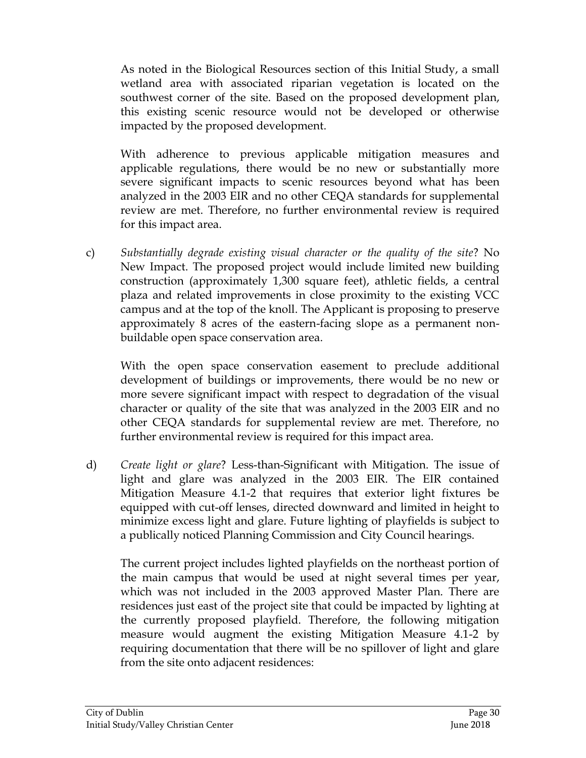As noted in the Biological Resources section of this Initial Study, a small wetland area with associated riparian vegetation is located on the southwest corner of the site. Based on the proposed development plan, this existing scenic resource would not be developed or otherwise impacted by the proposed development.

With adherence to previous applicable mitigation measures and applicable regulations, there would be no new or substantially more severe significant impacts to scenic resources beyond what has been analyzed in the 2003 EIR and no other CEQA standards for supplemental review are met. Therefore, no further environmental review is required for this impact area.

c) *Substantially degrade existing visual character or the quality of the site*? No New Impact. The proposed project would include limited new building construction (approximately 1,300 square feet), athletic fields, a central plaza and related improvements in close proximity to the existing VCC campus and at the top of the knoll. The Applicant is proposing to preserve approximately 8 acres of the eastern-facing slope as a permanent non-buildable open space conservation area.

With the open space conservation easement to preclude additional development of buildings or improvements, there would be no new or more severe significant impact with respect to degradation of the visual character or quality of the site that was analyzed in the 2003 EIR and no other CEQA standards for supplemental review are met. Therefore, no further environmental review is required for this impact area.

d) *Create light or glare*? Less-than-Significant with Mitigation. The issue of light and glare was analyzed in the 2003 EIR. The EIR contained Mitigation Measure 4.1-2 that requires that exterior light fixtures be equipped with cut-off lenses, directed downward and limited in height to minimize excess light and glare. Future lighting of playfields is subject to a publically noticed Planning Commission and City Council hearings.

The current project includes lighted playfields on the northeast portion of the main campus that would be used at night several times per year, which was not included in the 2003 approved Master Plan. There are residences just east of the project site that could be impacted by lighting at the currently proposed playfield. Therefore, the following mitigation measure would augment the existing Mitigation Measure 4.1-2 by requiring documentation that there will be no spillover of light and glare from the site onto adjacent residences: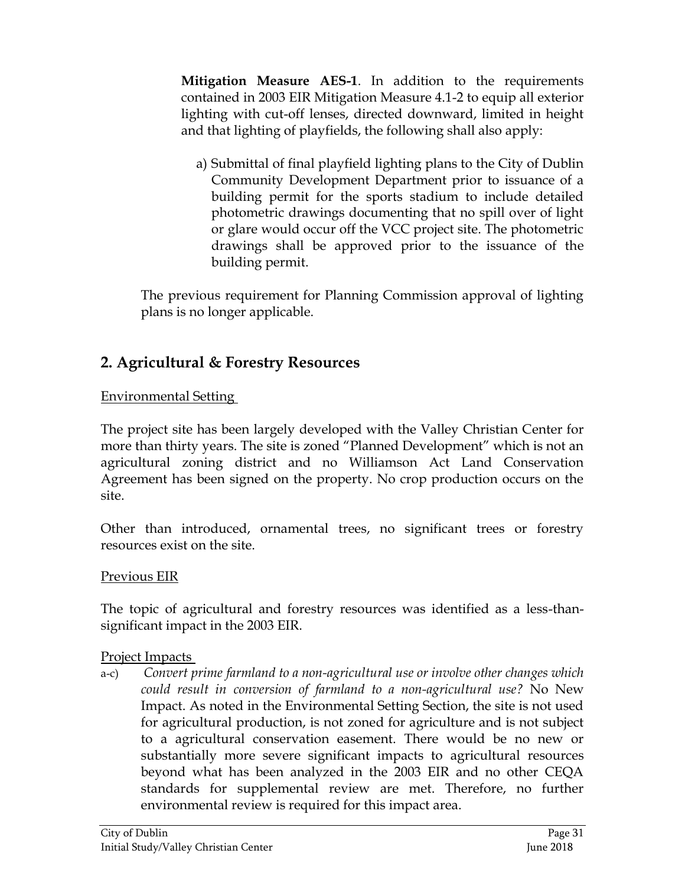**Mitigation Measure AES-1**. In addition to the requirements contained in 2003 EIR Mitigation Measure 4.1-2 to equip all exterior lighting with cut-off lenses, directed downward, limited in height and that lighting of playfields, the following shall also apply:

a) Submittal of final playfield lighting plans to the City of Dublin Community Development Department prior to issuance of a building permit for the sports stadium to include detailed photometric drawings documenting that no spill over of light or glare would occur off the VCC project site. The photometric drawings shall be approved prior to the issuance of the building permit.

The previous requirement for Planning Commission approval of lighting plans is no longer applicable.

## 2. Agricultural & Forestry Resources

Environmental Setting

The project site has been largely developed with the Valley Christian Center for more than thirty years. The site is zoned "Planned Development" which is not an agricultural zoning district and no Williamson Act Land Conservation Agreement has been signed on the property. No crop production occurs on the site.

Other than introduced, ornamental trees, no significant trees or forestry resources exist on the site.

Previous EIR

The topic of agricultural and forestry resources was identified as a less-than-significant impact in the 2003 EIR.

Project Impacts

a-c) *Convert prime farmland to a non-agricultural use or involve other changes which could result in conversion of farmland to a non-agricultural use?* No New Impact. As noted in the Environmental Setting Section, the site is not used for agricultural production, is not zoned for agriculture and is not subject to a agricultural conservation easement. There would be no new or substantially more severe significant impacts to agricultural resources beyond what has been analyzed in the 2003 EIR and no other CEQA standards for supplemental review are met. Therefore, no further environmental review is required for this impact area.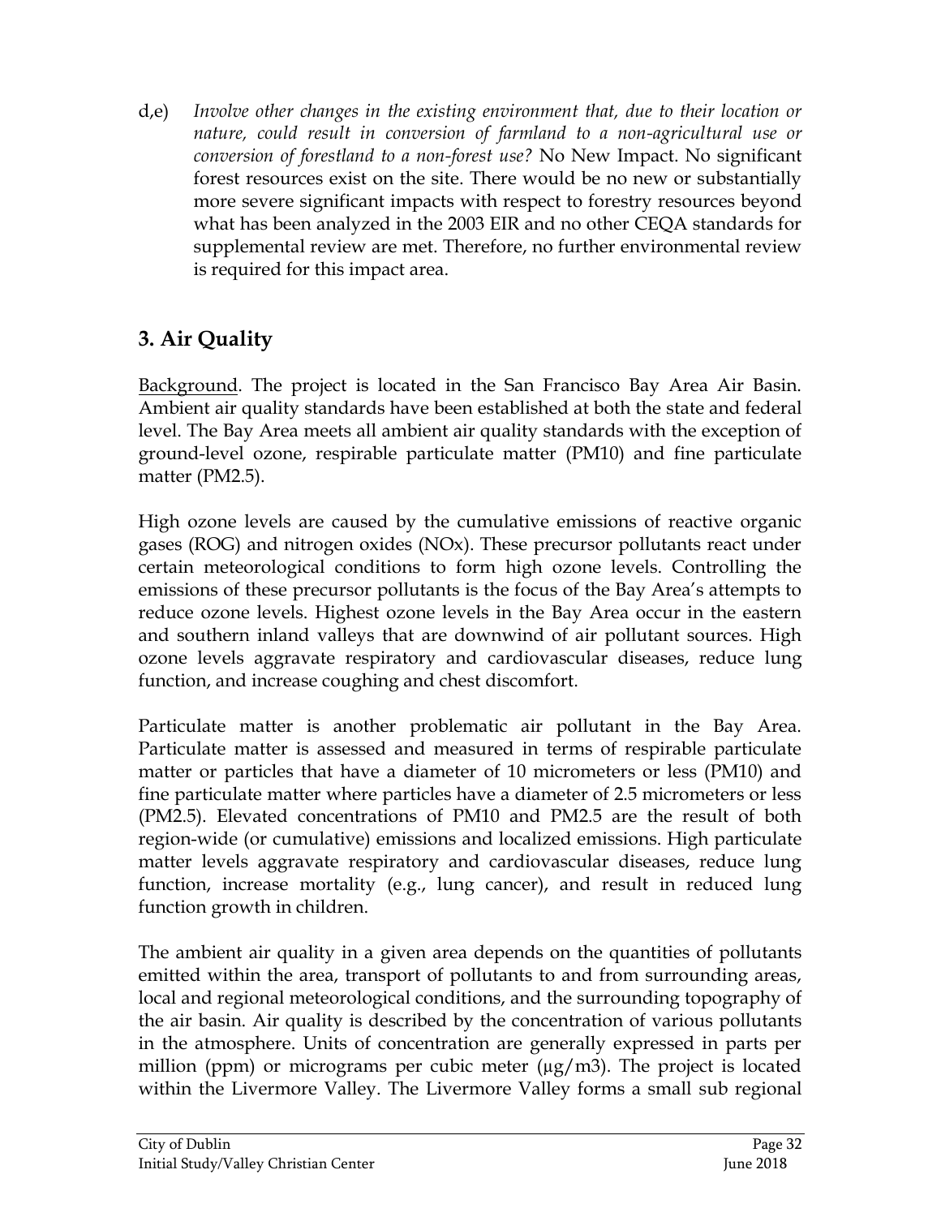d,e) *Involve other changes in the existing environment that, due to their location or nature, could result in conversion of farmland to a non-agricultural use or conversion of forestland to a non-forest use?* No New Impact. No significant forest resources exist on the site. There would be no new or substantially more severe significant impacts with respect to forestry resources beyond what has been analyzed in the 2003 EIR and no other CEQA standards for supplemental review are met. Therefore, no further environmental review is required for this impact area.

## 3. Air Quality

Background. The project is located in the San Francisco Bay Area Air Basin. Ambient air quality standards have been established at both the state and federal level. The Bay Area meets all ambient air quality standards with the exception of ground-level ozone, respirable particulate matter (PM10) and fine particulate matter (PM2.5).

High ozone levels are caused by the cumulative emissions of reactive organic gases (ROG) and nitrogen oxides (NOx). These precursor pollutants react under certain meteorological conditions to form high ozone levels. Controlling the emissions of these precursor pollutants is the focus of the Bay Area's attempts to reduce ozone levels. Highest ozone levels in the Bay Area occur in the eastern and southern inland valleys that are downwind of air pollutant sources. High ozone levels aggravate respiratory and cardiovascular diseases, reduce lung function, and increase coughing and chest discomfort.

Particulate matter is another problematic air pollutant in the Bay Area. Particulate matter is assessed and measured in terms of respirable particulate matter or particles that have a diameter of 10 micrometers or less (PM10) and fine particulate matter where particles have a diameter of 2.5 micrometers or less (PM2.5). Elevated concentrations of PM10 and PM2.5 are the result of both region-wide (or cumulative) emissions and localized emissions. High particulate matter levels aggravate respiratory and cardiovascular diseases, reduce lung function, increase mortality (e.g., lung cancer), and result in reduced lung function growth in children.

The ambient air quality in a given area depends on the quantities of pollutants emitted within the area, transport of pollutants to and from surrounding areas, local and regional meteorological conditions, and the surrounding topography of the air basin. Air quality is described by the concentration of various pollutants in the atmosphere. Units of concentration are generally expressed in parts per million (ppm) or micrograms per cubic meter (µg/m3). The project is located within the Livermore Valley. The Livermore Valley forms a small sub regional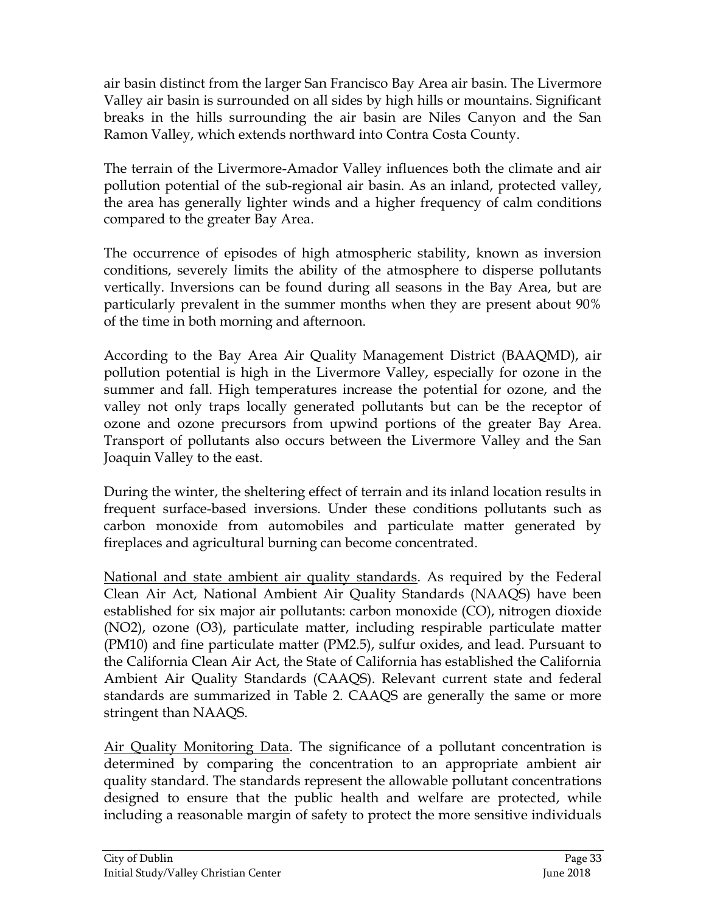air basin distinct from the larger San Francisco Bay Area air basin. The Livermore Valley air basin is surrounded on all sides by high hills or mountains. Significant breaks in the hills surrounding the air basin are Niles Canyon and the San Ramon Valley, which extends northward into Contra Costa County.

The terrain of the Livermore-Amador Valley influences both the climate and air pollution potential of the sub-regional air basin. As an inland, protected valley, the area has generally lighter winds and a higher frequency of calm conditions compared to the greater Bay Area.

The occurrence of episodes of high atmospheric stability, known as inversion conditions, severely limits the ability of the atmosphere to disperse pollutants vertically. Inversions can be found during all seasons in the Bay Area, but are particularly prevalent in the summer months when they are present about 90% of the time in both morning and afternoon.

According to the Bay Area Air Quality Management District (BAAQMD), air pollution potential is high in the Livermore Valley, especially for ozone in the summer and fall. High temperatures increase the potential for ozone, and the valley not only traps locally generated pollutants but can be the receptor of ozone and ozone precursors from upwind portions of the greater Bay Area. Transport of pollutants also occurs between the Livermore Valley and the San Joaquin Valley to the east.

During the winter, the sheltering effect of terrain and its inland location results in frequent surface-based inversions. Under these conditions pollutants such as carbon monoxide from automobiles and particulate matter generated by fireplaces and agricultural burning can become concentrated.

<u>National and state ambient air quality standards</u>. As required by the Federal Clean Air Act, National Ambient Air Quality Standards (NAAQS) have been established for six major air pollutants: carbon monoxide (CO), nitrogen dioxide (NO2), ozone (O3), particulate matter, including respirable particulate matter (PM10) and fine particulate matter (PM2.5), sulfur oxides, and lead. Pursuant to the California Clean Air Act, the State of California has established the California Ambient Air Quality Standards (CAAQS). Relevant current state and federal standards are summarized in Table 2. CAAQS are generally the same or more stringent than NAAQS.

<u>Air Quality Monitoring Data</u>. The significance of a pollutant concentration is determined by comparing the concentration to an appropriate ambient air quality standard. The standards represent the allowable pollutant concentrations designed to ensure that the public health and welfare are protected, while including a reasonable margin of safety to protect the more sensitive individuals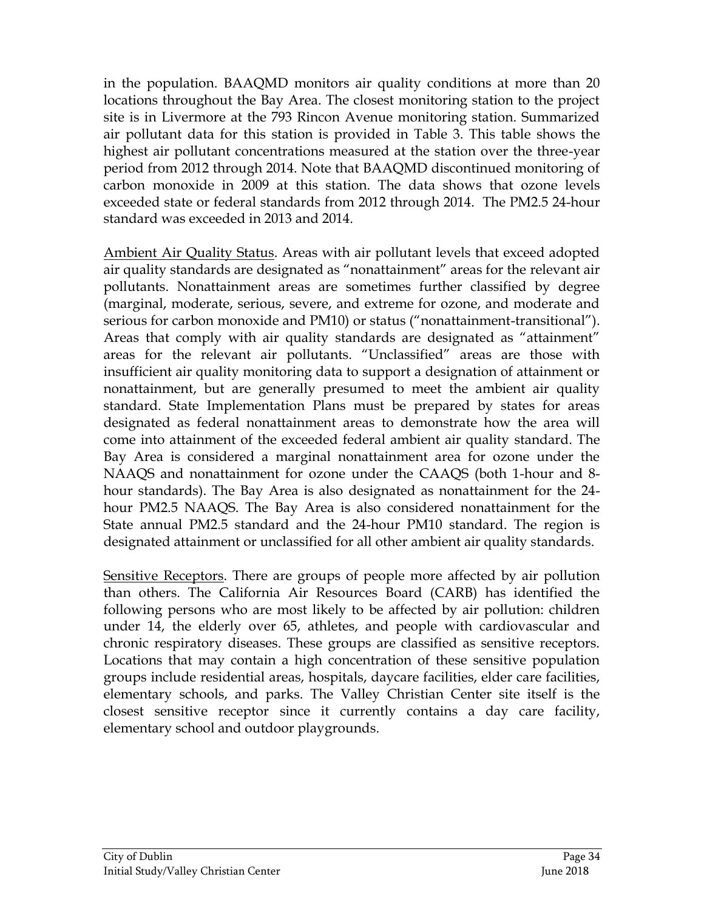in the population. BAAQMD monitors air quality conditions at more than 20 locations throughout the Bay Area. The closest monitoring station to the project site is in Livermore at the 793 Rincon Avenue monitoring station. Summarized air pollutant data for this station is provided in Table 3. This table shows the highest air pollutant concentrations measured at the station over the three-year period from 2012 through 2014. Note that BAAQMD discontinued monitoring of carbon monoxide in 2009 at this station. The data shows that ozone levels exceeded state or federal standards from 2012 through 2014. The PM2.5 24-hour standard was exceeded in 2013 and 2014.

Ambient Air Quality Status. Areas with air pollutant levels that exceed adopted air quality standards are designated as "nonattainment" areas for the relevant air pollutants. Nonattainment areas are sometimes further classified by degree (marginal, moderate, serious, severe, and extreme for ozone, and moderate and serious for carbon monoxide and PM10) or status ("nonattainment-transitional"). Areas that comply with air quality standards are designated as "attainment" areas for the relevant air pollutants. "Unclassified" areas are those with insufficient air quality monitoring data to support a designation of attainment or nonattainment, but are generally presumed to meet the ambient air quality standard. State Implementation Plans must be prepared by states for areas designated as federal nonattainment areas to demonstrate how the area will come into attainment of the exceeded federal ambient air quality standard. The Bay Area is considered a marginal nonattainment area for ozone under the NAAQS and nonattainment for ozone under the CAAQS (both 1-hour and 8-hour standards). The Bay Area is also designated as nonattainment for the 24-hour PM2.5 NAAQS. The Bay Area is also considered nonattainment for the State annual PM2.5 standard and the 24-hour PM10 standard. The region is designated attainment or unclassified for all other ambient air quality standards.

Sensitive Receptors. There are groups of people more affected by air pollution than others. The California Air Resources Board (CARB) has identified the following persons who are most likely to be affected by air pollution: children under 14, the elderly over 65, athletes, and people with cardiovascular and chronic respiratory diseases. These groups are classified as sensitive receptors. Locations that may contain a high concentration of these sensitive population groups include residential areas, hospitals, daycare facilities, elder care facilities, elementary schools, and parks. The Valley Christian Center site itself is the closest sensitive receptor since it currently contains a day care facility, elementary school and outdoor playgrounds.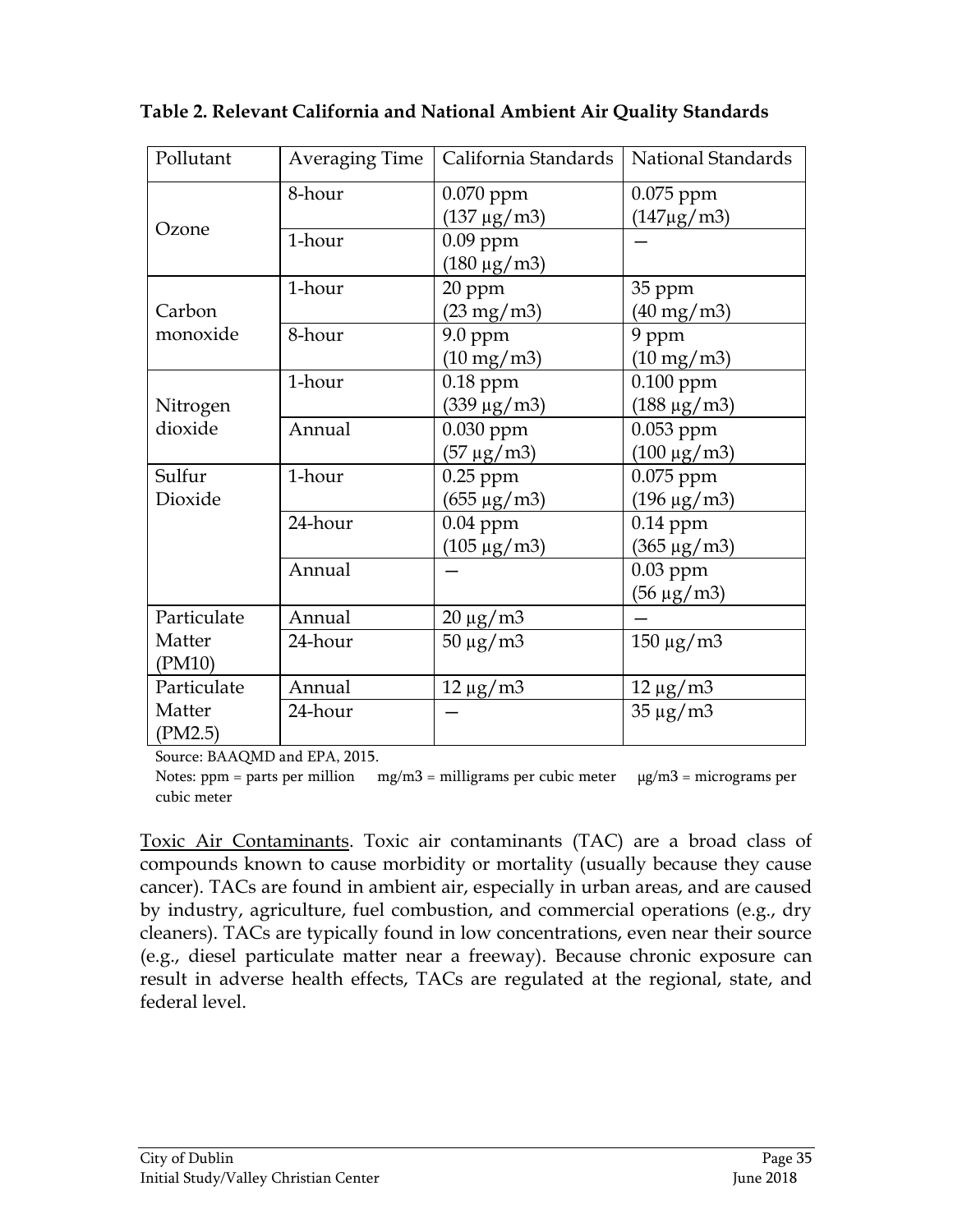**Table 2. Relevant California and National Ambient Air Quality Standards**

| Pollutant | Averaging Time | California Standards | National Standards |
|---|---|---|---|
| Ozone | 8-hour | 0.070 ppm (137 µg/m3) | 0.075 ppm (147µg/m3) |
| | 1-hour | 0.09 ppm (180 µg/m3) | — |
| Carbon monoxide | 1-hour | 20 ppm (23 mg/m3) | 35 ppm (40 mg/m3) |
| | 8-hour | 9.0 ppm (10 mg/m3) | 9 ppm (10 mg/m3) |
| Nitrogen dioxide | 1-hour | 0.18 ppm (339 µg/m3) | 0.100 ppm (188 µg/m3) |
| | Annual | 0.030 ppm (57 µg/m3) | 0.053 ppm (100 µg/m3) |
| Sulfur Dioxide | 1-hour | 0.25 ppm (655 µg/m3) | 0.075 ppm (196 µg/m3) |
| | 24-hour | 0.04 ppm (105 µg/m3) | 0.14 ppm (365 µg/m3) |
| | Annual | — | 0.03 ppm (56 µg/m3) |
| Particulate Matter (PM10) | Annual | 20 µg/m3 | — |
| | 24-hour | 50 µg/m3 | 150 µg/m3 |
| Particulate Matter (PM2.5) | Annual | 12 µg/m3 | 12 µg/m3 |
| | 24-hour | — | 35 µg/m3 |

Source: BAAQMD and EPA, 2015.

Notes: ppm = parts per million mg/m3 = milligrams per cubic meter µg/m3 = micrograms per cubic meter

Toxic Air Contaminants. Toxic air contaminants (TAC) are a broad class of compounds known to cause morbidity or mortality (usually because they cause cancer). TACs are found in ambient air, especially in urban areas, and are caused by industry, agriculture, fuel combustion, and commercial operations (e.g., dry cleaners). TACs are typically found in low concentrations, even near their source (e.g., diesel particulate matter near a freeway). Because chronic exposure can result in adverse health effects, TACs are regulated at the regional, state, and federal level.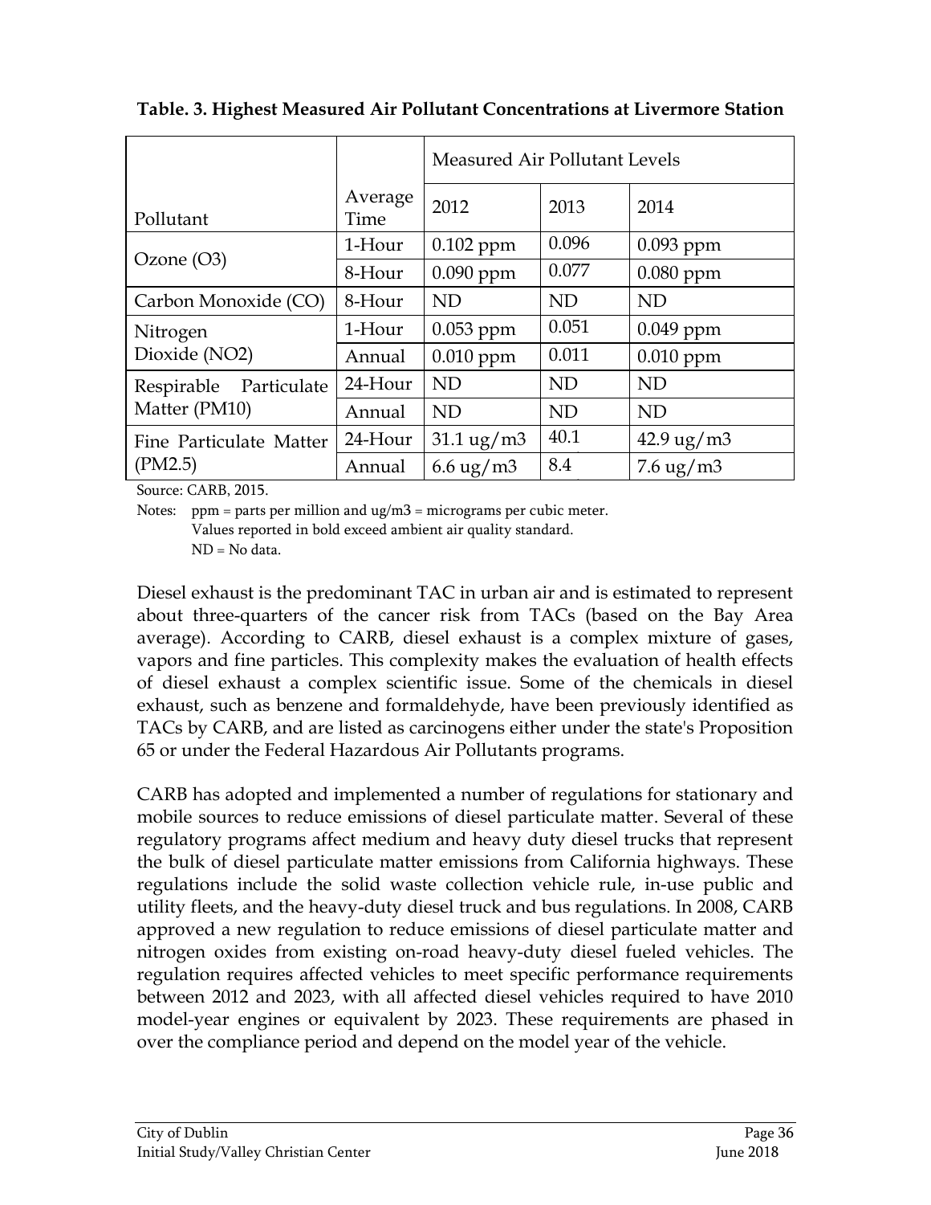**Table. 3. Highest Measured Air Pollutant Concentrations at Livermore Station**

| Pollutant | Average Time | Measured Air Pollutant Levels | | |
|---|---|---|---|---|
| | | 2012 | 2013 | 2014 |
| Ozone (O3) | 1-Hour | 0.102 ppm | 0.096 | 0.093 ppm |
| | 8-Hour | 0.090 ppm | 0.077 | 0.080 ppm |
| Carbon Monoxide (CO) | 8-Hour | ND | ND | ND |
| Nitrogen Dioxide (NO2) | 1-Hour | 0.053 ppm | 0.051 | 0.049 ppm |
| | Annual | 0.010 ppm | 0.011 | 0.010 ppm |
| Respirable Particulate Matter (PM10) | 24-Hour | ND | ND | ND |
| | Annual | ND | ND | ND |
| Fine Particulate Matter (PM2.5) | 24-Hour | 31.1 ug/m3 | 40.1 | 42.9 ug/m3 |
| | Annual | 6.6 ug/m3 | 8.4 | 7.6 ug/m3 |

Source: CARB, 2015.

Notes: ppm = parts per million and ug/m3 = micrograms per cubic meter.
Values reported in bold exceed ambient air quality standard.
ND = No data.

Diesel exhaust is the predominant TAC in urban air and is estimated to represent about three-quarters of the cancer risk from TACs (based on the Bay Area average). According to CARB, diesel exhaust is a complex mixture of gases, vapors and fine particles. This complexity makes the evaluation of health effects of diesel exhaust a complex scientific issue. Some of the chemicals in diesel exhaust, such as benzene and formaldehyde, have been previously identified as TACs by CARB, and are listed as carcinogens either under the state's Proposition 65 or under the Federal Hazardous Air Pollutants programs.

CARB has adopted and implemented a number of regulations for stationary and mobile sources to reduce emissions of diesel particulate matter. Several of these regulatory programs affect medium and heavy duty diesel trucks that represent the bulk of diesel particulate matter emissions from California highways. These regulations include the solid waste collection vehicle rule, in-use public and utility fleets, and the heavy-duty diesel truck and bus regulations. In 2008, CARB approved a new regulation to reduce emissions of diesel particulate matter and nitrogen oxides from existing on-road heavy-duty diesel fueled vehicles. The regulation requires affected vehicles to meet specific performance requirements between 2012 and 2023, with all affected diesel vehicles required to have 2010 model-year engines or equivalent by 2023. These requirements are phased in over the compliance period and depend on the model year of the vehicle.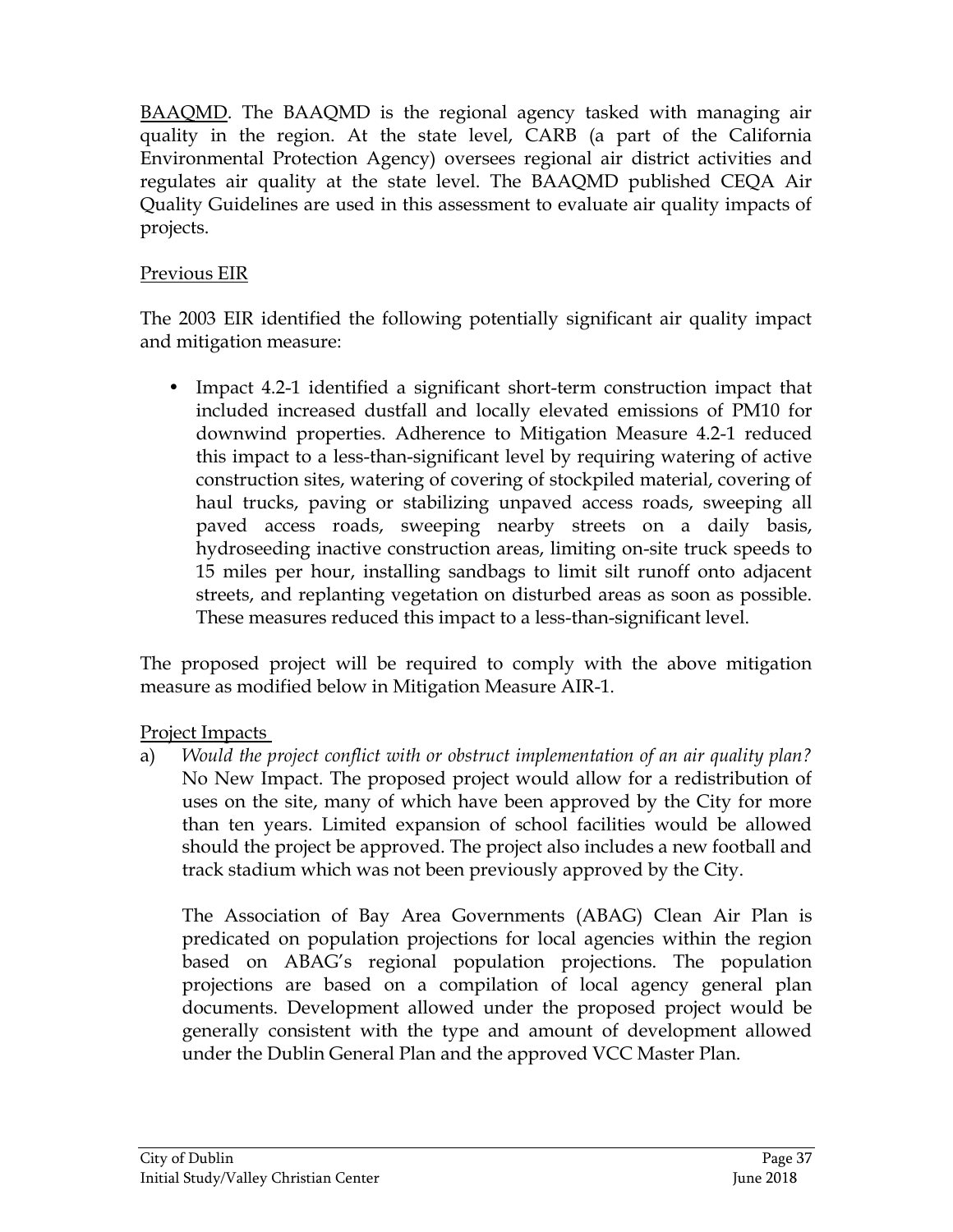BAAQMD. The BAAQMD is the regional agency tasked with managing air quality in the region. At the state level, CARB (a part of the California Environmental Protection Agency) oversees regional air district activities and regulates air quality at the state level. The BAAQMD published CEQA Air Quality Guidelines are used in this assessment to evaluate air quality impacts of projects.

Previous EIR

The 2003 EIR identified the following potentially significant air quality impact and mitigation measure:

- Impact 4.2-1 identified a significant short-term construction impact that included increased dustfall and locally elevated emissions of PM10 for downwind properties. Adherence to Mitigation Measure 4.2-1 reduced this impact to a less-than-significant level by requiring watering of active construction sites, watering of covering of stockpiled material, covering of haul trucks, paving or stabilizing unpaved access roads, sweeping all paved access roads, sweeping nearby streets on a daily basis, hydroseeding inactive construction areas, limiting on-site truck speeds to 15 miles per hour, installing sandbags to limit silt runoff onto adjacent streets, and replanting vegetation on disturbed areas as soon as possible. These measures reduced this impact to a less-than-significant level.

The proposed project will be required to comply with the above mitigation measure as modified below in Mitigation Measure AIR-1.

Project Impacts

a) *Would the project conflict with or obstruct implementation of an air quality plan?* No New Impact. The proposed project would allow for a redistribution of uses on the site, many of which have been approved by the City for more than ten years. Limited expansion of school facilities would be allowed should the project be approved. The project also includes a new football and track stadium which was not been previously approved by the City.

   The Association of Bay Area Governments (ABAG) Clean Air Plan is predicated on population projections for local agencies within the region based on ABAG's regional population projections. The population projections are based on a compilation of local agency general plan documents. Development allowed under the proposed project would be generally consistent with the type and amount of development allowed under the Dublin General Plan and the approved VCC Master Plan.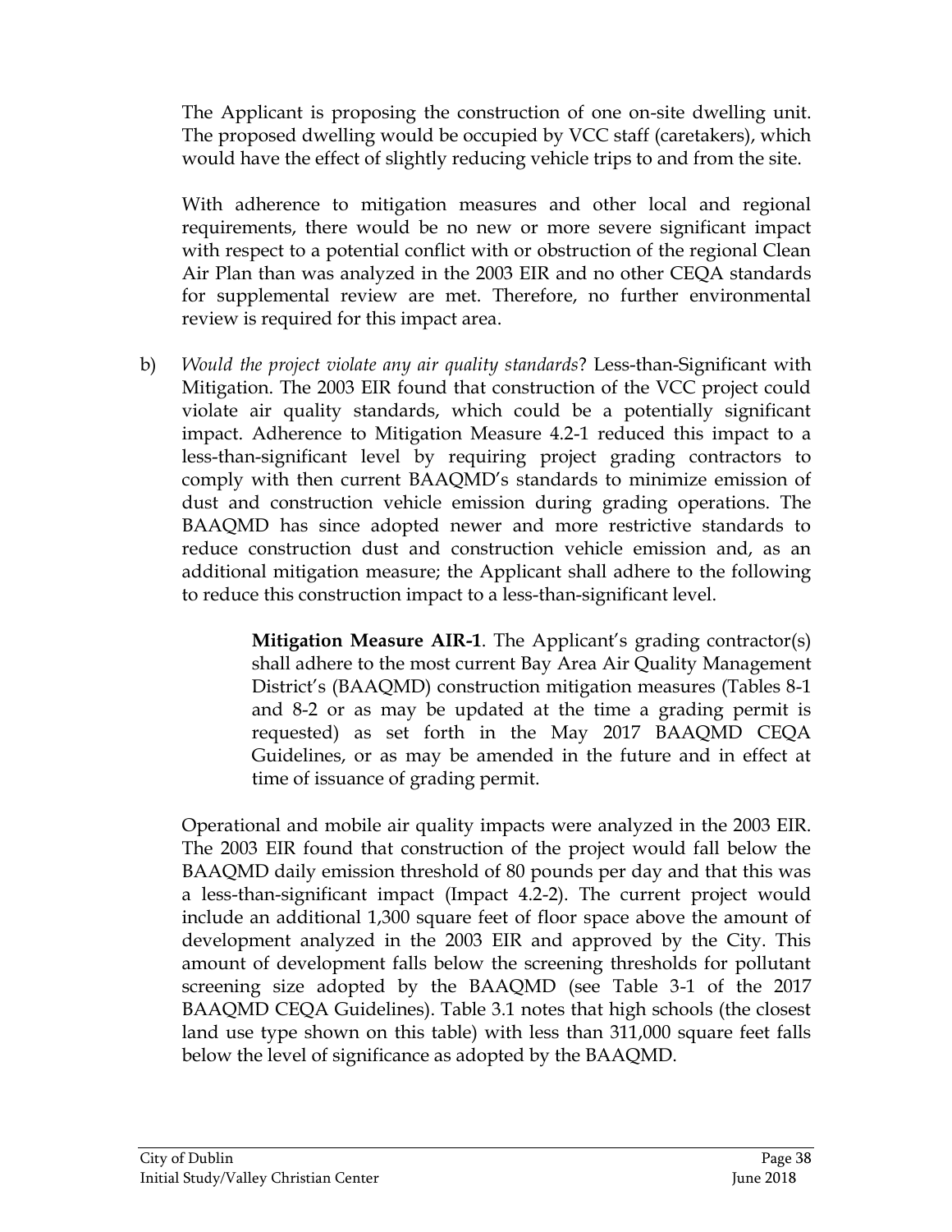The Applicant is proposing the construction of one on-site dwelling unit. The proposed dwelling would be occupied by VCC staff (caretakers), which would have the effect of slightly reducing vehicle trips to and from the site.

With adherence to mitigation measures and other local and regional requirements, there would be no new or more severe significant impact with respect to a potential conflict with or obstruction of the regional Clean Air Plan than was analyzed in the 2003 EIR and no other CEQA standards for supplemental review are met. Therefore, no further environmental review is required for this impact area.

b) *Would the project violate any air quality standards*? Less-than-Significant with Mitigation. The 2003 EIR found that construction of the VCC project could violate air quality standards, which could be a potentially significant impact. Adherence to Mitigation Measure 4.2-1 reduced this impact to a less-than-significant level by requiring project grading contractors to comply with then current BAAQMD's standards to minimize emission of dust and construction vehicle emission during grading operations. The BAAQMD has since adopted newer and more restrictive standards to reduce construction dust and construction vehicle emission and, as an additional mitigation measure; the Applicant shall adhere to the following to reduce this construction impact to a less-than-significant level.

> **Mitigation Measure AIR-1**. The Applicant's grading contractor(s) shall adhere to the most current Bay Area Air Quality Management District's (BAAQMD) construction mitigation measures (Tables 8-1 and 8-2 or as may be updated at the time a grading permit is requested) as set forth in the May 2017 BAAQMD CEQA Guidelines, or as may be amended in the future and in effect at time of issuance of grading permit.

Operational and mobile air quality impacts were analyzed in the 2003 EIR. The 2003 EIR found that construction of the project would fall below the BAAQMD daily emission threshold of 80 pounds per day and that this was a less-than-significant impact (Impact 4.2-2). The current project would include an additional 1,300 square feet of floor space above the amount of development analyzed in the 2003 EIR and approved by the City. This amount of development falls below the screening thresholds for pollutant screening size adopted by the BAAQMD (see Table 3-1 of the 2017 BAAQMD CEQA Guidelines). Table 3.1 notes that high schools (the closest land use type shown on this table) with less than 311,000 square feet falls below the level of significance as adopted by the BAAQMD.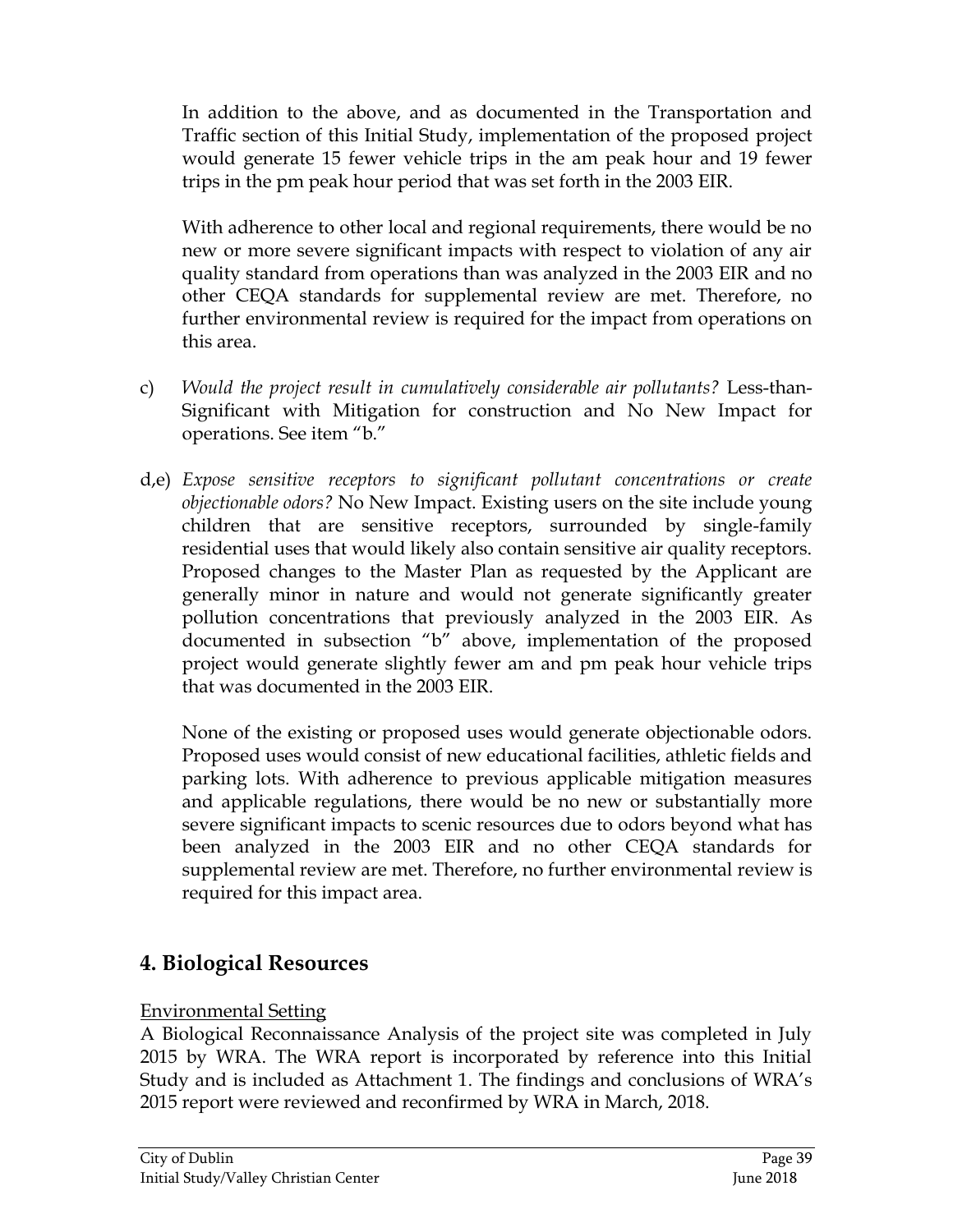In addition to the above, and as documented in the Transportation and Traffic section of this Initial Study, implementation of the proposed project would generate 15 fewer vehicle trips in the am peak hour and 19 fewer trips in the pm peak hour period that was set forth in the 2003 EIR.

With adherence to other local and regional requirements, there would be no new or more severe significant impacts with respect to violation of any air quality standard from operations than was analyzed in the 2003 EIR and no other CEQA standards for supplemental review are met. Therefore, no further environmental review is required for the impact from operations on this area.

c) *Would the project result in cumulatively considerable air pollutants?* Less-than-Significant with Mitigation for construction and No New Impact for operations. See item "b."

d,e) *Expose sensitive receptors to significant pollutant concentrations or create objectionable odors?* No New Impact. Existing users on the site include young children that are sensitive receptors, surrounded by single-family residential uses that would likely also contain sensitive air quality receptors. Proposed changes to the Master Plan as requested by the Applicant are generally minor in nature and would not generate significantly greater pollution concentrations that previously analyzed in the 2003 EIR. As documented in subsection "b" above, implementation of the proposed project would generate slightly fewer am and pm peak hour vehicle trips that was documented in the 2003 EIR.

None of the existing or proposed uses would generate objectionable odors. Proposed uses would consist of new educational facilities, athletic fields and parking lots. With adherence to previous applicable mitigation measures and applicable regulations, there would be no new or substantially more severe significant impacts to scenic resources due to odors beyond what has been analyzed in the 2003 EIR and no other CEQA standards for supplemental review are met. Therefore, no further environmental review is required for this impact area.

## 4. Biological Resources

Environmental Setting

A Biological Reconnaissance Analysis of the project site was completed in July 2015 by WRA. The WRA report is incorporated by reference into this Initial Study and is included as Attachment 1. The findings and conclusions of WRA's 2015 report were reviewed and reconfirmed by WRA in March, 2018.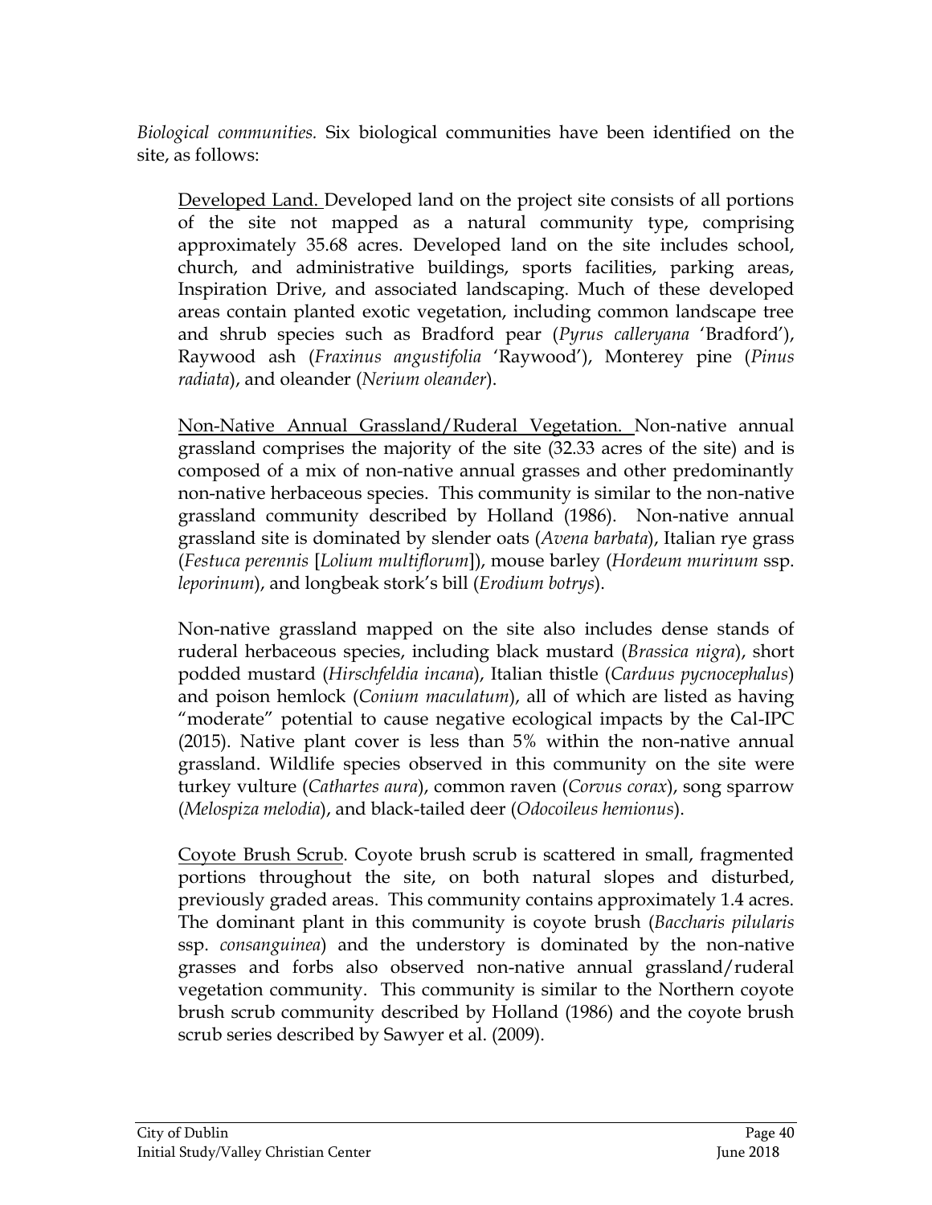*Biological communities.* Six biological communities have been identified on the site, as follows:

<u>Developed Land.</u> Developed land on the project site consists of all portions of the site not mapped as a natural community type, comprising approximately 35.68 acres. Developed land on the site includes school, church, and administrative buildings, sports facilities, parking areas, Inspiration Drive, and associated landscaping. Much of these developed areas contain planted exotic vegetation, including common landscape tree and shrub species such as Bradford pear (*Pyrus calleryana* 'Bradford'), Raywood ash (*Fraxinus angustifolia* 'Raywood'), Monterey pine (*Pinus radiata*), and oleander (*Nerium oleander*).

<u>Non-Native Annual Grassland/Ruderal Vegetation.</u> Non-native annual grassland comprises the majority of the site (32.33 acres of the site) and is composed of a mix of non-native annual grasses and other predominantly non-native herbaceous species. This community is similar to the non-native grassland community described by Holland (1986). Non-native annual grassland site is dominated by slender oats (*Avena barbata*), Italian rye grass (*Festuca perennis* [*Lolium multiflorum*]), mouse barley (*Hordeum murinum* ssp. *leporinum*), and longbeak stork's bill (*Erodium botrys*).

Non-native grassland mapped on the site also includes dense stands of ruderal herbaceous species, including black mustard (*Brassica nigra*), short podded mustard (*Hirschfeldia incana*), Italian thistle (*Carduus pycnocephalus*) and poison hemlock (*Conium maculatum*), all of which are listed as having "moderate" potential to cause negative ecological impacts by the Cal-IPC (2015). Native plant cover is less than 5% within the non-native annual grassland. Wildlife species observed in this community on the site were turkey vulture (*Cathartes aura*), common raven (*Corvus corax*), song sparrow (*Melospiza melodia*), and black-tailed deer (*Odocoileus hemionus*).

<u>Coyote Brush Scrub</u>. Coyote brush scrub is scattered in small, fragmented portions throughout the site, on both natural slopes and disturbed, previously graded areas. This community contains approximately 1.4 acres. The dominant plant in this community is coyote brush (*Baccharis pilularis* ssp. *consanguinea*) and the understory is dominated by the non-native grasses and forbs also observed non-native annual grassland/ruderal vegetation community. This community is similar to the Northern coyote brush scrub community described by Holland (1986) and the coyote brush scrub series described by Sawyer et al. (2009).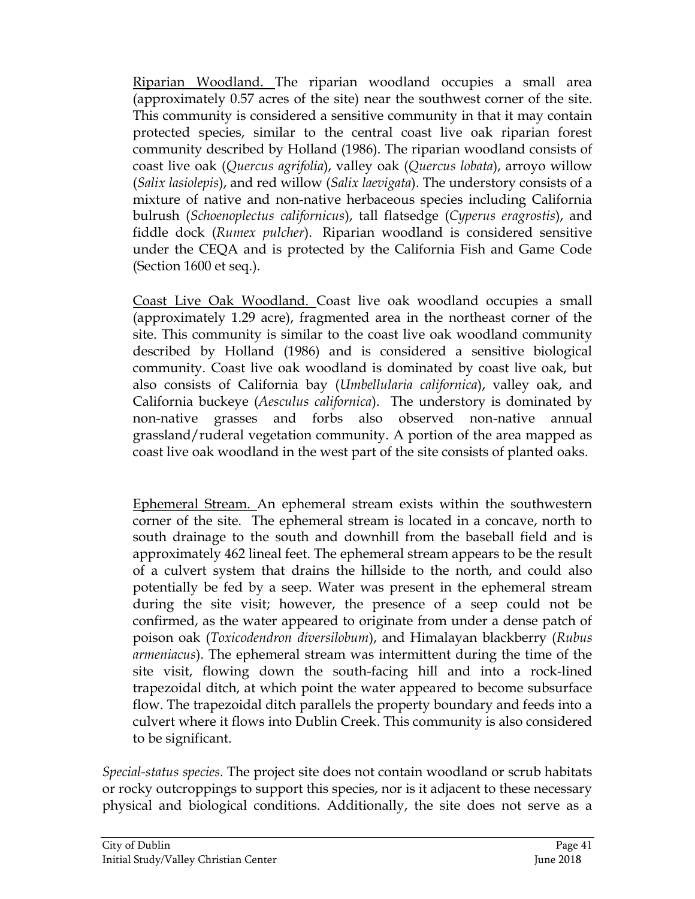<u>Riparian Woodland.</u> The riparian woodland occupies a small area (approximately 0.57 acres of the site) near the southwest corner of the site. This community is considered a sensitive community in that it may contain protected species, similar to the central coast live oak riparian forest community described by Holland (1986). The riparian woodland consists of coast live oak (*Quercus agrifolia*), valley oak (*Quercus lobata*), arroyo willow (*Salix lasiolepis*), and red willow (*Salix laevigata*). The understory consists of a mixture of native and non-native herbaceous species including California bulrush (*Schoenoplectus californicus*), tall flatsedge (*Cyperus eragrostis*), and fiddle dock (*Rumex pulcher*). Riparian woodland is considered sensitive under the CEQA and is protected by the California Fish and Game Code (Section 1600 et seq.).

<u>Coast Live Oak Woodland.</u> Coast live oak woodland occupies a small (approximately 1.29 acre), fragmented area in the northeast corner of the site. This community is similar to the coast live oak woodland community described by Holland (1986) and is considered a sensitive biological community. Coast live oak woodland is dominated by coast live oak, but also consists of California bay (*Umbellularia californica*), valley oak, and California buckeye (*Aesculus californica*). The understory is dominated by non-native grasses and forbs also observed non-native annual grassland/ruderal vegetation community. A portion of the area mapped as coast live oak woodland in the west part of the site consists of planted oaks.

<u>Ephemeral Stream.</u> An ephemeral stream exists within the southwestern corner of the site. The ephemeral stream is located in a concave, north to south drainage to the south and downhill from the baseball field and is approximately 462 lineal feet. The ephemeral stream appears to be the result of a culvert system that drains the hillside to the north, and could also potentially be fed by a seep. Water was present in the ephemeral stream during the site visit; however, the presence of a seep could not be confirmed, as the water appeared to originate from under a dense patch of poison oak (*Toxicodendron diversilobum*), and Himalayan blackberry (*Rubus armeniacus*). The ephemeral stream was intermittent during the time of the site visit, flowing down the south-facing hill and into a rock-lined trapezoidal ditch, at which point the water appeared to become subsurface flow. The trapezoidal ditch parallels the property boundary and feeds into a culvert where it flows into Dublin Creek. This community is also considered to be significant.

*Special-status species.* The project site does not contain woodland or scrub habitats or rocky outcroppings to support this species, nor is it adjacent to these necessary physical and biological conditions. Additionally, the site does not serve as a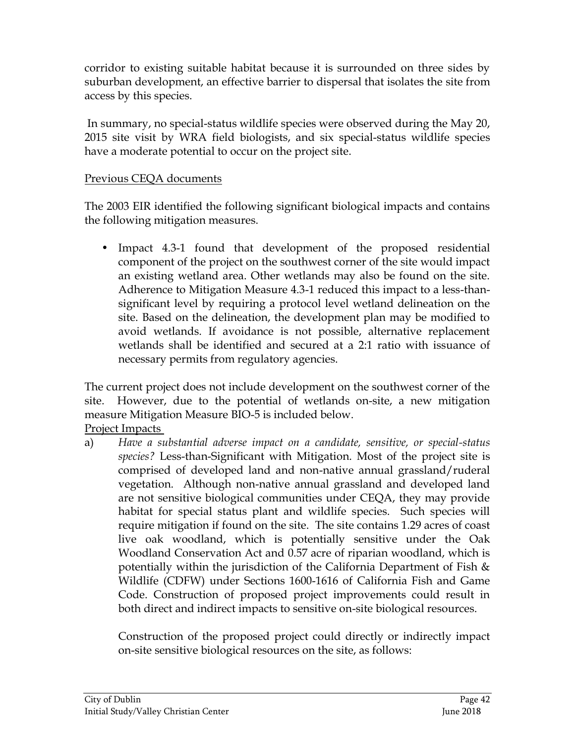corridor to existing suitable habitat because it is surrounded on three sides by suburban development, an effective barrier to dispersal that isolates the site from access by this species.

In summary, no special-status wildlife species were observed during the May 20, 2015 site visit by WRA field biologists, and six special-status wildlife species have a moderate potential to occur on the project site.

Previous CEQA documents

The 2003 EIR identified the following significant biological impacts and contains the following mitigation measures.

- Impact 4.3-1 found that development of the proposed residential component of the project on the southwest corner of the site would impact an existing wetland area. Other wetlands may also be found on the site. Adherence to Mitigation Measure 4.3-1 reduced this impact to a less-than-significant level by requiring a protocol level wetland delineation on the site. Based on the delineation, the development plan may be modified to avoid wetlands. If avoidance is not possible, alternative replacement wetlands shall be identified and secured at a 2:1 ratio with issuance of necessary permits from regulatory agencies.

The current project does not include development on the southwest corner of the site. However, due to the potential of wetlands on-site, a new mitigation measure Mitigation Measure BIO-5 is included below.

Project Impacts

a) *Have a substantial adverse impact on a candidate, sensitive, or special-status species?* Less-than-Significant with Mitigation. Most of the project site is comprised of developed land and non-native annual grassland/ruderal vegetation. Although non-native annual grassland and developed land are not sensitive biological communities under CEQA, they may provide habitat for special status plant and wildlife species. Such species will require mitigation if found on the site. The site contains 1.29 acres of coast live oak woodland, which is potentially sensitive under the Oak Woodland Conservation Act and 0.57 acre of riparian woodland, which is potentially within the jurisdiction of the California Department of Fish & Wildlife (CDFW) under Sections 1600-1616 of California Fish and Game Code. Construction of proposed project improvements could result in both direct and indirect impacts to sensitive on-site biological resources.

   Construction of the proposed project could directly or indirectly impact on-site sensitive biological resources on the site, as follows: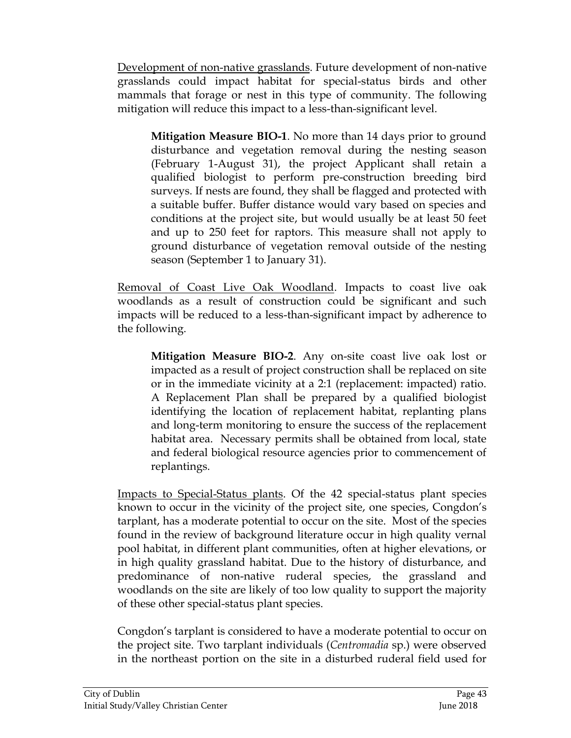<u>Development of non-native grasslands</u>. Future development of non-native grasslands could impact habitat for special-status birds and other mammals that forage or nest in this type of community. The following mitigation will reduce this impact to a less-than-significant level.

> **Mitigation Measure BIO-1**. No more than 14 days prior to ground disturbance and vegetation removal during the nesting season (February 1-August 31), the project Applicant shall retain a qualified biologist to perform pre-construction breeding bird surveys. If nests are found, they shall be flagged and protected with a suitable buffer. Buffer distance would vary based on species and conditions at the project site, but would usually be at least 50 feet and up to 250 feet for raptors. This measure shall not apply to ground disturbance of vegetation removal outside of the nesting season (September 1 to January 31).

<u>Removal of Coast Live Oak Woodland</u>. Impacts to coast live oak woodlands as a result of construction could be significant and such impacts will be reduced to a less-than-significant impact by adherence to the following.

> **Mitigation Measure BIO-2**. Any on-site coast live oak lost or impacted as a result of project construction shall be replaced on site or in the immediate vicinity at a 2:1 (replacement: impacted) ratio. A Replacement Plan shall be prepared by a qualified biologist identifying the location of replacement habitat, replanting plans and long-term monitoring to ensure the success of the replacement habitat area. Necessary permits shall be obtained from local, state and federal biological resource agencies prior to commencement of replantings.

<u>Impacts to Special-Status plants</u>. Of the 42 special-status plant species known to occur in the vicinity of the project site, one species, Congdon's tarplant, has a moderate potential to occur on the site. Most of the species found in the review of background literature occur in high quality vernal pool habitat, in different plant communities, often at higher elevations, or in high quality grassland habitat. Due to the history of disturbance, and predominance of non-native ruderal species, the grassland and woodlands on the site are likely of too low quality to support the majority of these other special-status plant species.

Congdon's tarplant is considered to have a moderate potential to occur on the project site. Two tarplant individuals (*Centromadia* sp.) were observed in the northeast portion on the site in a disturbed ruderal field used for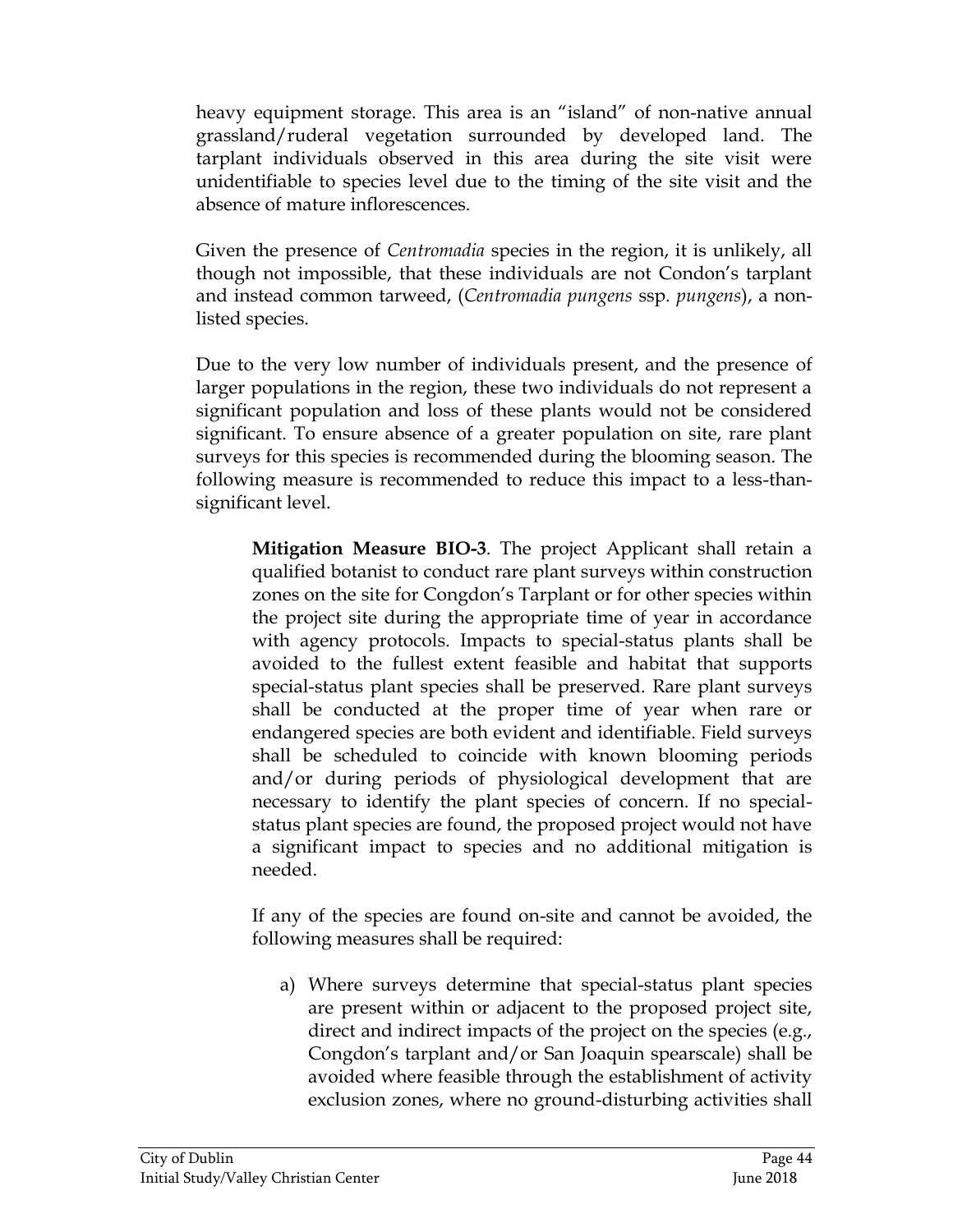heavy equipment storage. This area is an "island" of non-native annual grassland/ruderal vegetation surrounded by developed land. The tarplant individuals observed in this area during the site visit were unidentifiable to species level due to the timing of the site visit and the absence of mature inflorescences.

Given the presence of *Centromadia* species in the region, it is unlikely, all though not impossible, that these individuals are not Condon's tarplant and instead common tarweed, (*Centromadia pungens* ssp. *pungens*), a non-listed species.

Due to the very low number of individuals present, and the presence of larger populations in the region, these two individuals do not represent a significant population and loss of these plants would not be considered significant. To ensure absence of a greater population on site, rare plant surveys for this species is recommended during the blooming season. The following measure is recommended to reduce this impact to a less-than-significant level.

> **Mitigation Measure BIO-3**. The project Applicant shall retain a qualified botanist to conduct rare plant surveys within construction zones on the site for Congdon's Tarplant or for other species within the project site during the appropriate time of year in accordance with agency protocols. Impacts to special-status plants shall be avoided to the fullest extent feasible and habitat that supports special-status plant species shall be preserved. Rare plant surveys shall be conducted at the proper time of year when rare or endangered species are both evident and identifiable. Field surveys shall be scheduled to coincide with known blooming periods and/or during periods of physiological development that are necessary to identify the plant species of concern. If no special-status plant species are found, the proposed project would not have a significant impact to species and no additional mitigation is needed.
>
> If any of the species are found on-site and cannot be avoided, the following measures shall be required:
>
> a) Where surveys determine that special-status plant species are present within or adjacent to the proposed project site, direct and indirect impacts of the project on the species (e.g., Congdon's tarplant and/or San Joaquin spearscale) shall be avoided where feasible through the establishment of activity exclusion zones, where no ground-disturbing activities shall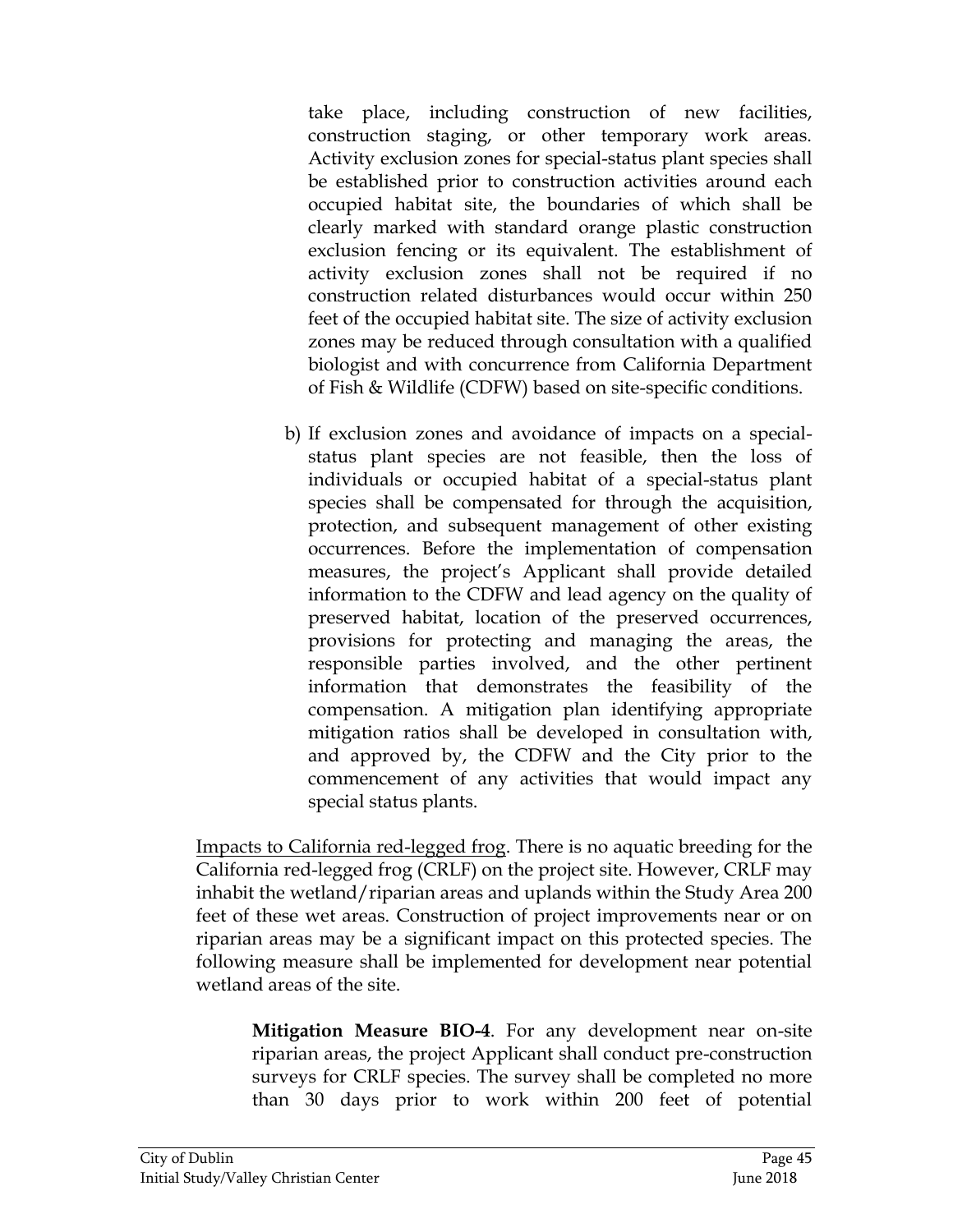take place, including construction of new facilities, construction staging, or other temporary work areas. Activity exclusion zones for special-status plant species shall be established prior to construction activities around each occupied habitat site, the boundaries of which shall be clearly marked with standard orange plastic construction exclusion fencing or its equivalent. The establishment of activity exclusion zones shall not be required if no construction related disturbances would occur within 250 feet of the occupied habitat site. The size of activity exclusion zones may be reduced through consultation with a qualified biologist and with concurrence from California Department of Fish & Wildlife (CDFW) based on site-specific conditions.

b) If exclusion zones and avoidance of impacts on a special-status plant species are not feasible, then the loss of individuals or occupied habitat of a special-status plant species shall be compensated for through the acquisition, protection, and subsequent management of other existing occurrences. Before the implementation of compensation measures, the project's Applicant shall provide detailed information to the CDFW and lead agency on the quality of preserved habitat, location of the preserved occurrences, provisions for protecting and managing the areas, the responsible parties involved, and the other pertinent information that demonstrates the feasibility of the compensation. A mitigation plan identifying appropriate mitigation ratios shall be developed in consultation with, and approved by, the CDFW and the City prior to the commencement of any activities that would impact any special status plants.

<u>Impacts to California red-legged frog</u>. There is no aquatic breeding for the California red-legged frog (CRLF) on the project site. However, CRLF may inhabit the wetland/riparian areas and uplands within the Study Area 200 feet of these wet areas. Construction of project improvements near or on riparian areas may be a significant impact on this protected species. The following measure shall be implemented for development near potential wetland areas of the site.

**Mitigation Measure BIO-4**. For any development near on-site riparian areas, the project Applicant shall conduct pre-construction surveys for CRLF species. The survey shall be completed no more than 30 days prior to work within 200 feet of potential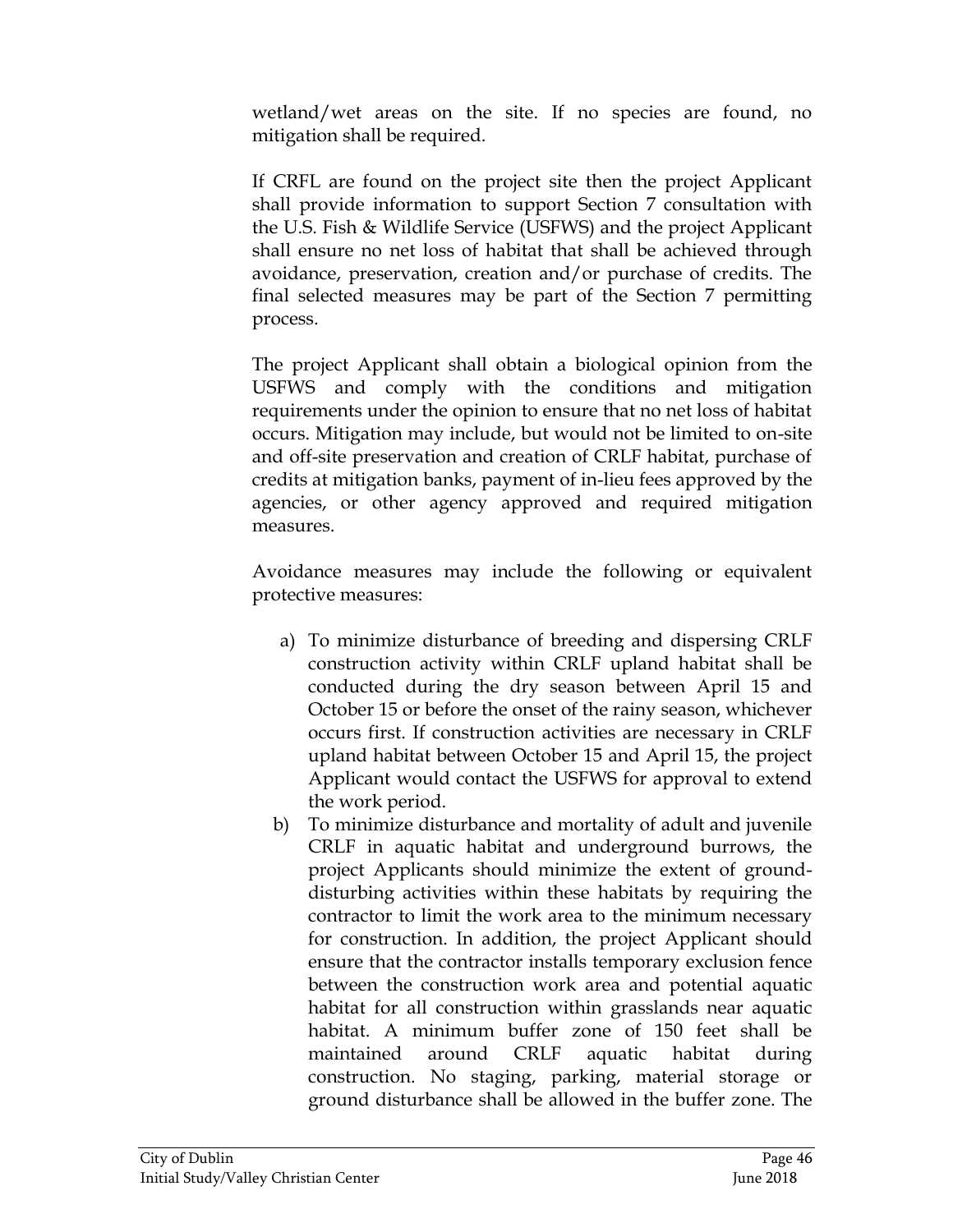wetland/wet areas on the site. If no species are found, no mitigation shall be required.

If CRFL are found on the project site then the project Applicant shall provide information to support Section 7 consultation with the U.S. Fish & Wildlife Service (USFWS) and the project Applicant shall ensure no net loss of habitat that shall be achieved through avoidance, preservation, creation and/or purchase of credits. The final selected measures may be part of the Section 7 permitting process.

The project Applicant shall obtain a biological opinion from the USFWS and comply with the conditions and mitigation requirements under the opinion to ensure that no net loss of habitat occurs. Mitigation may include, but would not be limited to on-site and off-site preservation and creation of CRLF habitat, purchase of credits at mitigation banks, payment of in-lieu fees approved by the agencies, or other agency approved and required mitigation measures.

Avoidance measures may include the following or equivalent protective measures:

a) To minimize disturbance of breeding and dispersing CRLF construction activity within CRLF upland habitat shall be conducted during the dry season between April 15 and October 15 or before the onset of the rainy season, whichever occurs first. If construction activities are necessary in CRLF upland habitat between October 15 and April 15, the project Applicant would contact the USFWS for approval to extend the work period.
b) To minimize disturbance and mortality of adult and juvenile CRLF in aquatic habitat and underground burrows, the project Applicants should minimize the extent of ground-disturbing activities within these habitats by requiring the contractor to limit the work area to the minimum necessary for construction. In addition, the project Applicant should ensure that the contractor installs temporary exclusion fence between the construction work area and potential aquatic habitat for all construction within grasslands near aquatic habitat. A minimum buffer zone of 150 feet shall be maintained around CRLF aquatic habitat during construction. No staging, parking, material storage or ground disturbance shall be allowed in the buffer zone. The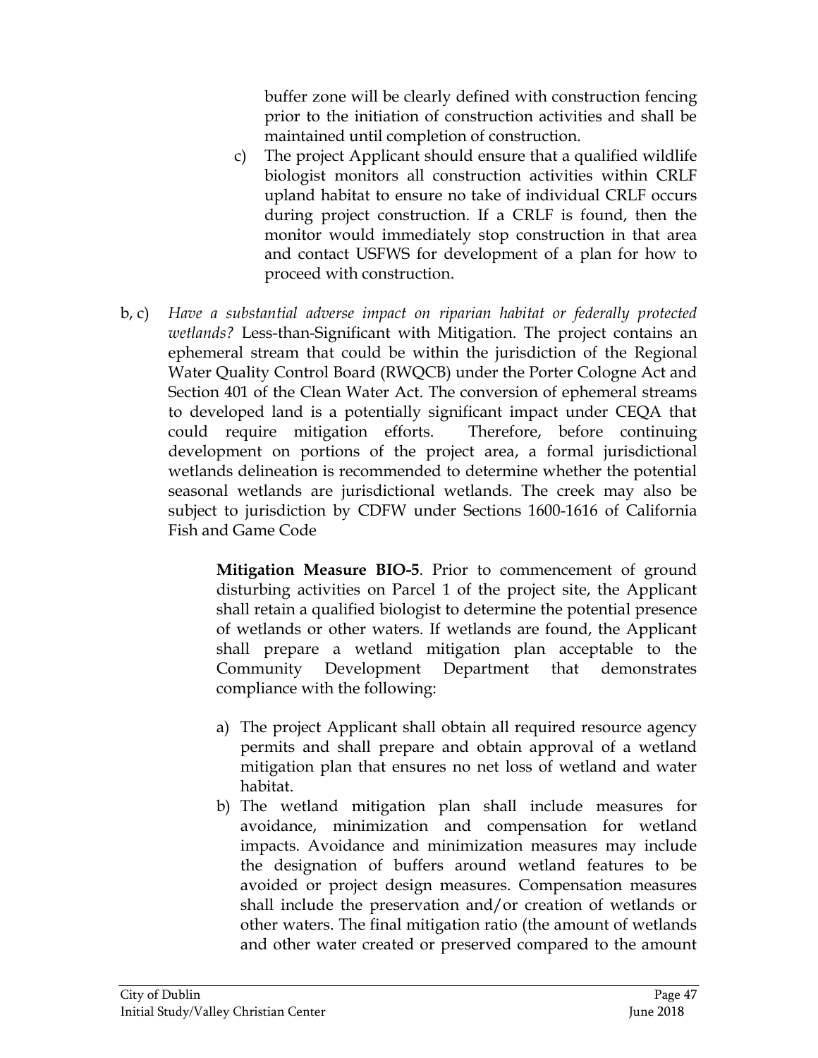buffer zone will be clearly defined with construction fencing prior to the initiation of construction activities and shall be maintained until completion of construction.

c) The project Applicant should ensure that a qualified wildlife biologist monitors all construction activities within CRLF upland habitat to ensure no take of individual CRLF occurs during project construction. If a CRLF is found, then the monitor would immediately stop construction in that area and contact USFWS for development of a plan for how to proceed with construction.

b, c) *Have a substantial adverse impact on riparian habitat or federally protected wetlands?* Less-than-Significant with Mitigation. The project contains an ephemeral stream that could be within the jurisdiction of the Regional Water Quality Control Board (RWQCB) under the Porter Cologne Act and Section 401 of the Clean Water Act. The conversion of ephemeral streams to developed land is a potentially significant impact under CEQA that could require mitigation efforts. Therefore, before continuing development on portions of the project area, a formal jurisdictional wetlands delineation is recommended to determine whether the potential seasonal wetlands are jurisdictional wetlands. The creek may also be subject to jurisdiction by CDFW under Sections 1600-1616 of California Fish and Game Code

**Mitigation Measure BIO-5**. Prior to commencement of ground disturbing activities on Parcel 1 of the project site, the Applicant shall retain a qualified biologist to determine the potential presence of wetlands or other waters. If wetlands are found, the Applicant shall prepare a wetland mitigation plan acceptable to the Community Development Department that demonstrates compliance with the following:

a) The project Applicant shall obtain all required resource agency permits and shall prepare and obtain approval of a wetland mitigation plan that ensures no net loss of wetland and water habitat.
b) The wetland mitigation plan shall include measures for avoidance, minimization and compensation for wetland impacts. Avoidance and minimization measures may include the designation of buffers around wetland features to be avoided or project design measures. Compensation measures shall include the preservation and/or creation of wetlands or other waters. The final mitigation ratio (the amount of wetlands and other water created or preserved compared to the amount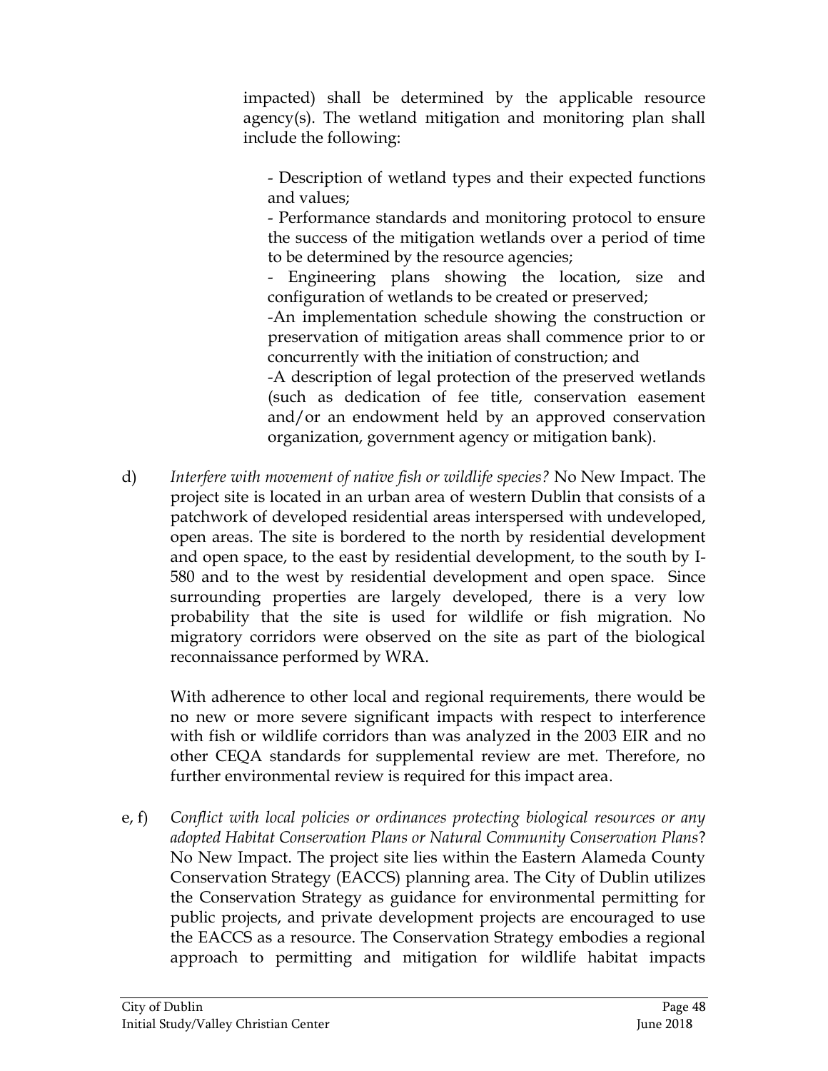impacted) shall be determined by the applicable resource agency(s). The wetland mitigation and monitoring plan shall include the following:

- Description of wetland types and their expected functions and values;
- Performance standards and monitoring protocol to ensure the success of the mitigation wetlands over a period of time to be determined by the resource agencies;
- Engineering plans showing the location, size and configuration of wetlands to be created or preserved;
- An implementation schedule showing the construction or preservation of mitigation areas shall commence prior to or concurrently with the initiation of construction; and
- A description of legal protection of the preserved wetlands (such as dedication of fee title, conservation easement and/or an endowment held by an approved conservation organization, government agency or mitigation bank).

d) *Interfere with movement of native fish or wildlife species?* No New Impact. The project site is located in an urban area of western Dublin that consists of a patchwork of developed residential areas interspersed with undeveloped, open areas. The site is bordered to the north by residential development and open space, to the east by residential development, to the south by I-580 and to the west by residential development and open space. Since surrounding properties are largely developed, there is a very low probability that the site is used for wildlife or fish migration. No migratory corridors were observed on the site as part of the biological reconnaissance performed by WRA.

With adherence to other local and regional requirements, there would be no new or more severe significant impacts with respect to interference with fish or wildlife corridors than was analyzed in the 2003 EIR and no other CEQA standards for supplemental review are met. Therefore, no further environmental review is required for this impact area.

e, f) *Conflict with local policies or ordinances protecting biological resources or any adopted Habitat Conservation Plans or Natural Community Conservation Plans?* No New Impact. The project site lies within the Eastern Alameda County Conservation Strategy (EACCS) planning area. The City of Dublin utilizes the Conservation Strategy as guidance for environmental permitting for public projects, and private development projects are encouraged to use the EACCS as a resource. The Conservation Strategy embodies a regional approach to permitting and mitigation for wildlife habitat impacts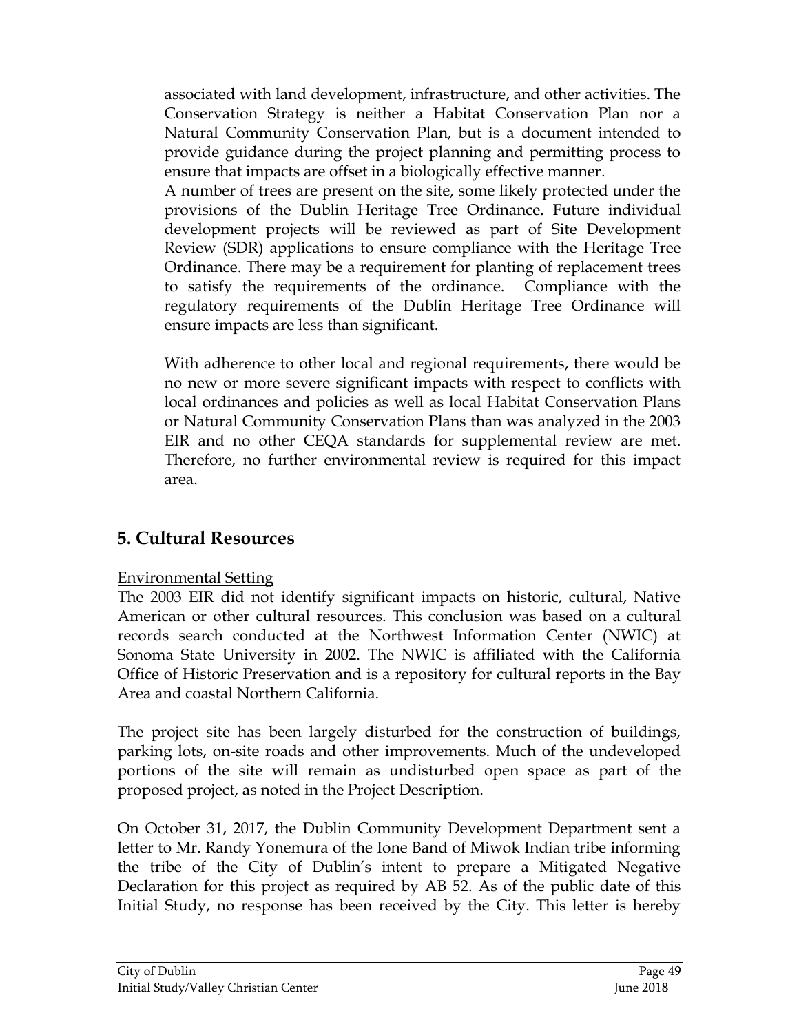associated with land development, infrastructure, and other activities. The Conservation Strategy is neither a Habitat Conservation Plan nor a Natural Community Conservation Plan, but is a document intended to provide guidance during the project planning and permitting process to ensure that impacts are offset in a biologically effective manner.

A number of trees are present on the site, some likely protected under the provisions of the Dublin Heritage Tree Ordinance. Future individual development projects will be reviewed as part of Site Development Review (SDR) applications to ensure compliance with the Heritage Tree Ordinance. There may be a requirement for planting of replacement trees to satisfy the requirements of the ordinance. Compliance with the regulatory requirements of the Dublin Heritage Tree Ordinance will ensure impacts are less than significant.

With adherence to other local and regional requirements, there would be no new or more severe significant impacts with respect to conflicts with local ordinances and policies as well as local Habitat Conservation Plans or Natural Community Conservation Plans than was analyzed in the 2003 EIR and no other CEQA standards for supplemental review are met. Therefore, no further environmental review is required for this impact area.

## 5. Cultural Resources

Environmental Setting

The 2003 EIR did not identify significant impacts on historic, cultural, Native American or other cultural resources. This conclusion was based on a cultural records search conducted at the Northwest Information Center (NWIC) at Sonoma State University in 2002. The NWIC is affiliated with the California Office of Historic Preservation and is a repository for cultural reports in the Bay Area and coastal Northern California.

The project site has been largely disturbed for the construction of buildings, parking lots, on-site roads and other improvements. Much of the undeveloped portions of the site will remain as undisturbed open space as part of the proposed project, as noted in the Project Description.

On October 31, 2017, the Dublin Community Development Department sent a letter to Mr. Randy Yonemura of the Ione Band of Miwok Indian tribe informing the tribe of the City of Dublin's intent to prepare a Mitigated Negative Declaration for this project as required by AB 52. As of the public date of this Initial Study, no response has been received by the City. This letter is hereby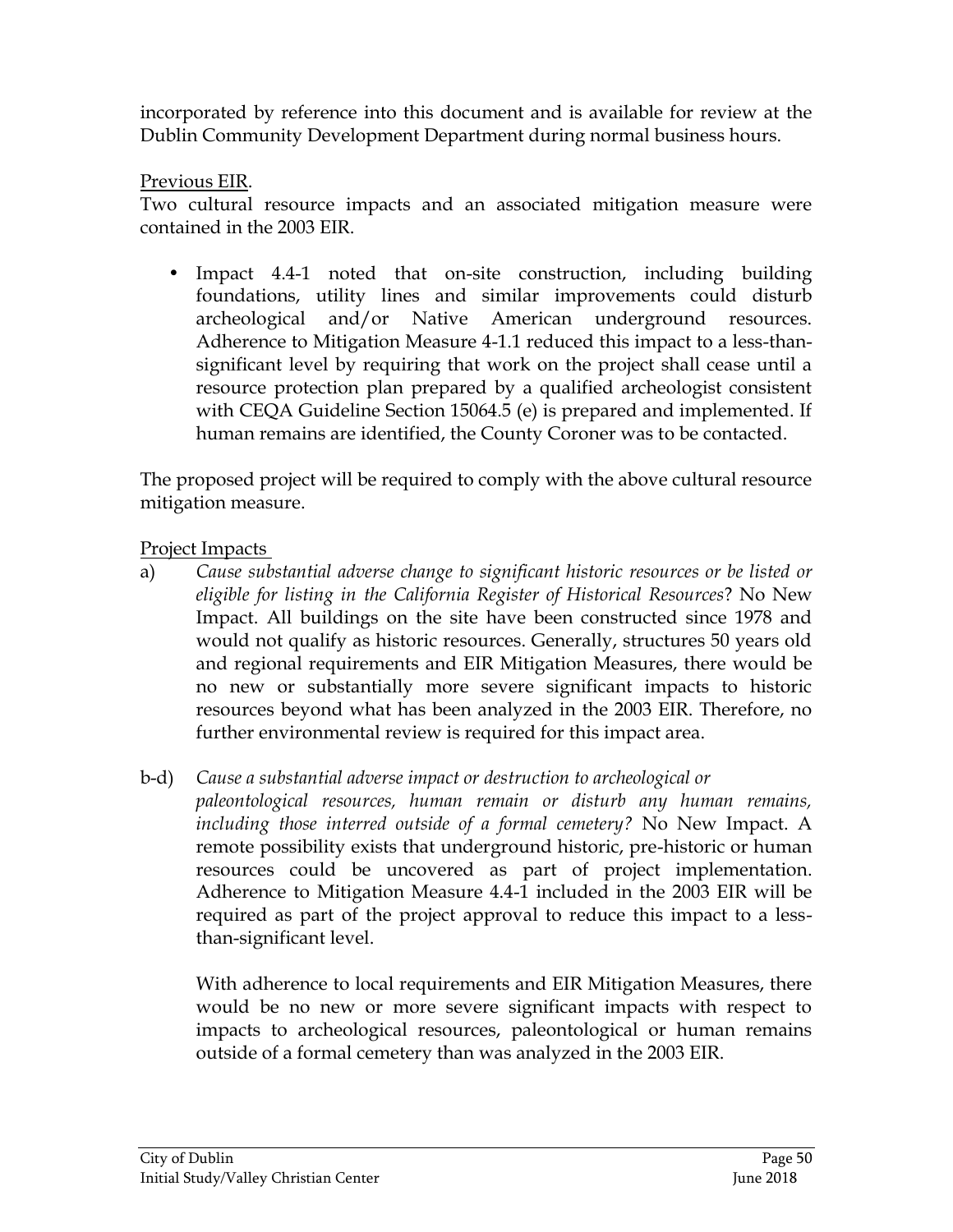incorporated by reference into this document and is available for review at the Dublin Community Development Department during normal business hours.

Previous EIR.

Two cultural resource impacts and an associated mitigation measure were contained in the 2003 EIR.

- Impact 4.4-1 noted that on-site construction, including building foundations, utility lines and similar improvements could disturb archeological and/or Native American underground resources. Adherence to Mitigation Measure 4-1.1 reduced this impact to a less-than-significant level by requiring that work on the project shall cease until a resource protection plan prepared by a qualified archeologist consistent with CEQA Guideline Section 15064.5 (e) is prepared and implemented. If human remains are identified, the County Coroner was to be contacted.

The proposed project will be required to comply with the above cultural resource mitigation measure.

Project Impacts

a) *Cause substantial adverse change to significant historic resources or be listed or eligible for listing in the California Register of Historical Resources*? No New Impact. All buildings on the site have been constructed since 1978 and would not qualify as historic resources. Generally, structures 50 years old and regional requirements and EIR Mitigation Measures, there would be no new or substantially more severe significant impacts to historic resources beyond what has been analyzed in the 2003 EIR. Therefore, no further environmental review is required for this impact area.

b-d) *Cause a substantial adverse impact or destruction to archeological or paleontological resources, human remain or disturb any human remains, including those interred outside of a formal cemetery?* No New Impact. A remote possibility exists that underground historic, pre-historic or human resources could be uncovered as part of project implementation. Adherence to Mitigation Measure 4.4-1 included in the 2003 EIR will be required as part of the project approval to reduce this impact to a less-than-significant level.

With adherence to local requirements and EIR Mitigation Measures, there would be no new or more severe significant impacts with respect to impacts to archeological resources, paleontological or human remains outside of a formal cemetery than was analyzed in the 2003 EIR.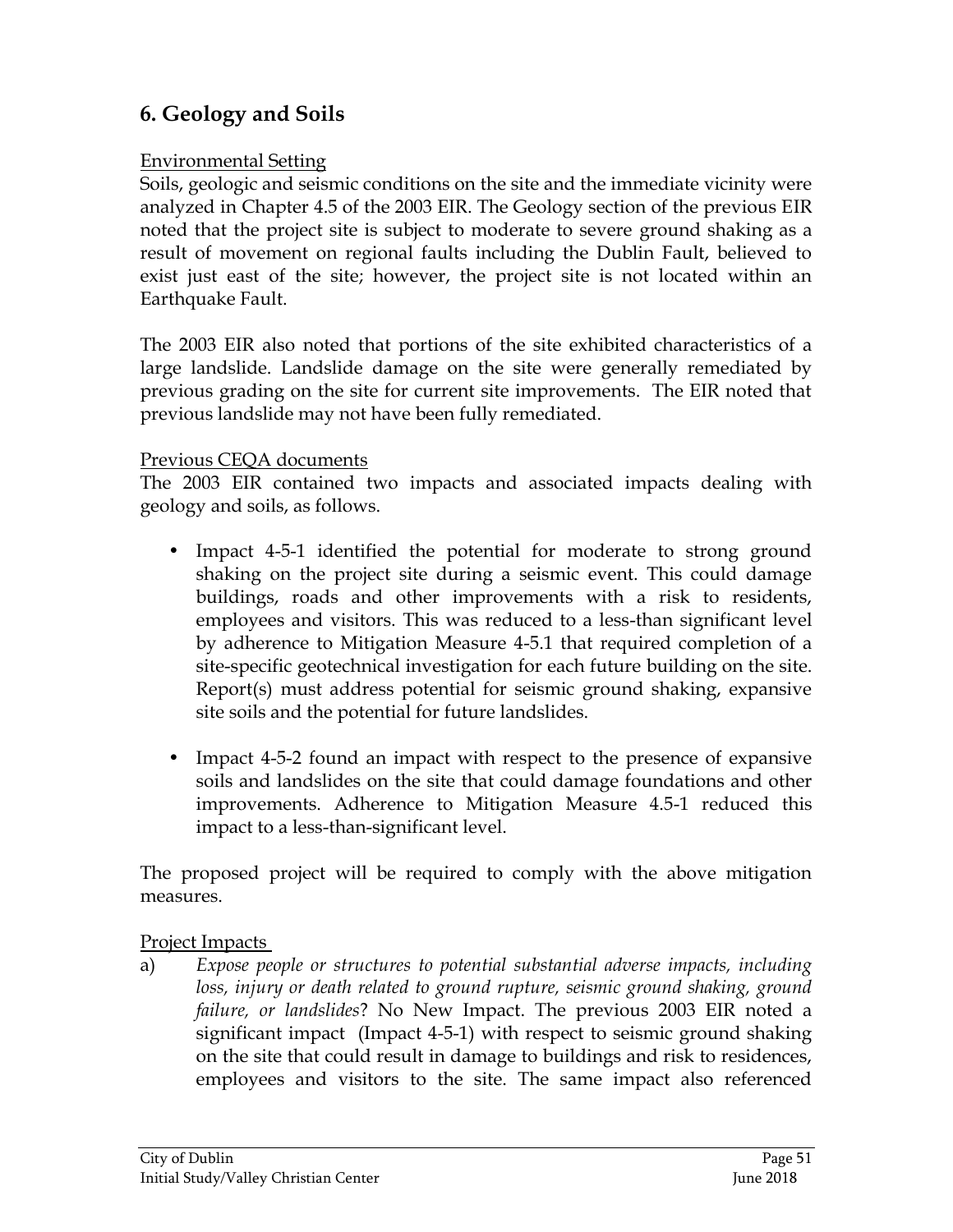## 6. Geology and Soils

Environmental Setting

Soils, geologic and seismic conditions on the site and the immediate vicinity were analyzed in Chapter 4.5 of the 2003 EIR. The Geology section of the previous EIR noted that the project site is subject to moderate to severe ground shaking as a result of movement on regional faults including the Dublin Fault, believed to exist just east of the site; however, the project site is not located within an Earthquake Fault.

The 2003 EIR also noted that portions of the site exhibited characteristics of a large landslide. Landslide damage on the site were generally remediated by previous grading on the site for current site improvements. The EIR noted that previous landslide may not have been fully remediated.

Previous CEQA documents

The 2003 EIR contained two impacts and associated impacts dealing with geology and soils, as follows.

- Impact 4-5-1 identified the potential for moderate to strong ground shaking on the project site during a seismic event. This could damage buildings, roads and other improvements with a risk to residents, employees and visitors. This was reduced to a less-than significant level by adherence to Mitigation Measure 4-5.1 that required completion of a site-specific geotechnical investigation for each future building on the site. Report(s) must address potential for seismic ground shaking, expansive site soils and the potential for future landslides.
- Impact 4-5-2 found an impact with respect to the presence of expansive soils and landslides on the site that could damage foundations and other improvements. Adherence to Mitigation Measure 4.5-1 reduced this impact to a less-than-significant level.

The proposed project will be required to comply with the above mitigation measures.

Project Impacts

a) *Expose people or structures to potential substantial adverse impacts, including loss, injury or death related to ground rupture, seismic ground shaking, ground failure, or landslides*? No New Impact. The previous 2003 EIR noted a significant impact (Impact 4-5-1) with respect to seismic ground shaking on the site that could result in damage to buildings and risk to residences, employees and visitors to the site. The same impact also referenced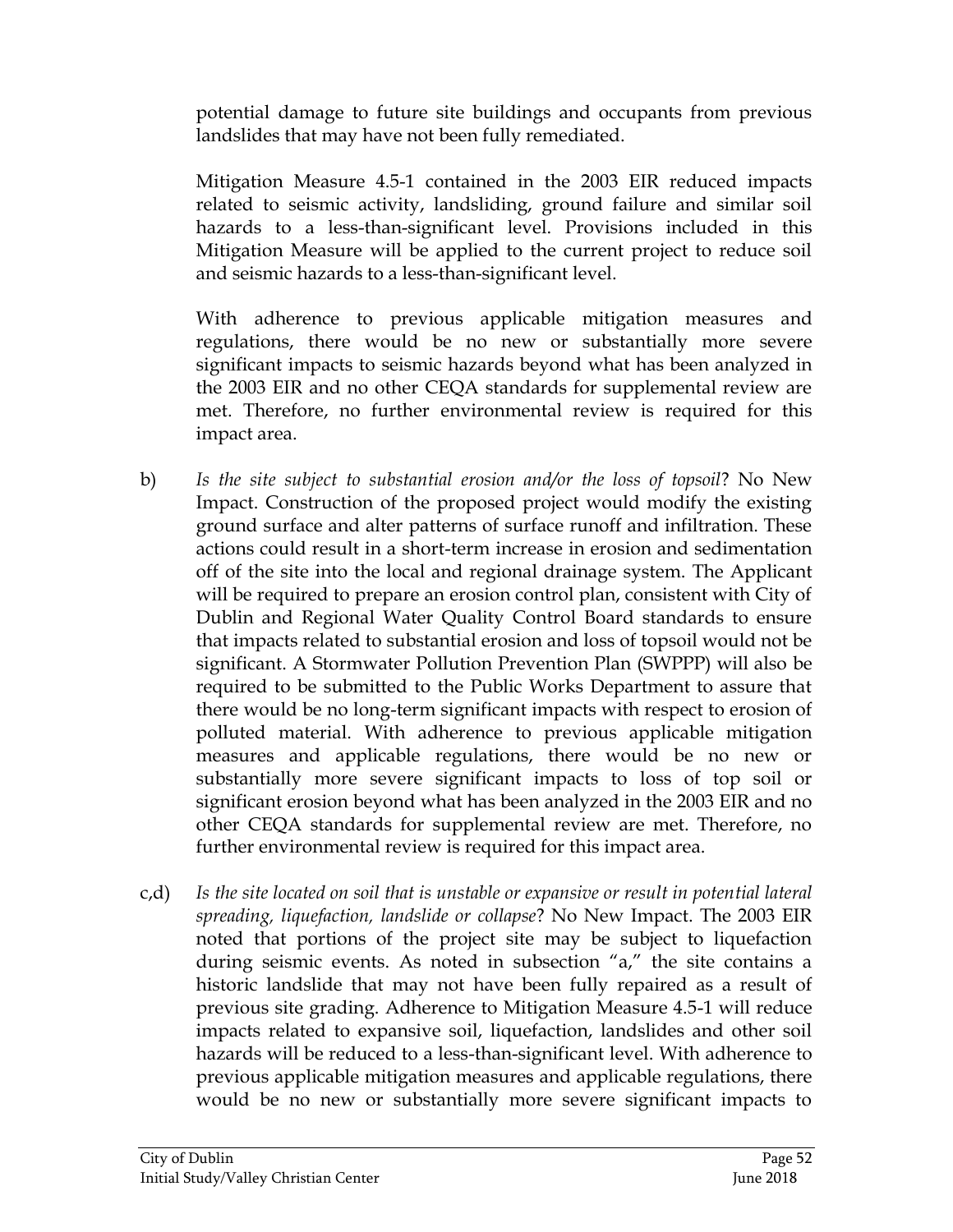potential damage to future site buildings and occupants from previous landslides that may have not been fully remediated.

Mitigation Measure 4.5-1 contained in the 2003 EIR reduced impacts related to seismic activity, landsliding, ground failure and similar soil hazards to a less-than-significant level. Provisions included in this Mitigation Measure will be applied to the current project to reduce soil and seismic hazards to a less-than-significant level.

With adherence to previous applicable mitigation measures and regulations, there would be no new or substantially more severe significant impacts to seismic hazards beyond what has been analyzed in the 2003 EIR and no other CEQA standards for supplemental review are met. Therefore, no further environmental review is required for this impact area.

b) *Is the site subject to substantial erosion and/or the loss of topsoil*? No New Impact. Construction of the proposed project would modify the existing ground surface and alter patterns of surface runoff and infiltration. These actions could result in a short-term increase in erosion and sedimentation off of the site into the local and regional drainage system. The Applicant will be required to prepare an erosion control plan, consistent with City of Dublin and Regional Water Quality Control Board standards to ensure that impacts related to substantial erosion and loss of topsoil would not be significant. A Stormwater Pollution Prevention Plan (SWPPP) will also be required to be submitted to the Public Works Department to assure that there would be no long-term significant impacts with respect to erosion of polluted material. With adherence to previous applicable mitigation measures and applicable regulations, there would be no new or substantially more severe significant impacts to loss of top soil or significant erosion beyond what has been analyzed in the 2003 EIR and no other CEQA standards for supplemental review are met. Therefore, no further environmental review is required for this impact area.

c,d) *Is the site located on soil that is unstable or expansive or result in potential lateral spreading, liquefaction, landslide or collapse*? No New Impact. The 2003 EIR noted that portions of the project site may be subject to liquefaction during seismic events. As noted in subsection "a," the site contains a historic landslide that may not have been fully repaired as a result of previous site grading. Adherence to Mitigation Measure 4.5-1 will reduce impacts related to expansive soil, liquefaction, landslides and other soil hazards will be reduced to a less-than-significant level. With adherence to previous applicable mitigation measures and applicable regulations, there would be no new or substantially more severe significant impacts to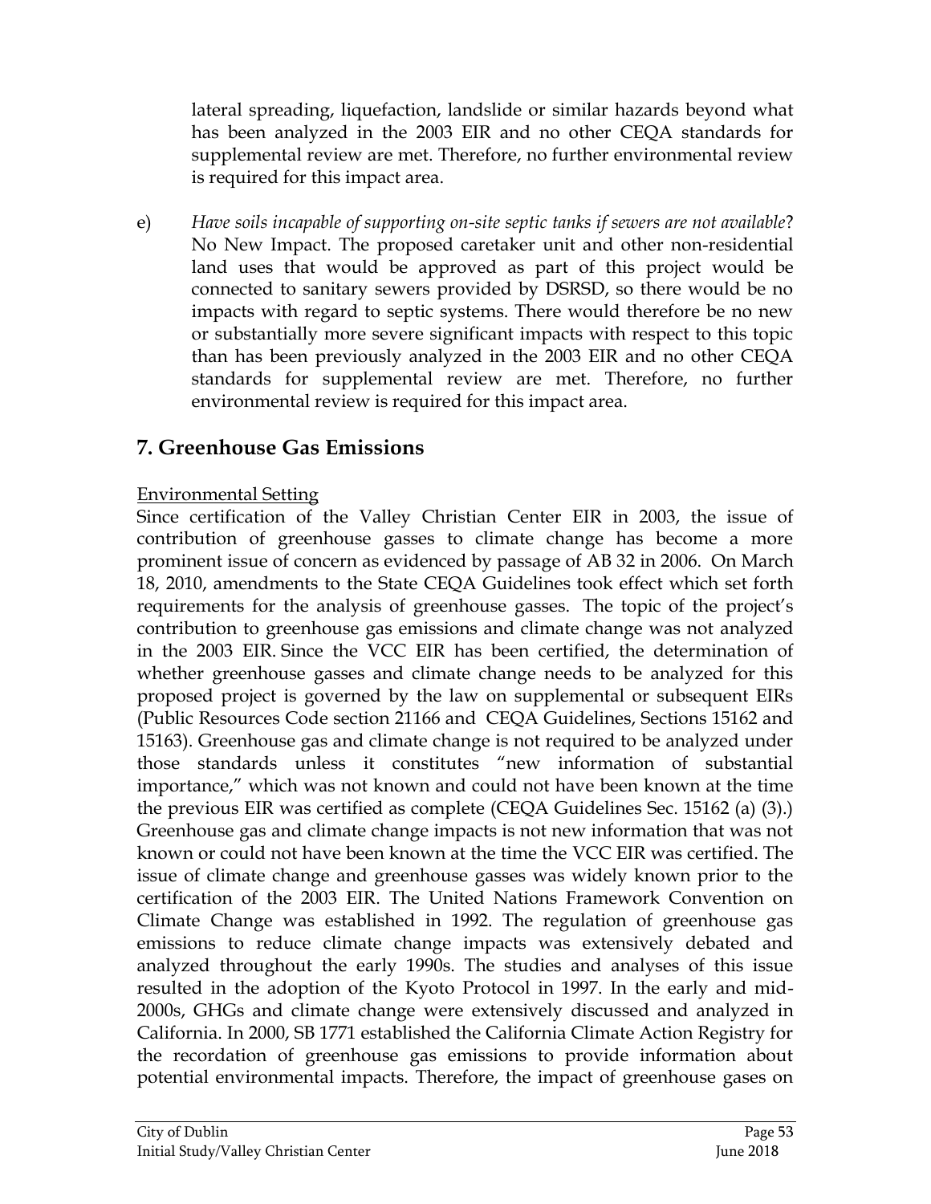lateral spreading, liquefaction, landslide or similar hazards beyond what has been analyzed in the 2003 EIR and no other CEQA standards for supplemental review are met. Therefore, no further environmental review is required for this impact area.

e) *Have soils incapable of supporting on-site septic tanks if sewers are not available*? No New Impact. The proposed caretaker unit and other non-residential land uses that would be approved as part of this project would be connected to sanitary sewers provided by DSRSD, so there would be no impacts with regard to septic systems. There would therefore be no new or substantially more severe significant impacts with respect to this topic than has been previously analyzed in the 2003 EIR and no other CEQA standards for supplemental review are met. Therefore, no further environmental review is required for this impact area.

## 7. Greenhouse Gas Emissions

Environmental Setting

Since certification of the Valley Christian Center EIR in 2003, the issue of contribution of greenhouse gasses to climate change has become a more prominent issue of concern as evidenced by passage of AB 32 in 2006. On March 18, 2010, amendments to the State CEQA Guidelines took effect which set forth requirements for the analysis of greenhouse gasses. The topic of the project's contribution to greenhouse gas emissions and climate change was not analyzed in the 2003 EIR. Since the VCC EIR has been certified, the determination of whether greenhouse gasses and climate change needs to be analyzed for this proposed project is governed by the law on supplemental or subsequent EIRs (Public Resources Code section 21166 and CEQA Guidelines, Sections 15162 and 15163). Greenhouse gas and climate change is not required to be analyzed under those standards unless it constitutes "new information of substantial importance," which was not known and could not have been known at the time the previous EIR was certified as complete (CEQA Guidelines Sec. 15162 (a) (3).) Greenhouse gas and climate change impacts is not new information that was not known or could not have been known at the time the VCC EIR was certified. The issue of climate change and greenhouse gasses was widely known prior to the certification of the 2003 EIR. The United Nations Framework Convention on Climate Change was established in 1992. The regulation of greenhouse gas emissions to reduce climate change impacts was extensively debated and analyzed throughout the early 1990s. The studies and analyses of this issue resulted in the adoption of the Kyoto Protocol in 1997. In the early and mid-2000s, GHGs and climate change were extensively discussed and analyzed in California. In 2000, SB 1771 established the California Climate Action Registry for the recordation of greenhouse gas emissions to provide information about potential environmental impacts. Therefore, the impact of greenhouse gases on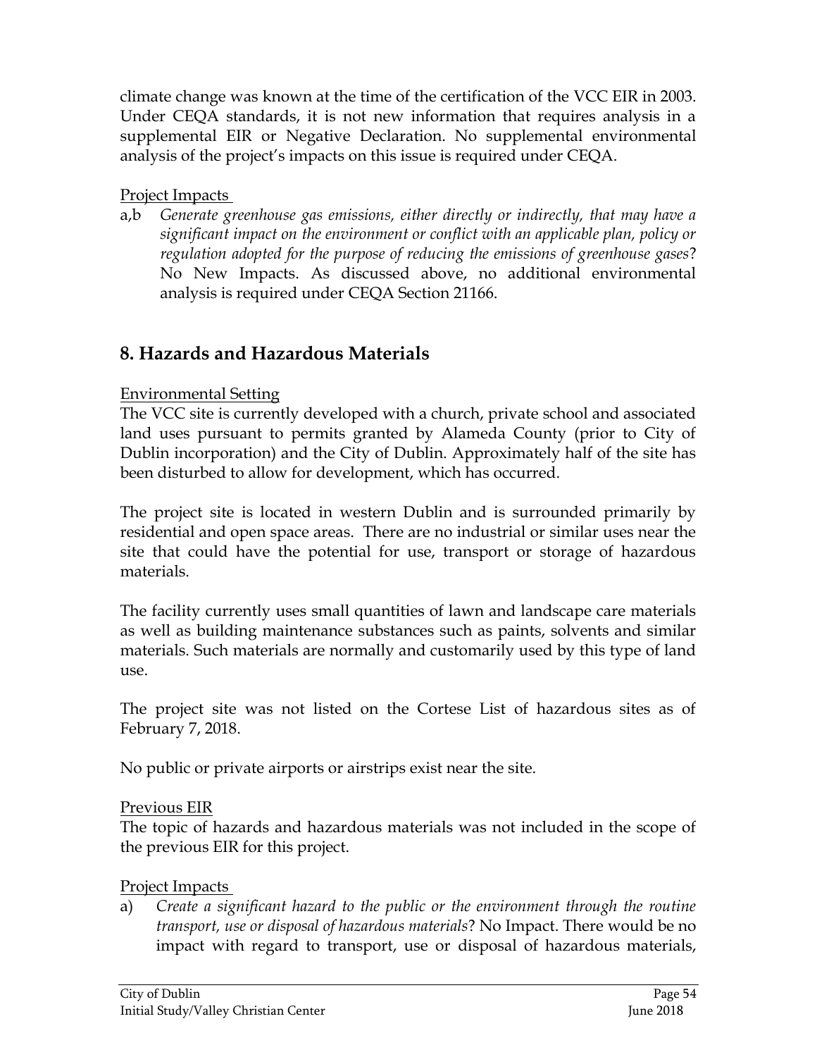climate change was known at the time of the certification of the VCC EIR in 2003. Under CEQA standards, it is not new information that requires analysis in a supplemental EIR or Negative Declaration. No supplemental environmental analysis of the project's impacts on this issue is required under CEQA.

Project Impacts

a,b *Generate greenhouse gas emissions, either directly or indirectly, that may have a significant impact on the environment or conflict with an applicable plan, policy or regulation adopted for the purpose of reducing the emissions of greenhouse gases*? No New Impacts. As discussed above, no additional environmental analysis is required under CEQA Section 21166.

## 8. Hazards and Hazardous Materials

Environmental Setting

The VCC site is currently developed with a church, private school and associated land uses pursuant to permits granted by Alameda County (prior to City of Dublin incorporation) and the City of Dublin. Approximately half of the site has been disturbed to allow for development, which has occurred.

The project site is located in western Dublin and is surrounded primarily by residential and open space areas. There are no industrial or similar uses near the site that could have the potential for use, transport or storage of hazardous materials.

The facility currently uses small quantities of lawn and landscape care materials as well as building maintenance substances such as paints, solvents and similar materials. Such materials are normally and customarily used by this type of land use.

The project site was not listed on the Cortese List of hazardous sites as of February 7, 2018.

No public or private airports or airstrips exist near the site.

Previous EIR

The topic of hazards and hazardous materials was not included in the scope of the previous EIR for this project.

Project Impacts

a) *Create a significant hazard to the public or the environment through the routine transport, use or disposal of hazardous materials*? No Impact. There would be no impact with regard to transport, use or disposal of hazardous materials,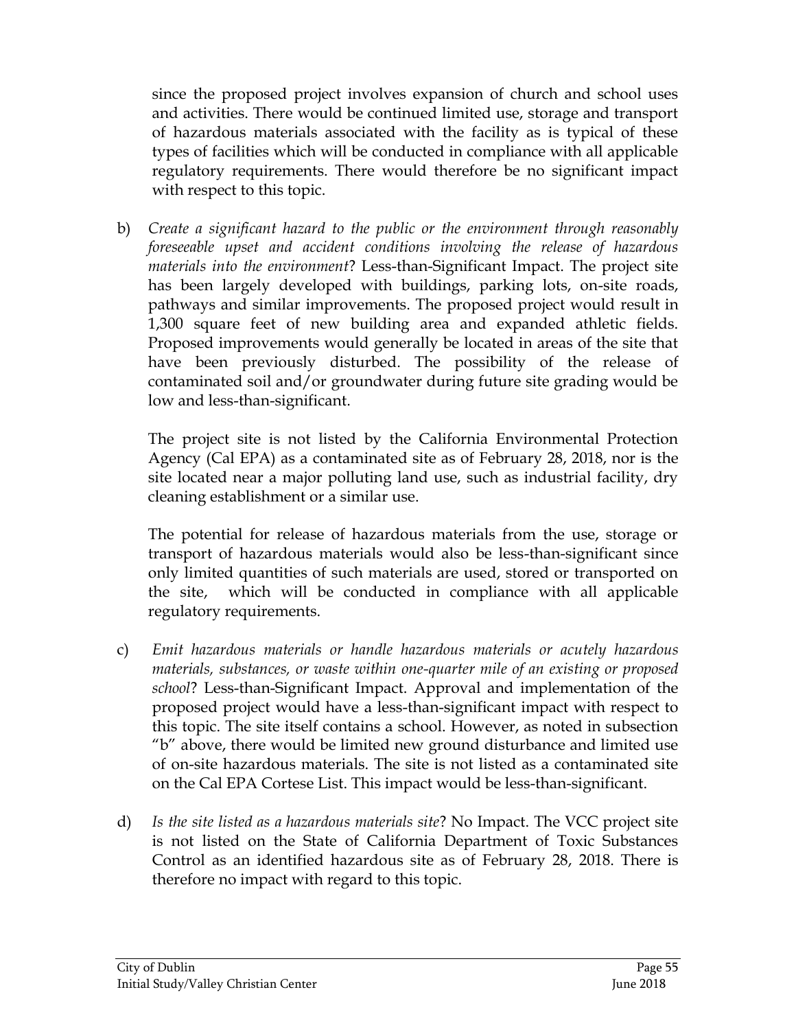since the proposed project involves expansion of church and school uses and activities. There would be continued limited use, storage and transport of hazardous materials associated with the facility as is typical of these types of facilities which will be conducted in compliance with all applicable regulatory requirements. There would therefore be no significant impact with respect to this topic.

b) *Create a significant hazard to the public or the environment through reasonably foreseeable upset and accident conditions involving the release of hazardous materials into the environment*? Less-than-Significant Impact. The project site has been largely developed with buildings, parking lots, on-site roads, pathways and similar improvements. The proposed project would result in 1,300 square feet of new building area and expanded athletic fields. Proposed improvements would generally be located in areas of the site that have been previously disturbed. The possibility of the release of contaminated soil and/or groundwater during future site grading would be low and less-than-significant.

   The project site is not listed by the California Environmental Protection Agency (Cal EPA) as a contaminated site as of February 28, 2018, nor is the site located near a major polluting land use, such as industrial facility, dry cleaning establishment or a similar use.

   The potential for release of hazardous materials from the use, storage or transport of hazardous materials would also be less-than-significant since only limited quantities of such materials are used, stored or transported on the site, which will be conducted in compliance with all applicable regulatory requirements.

c) *Emit hazardous materials or handle hazardous materials or acutely hazardous materials, substances, or waste within one-quarter mile of an existing or proposed school*? Less-than-Significant Impact. Approval and implementation of the proposed project would have a less-than-significant impact with respect to this topic. The site itself contains a school. However, as noted in subsection "b" above, there would be limited new ground disturbance and limited use of on-site hazardous materials. The site is not listed as a contaminated site on the Cal EPA Cortese List. This impact would be less-than-significant.

d) *Is the site listed as a hazardous materials site*? No Impact. The VCC project site is not listed on the State of California Department of Toxic Substances Control as an identified hazardous site as of February 28, 2018. There is therefore no impact with regard to this topic.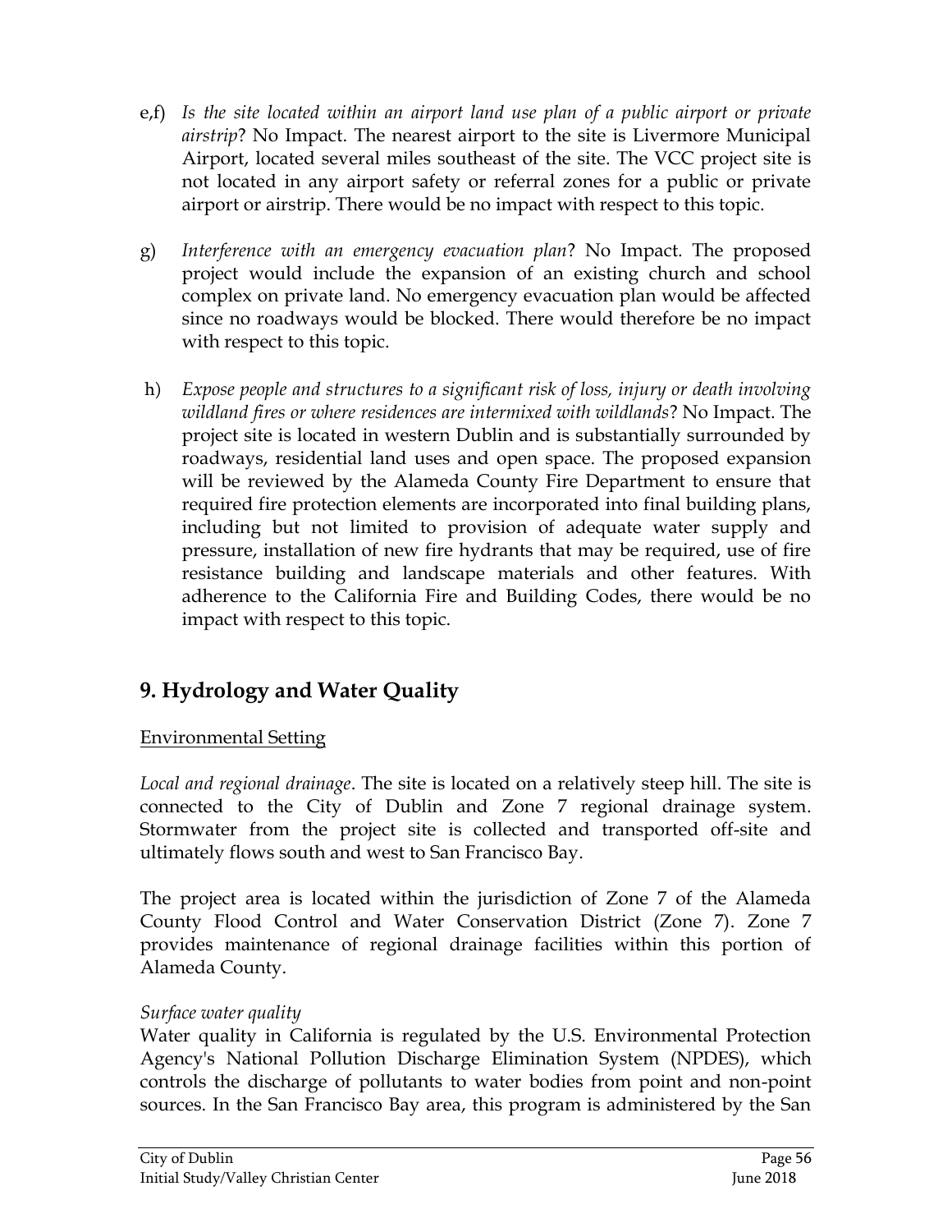e,f) *Is the site located within an airport land use plan of a public airport or private airstrip*? No Impact. The nearest airport to the site is Livermore Municipal Airport, located several miles southeast of the site. The VCC project site is not located in any airport safety or referral zones for a public or private airport or airstrip. There would be no impact with respect to this topic.

g) *Interference with an emergency evacuation plan*? No Impact. The proposed project would include the expansion of an existing church and school complex on private land. No emergency evacuation plan would be affected since no roadways would be blocked. There would therefore be no impact with respect to this topic.

h) *Expose people and structures to a significant risk of loss, injury or death involving wildland fires or where residences are intermixed with wildlands*? No Impact. The project site is located in western Dublin and is substantially surrounded by roadways, residential land uses and open space. The proposed expansion will be reviewed by the Alameda County Fire Department to ensure that required fire protection elements are incorporated into final building plans, including but not limited to provision of adequate water supply and pressure, installation of new fire hydrants that may be required, use of fire resistance building and landscape materials and other features. With adherence to the California Fire and Building Codes, there would be no impact with respect to this topic.

## 9. Hydrology and Water Quality

Environmental Setting

*Local and regional drainage*. The site is located on a relatively steep hill. The site is connected to the City of Dublin and Zone 7 regional drainage system. Stormwater from the project site is collected and transported off-site and ultimately flows south and west to San Francisco Bay.

The project area is located within the jurisdiction of Zone 7 of the Alameda County Flood Control and Water Conservation District (Zone 7). Zone 7 provides maintenance of regional drainage facilities within this portion of Alameda County.

*Surface water quality*

Water quality in California is regulated by the U.S. Environmental Protection Agency's National Pollution Discharge Elimination System (NPDES), which controls the discharge of pollutants to water bodies from point and non-point sources. In the San Francisco Bay area, this program is administered by the San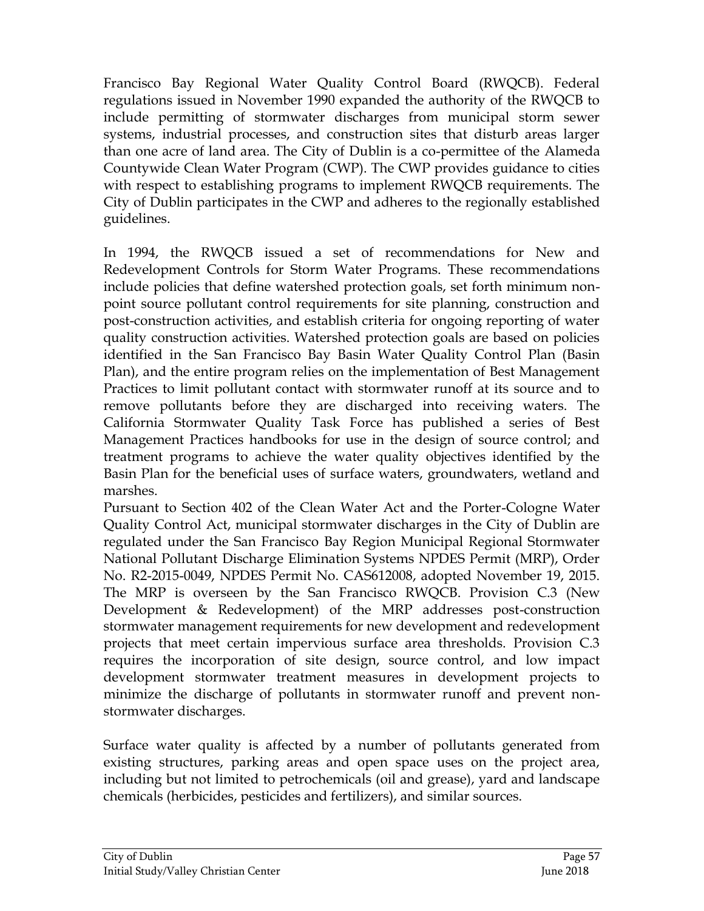Francisco Bay Regional Water Quality Control Board (RWQCB). Federal regulations issued in November 1990 expanded the authority of the RWQCB to include permitting of stormwater discharges from municipal storm sewer systems, industrial processes, and construction sites that disturb areas larger than one acre of land area. The City of Dublin is a co-permittee of the Alameda Countywide Clean Water Program (CWP). The CWP provides guidance to cities with respect to establishing programs to implement RWQCB requirements. The City of Dublin participates in the CWP and adheres to the regionally established guidelines.

In 1994, the RWQCB issued a set of recommendations for New and Redevelopment Controls for Storm Water Programs. These recommendations include policies that define watershed protection goals, set forth minimum non-point source pollutant control requirements for site planning, construction and post-construction activities, and establish criteria for ongoing reporting of water quality construction activities. Watershed protection goals are based on policies identified in the San Francisco Bay Basin Water Quality Control Plan (Basin Plan), and the entire program relies on the implementation of Best Management Practices to limit pollutant contact with stormwater runoff at its source and to remove pollutants before they are discharged into receiving waters. The California Stormwater Quality Task Force has published a series of Best Management Practices handbooks for use in the design of source control; and treatment programs to achieve the water quality objectives identified by the Basin Plan for the beneficial uses of surface waters, groundwaters, wetland and marshes.

Pursuant to Section 402 of the Clean Water Act and the Porter-Cologne Water Quality Control Act, municipal stormwater discharges in the City of Dublin are regulated under the San Francisco Bay Region Municipal Regional Stormwater National Pollutant Discharge Elimination Systems NPDES Permit (MRP), Order No. R2-2015-0049, NPDES Permit No. CAS612008, adopted November 19, 2015. The MRP is overseen by the San Francisco RWQCB. Provision C.3 (New Development & Redevelopment) of the MRP addresses post-construction stormwater management requirements for new development and redevelopment projects that meet certain impervious surface area thresholds. Provision C.3 requires the incorporation of site design, source control, and low impact development stormwater treatment measures in development projects to minimize the discharge of pollutants in stormwater runoff and prevent non-stormwater discharges.

Surface water quality is affected by a number of pollutants generated from existing structures, parking areas and open space uses on the project area, including but not limited to petrochemicals (oil and grease), yard and landscape chemicals (herbicides, pesticides and fertilizers), and similar sources.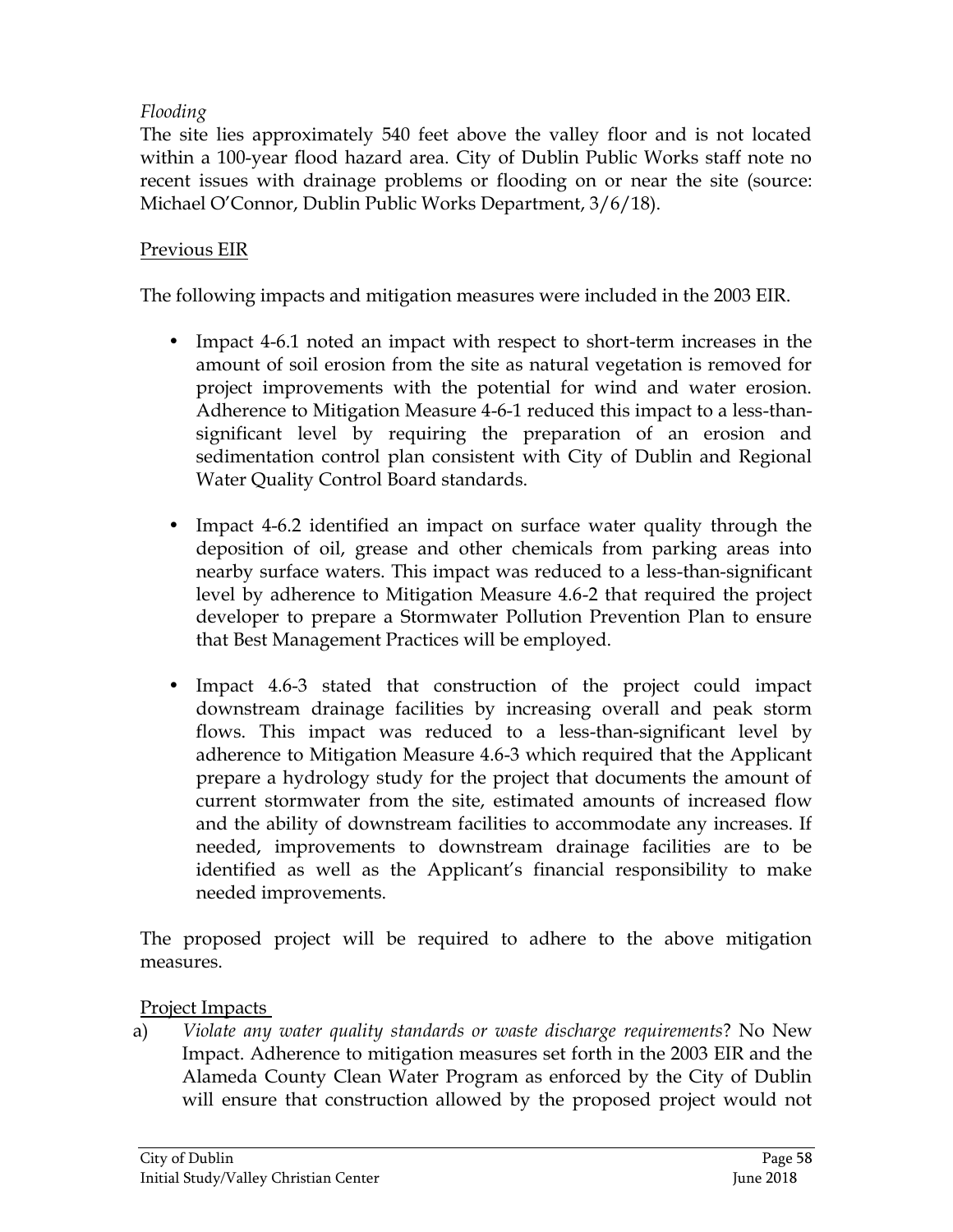*Flooding*

The site lies approximately 540 feet above the valley floor and is not located within a 100-year flood hazard area. City of Dublin Public Works staff note no recent issues with drainage problems or flooding on or near the site (source: Michael O'Connor, Dublin Public Works Department, 3/6/18).

Previous EIR

The following impacts and mitigation measures were included in the 2003 EIR.

- Impact 4-6.1 noted an impact with respect to short-term increases in the amount of soil erosion from the site as natural vegetation is removed for project improvements with the potential for wind and water erosion. Adherence to Mitigation Measure 4-6-1 reduced this impact to a less-than-significant level by requiring the preparation of an erosion and sedimentation control plan consistent with City of Dublin and Regional Water Quality Control Board standards.

- Impact 4-6.2 identified an impact on surface water quality through the deposition of oil, grease and other chemicals from parking areas into nearby surface waters. This impact was reduced to a less-than-significant level by adherence to Mitigation Measure 4.6-2 that required the project developer to prepare a Stormwater Pollution Prevention Plan to ensure that Best Management Practices will be employed.

- Impact 4.6-3 stated that construction of the project could impact downstream drainage facilities by increasing overall and peak storm flows. This impact was reduced to a less-than-significant level by adherence to Mitigation Measure 4.6-3 which required that the Applicant prepare a hydrology study for the project that documents the amount of current stormwater from the site, estimated amounts of increased flow and the ability of downstream facilities to accommodate any increases. If needed, improvements to downstream drainage facilities are to be identified as well as the Applicant's financial responsibility to make needed improvements.

The proposed project will be required to adhere to the above mitigation measures.

Project Impacts

a) *Violate any water quality standards or waste discharge requirements*? No New Impact. Adherence to mitigation measures set forth in the 2003 EIR and the Alameda County Clean Water Program as enforced by the City of Dublin will ensure that construction allowed by the proposed project would not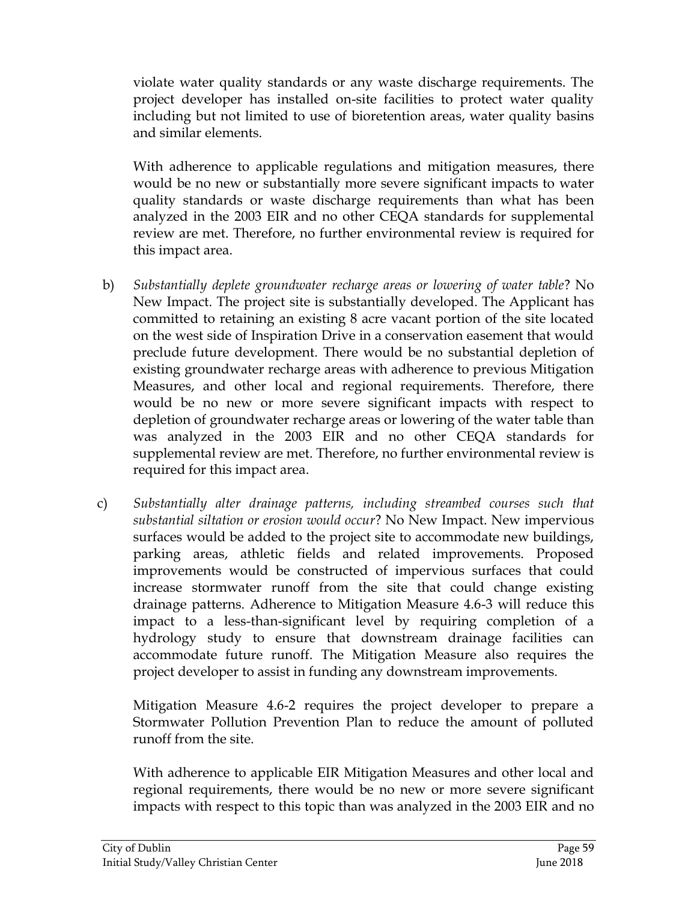violate water quality standards or any waste discharge requirements. The project developer has installed on-site facilities to protect water quality including but not limited to use of bioretention areas, water quality basins and similar elements.

With adherence to applicable regulations and mitigation measures, there would be no new or substantially more severe significant impacts to water quality standards or waste discharge requirements than what has been analyzed in the 2003 EIR and no other CEQA standards for supplemental review are met. Therefore, no further environmental review is required for this impact area.

b) *Substantially deplete groundwater recharge areas or lowering of water table*? No New Impact. The project site is substantially developed. The Applicant has committed to retaining an existing 8 acre vacant portion of the site located on the west side of Inspiration Drive in a conservation easement that would preclude future development. There would be no substantial depletion of existing groundwater recharge areas with adherence to previous Mitigation Measures, and other local and regional requirements. Therefore, there would be no new or more severe significant impacts with respect to depletion of groundwater recharge areas or lowering of the water table than was analyzed in the 2003 EIR and no other CEQA standards for supplemental review are met. Therefore, no further environmental review is required for this impact area.

c) *Substantially alter drainage patterns, including streambed courses such that substantial siltation or erosion would occur*? No New Impact. New impervious surfaces would be added to the project site to accommodate new buildings, parking areas, athletic fields and related improvements. Proposed improvements would be constructed of impervious surfaces that could increase stormwater runoff from the site that could change existing drainage patterns. Adherence to Mitigation Measure 4.6-3 will reduce this impact to a less-than-significant level by requiring completion of a hydrology study to ensure that downstream drainage facilities can accommodate future runoff. The Mitigation Measure also requires the project developer to assist in funding any downstream improvements.

Mitigation Measure 4.6-2 requires the project developer to prepare a Stormwater Pollution Prevention Plan to reduce the amount of polluted runoff from the site.

With adherence to applicable EIR Mitigation Measures and other local and regional requirements, there would be no new or more severe significant impacts with respect to this topic than was analyzed in the 2003 EIR and no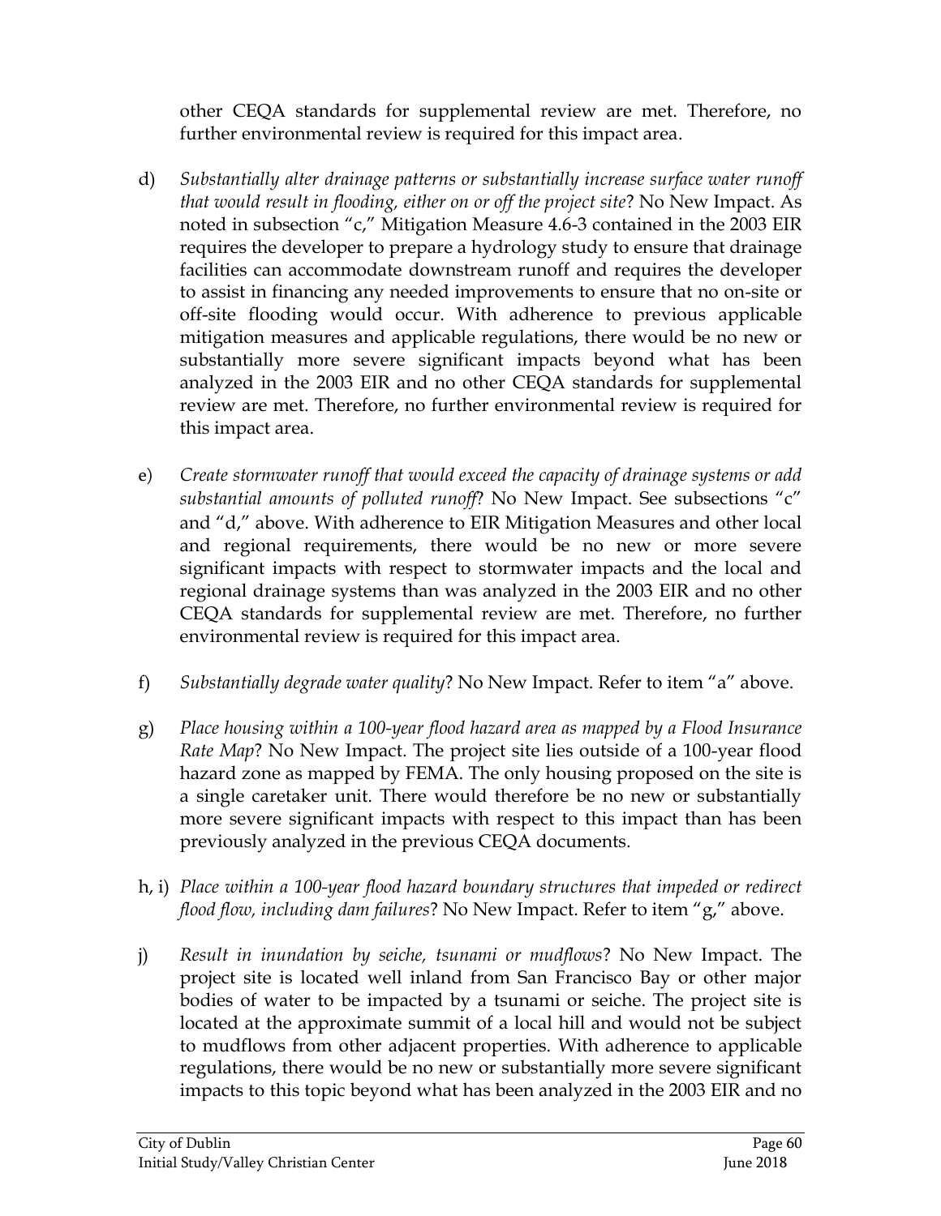other CEQA standards for supplemental review are met. Therefore, no further environmental review is required for this impact area.

d) *Substantially alter drainage patterns or substantially increase surface water runoff that would result in flooding, either on or off the project site*? No New Impact. As noted in subsection "c," Mitigation Measure 4.6-3 contained in the 2003 EIR requires the developer to prepare a hydrology study to ensure that drainage facilities can accommodate downstream runoff and requires the developer to assist in financing any needed improvements to ensure that no on-site or off-site flooding would occur. With adherence to previous applicable mitigation measures and applicable regulations, there would be no new or substantially more severe significant impacts beyond what has been analyzed in the 2003 EIR and no other CEQA standards for supplemental review are met. Therefore, no further environmental review is required for this impact area.

e) *Create stormwater runoff that would exceed the capacity of drainage systems or add substantial amounts of polluted runoff*? No New Impact. See subsections "c" and "d," above. With adherence to EIR Mitigation Measures and other local and regional requirements, there would be no new or more severe significant impacts with respect to stormwater impacts and the local and regional drainage systems than was analyzed in the 2003 EIR and no other CEQA standards for supplemental review are met. Therefore, no further environmental review is required for this impact area.

f) *Substantially degrade water quality*? No New Impact. Refer to item "a" above.

g) *Place housing within a 100-year flood hazard area as mapped by a Flood Insurance Rate Map*? No New Impact. The project site lies outside of a 100-year flood hazard zone as mapped by FEMA. The only housing proposed on the site is a single caretaker unit. There would therefore be no new or substantially more severe significant impacts with respect to this impact than has been previously analyzed in the previous CEQA documents.

h, i) *Place within a 100-year flood hazard boundary structures that impeded or redirect flood flow, including dam failures*? No New Impact. Refer to item "g," above.

j) *Result in inundation by seiche, tsunami or mudflows*? No New Impact. The project site is located well inland from San Francisco Bay or other major bodies of water to be impacted by a tsunami or seiche. The project site is located at the approximate summit of a local hill and would not be subject to mudflows from other adjacent properties. With adherence to applicable regulations, there would be no new or substantially more severe significant impacts to this topic beyond what has been analyzed in the 2003 EIR and no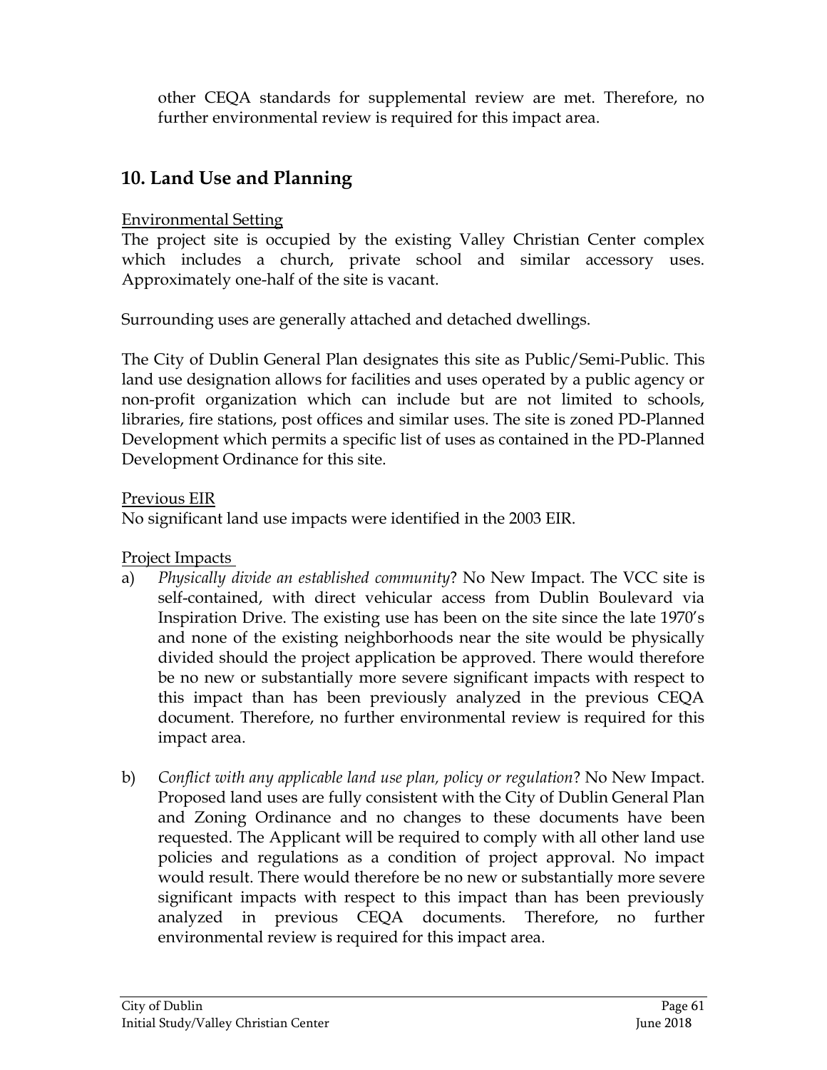other CEQA standards for supplemental review are met. Therefore, no further environmental review is required for this impact area.

## 10. Land Use and Planning

Environmental Setting

The project site is occupied by the existing Valley Christian Center complex which includes a church, private school and similar accessory uses. Approximately one-half of the site is vacant.

Surrounding uses are generally attached and detached dwellings.

The City of Dublin General Plan designates this site as Public/Semi-Public. This land use designation allows for facilities and uses operated by a public agency or non-profit organization which can include but are not limited to schools, libraries, fire stations, post offices and similar uses. The site is zoned PD-Planned Development which permits a specific list of uses as contained in the PD-Planned Development Ordinance for this site.

Previous EIR

No significant land use impacts were identified in the 2003 EIR.

Project Impacts

a) *Physically divide an established community*? No New Impact. The VCC site is self-contained, with direct vehicular access from Dublin Boulevard via Inspiration Drive. The existing use has been on the site since the late 1970's and none of the existing neighborhoods near the site would be physically divided should the project application be approved. There would therefore be no new or substantially more severe significant impacts with respect to this impact than has been previously analyzed in the previous CEQA document. Therefore, no further environmental review is required for this impact area.

b) *Conflict with any applicable land use plan, policy or regulation*? No New Impact. Proposed land uses are fully consistent with the City of Dublin General Plan and Zoning Ordinance and no changes to these documents have been requested. The Applicant will be required to comply with all other land use policies and regulations as a condition of project approval. No impact would result. There would therefore be no new or substantially more severe significant impacts with respect to this impact than has been previously analyzed in previous CEQA documents. Therefore, no further environmental review is required for this impact area.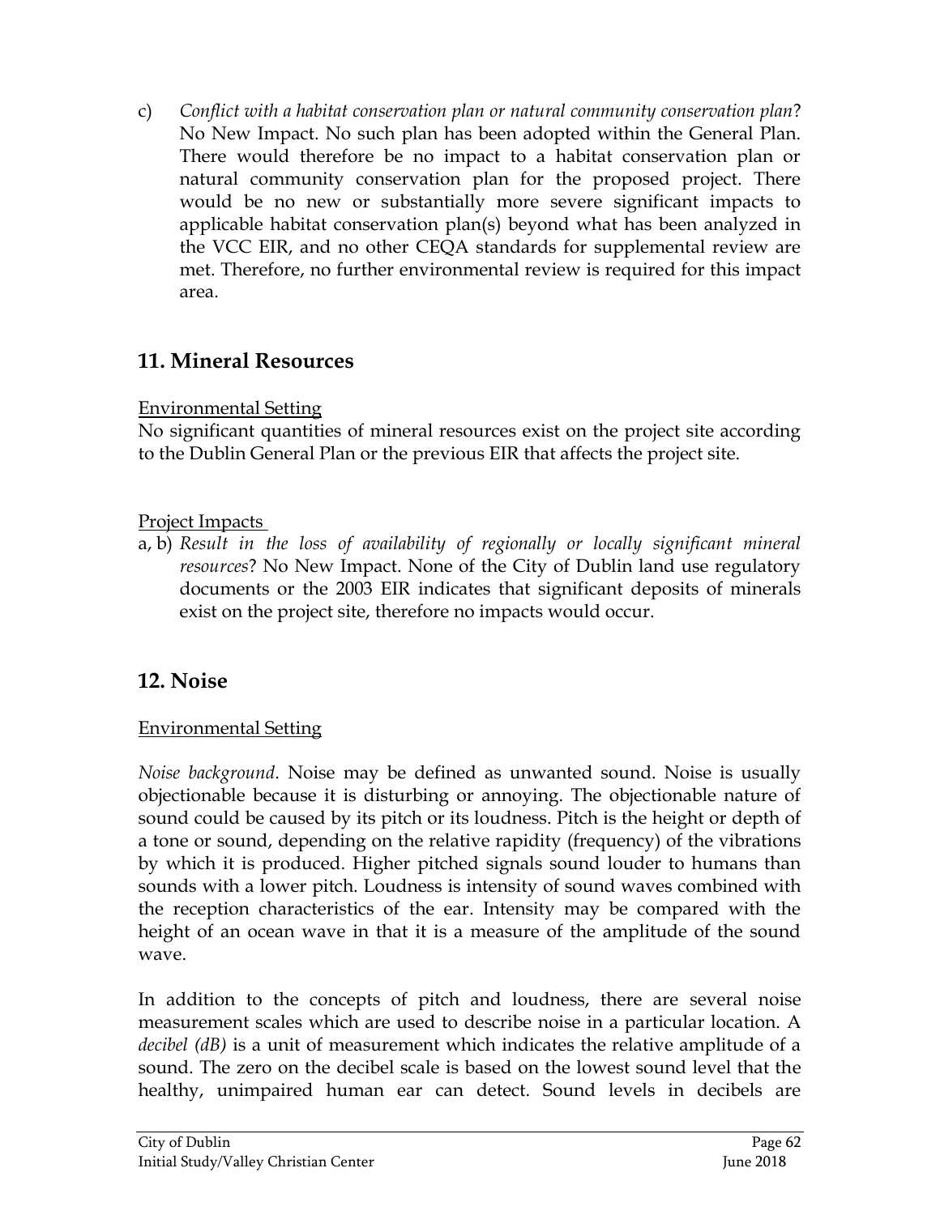c) *Conflict with a habitat conservation plan or natural community conservation plan*? No New Impact. No such plan has been adopted within the General Plan. There would therefore be no impact to a habitat conservation plan or natural community conservation plan for the proposed project. There would be no new or substantially more severe significant impacts to applicable habitat conservation plan(s) beyond what has been analyzed in the VCC EIR, and no other CEQA standards for supplemental review are met. Therefore, no further environmental review is required for this impact area.

## 11. Mineral Resources

Environmental Setting

No significant quantities of mineral resources exist on the project site according to the Dublin General Plan or the previous EIR that affects the project site.

Project Impacts

a, b) *Result in the loss of availability of regionally or locally significant mineral resources*? No New Impact. None of the City of Dublin land use regulatory documents or the 2003 EIR indicates that significant deposits of minerals exist on the project site, therefore no impacts would occur.

## 12. Noise

Environmental Setting

*Noise background*. Noise may be defined as unwanted sound. Noise is usually objectionable because it is disturbing or annoying. The objectionable nature of sound could be caused by its pitch or its loudness. Pitch is the height or depth of a tone or sound, depending on the relative rapidity (frequency) of the vibrations by which it is produced. Higher pitched signals sound louder to humans than sounds with a lower pitch. Loudness is intensity of sound waves combined with the reception characteristics of the ear. Intensity may be compared with the height of an ocean wave in that it is a measure of the amplitude of the sound wave.

In addition to the concepts of pitch and loudness, there are several noise measurement scales which are used to describe noise in a particular location. A *decibel (dB)* is a unit of measurement which indicates the relative amplitude of a sound. The zero on the decibel scale is based on the lowest sound level that the healthy, unimpaired human ear can detect. Sound levels in decibels are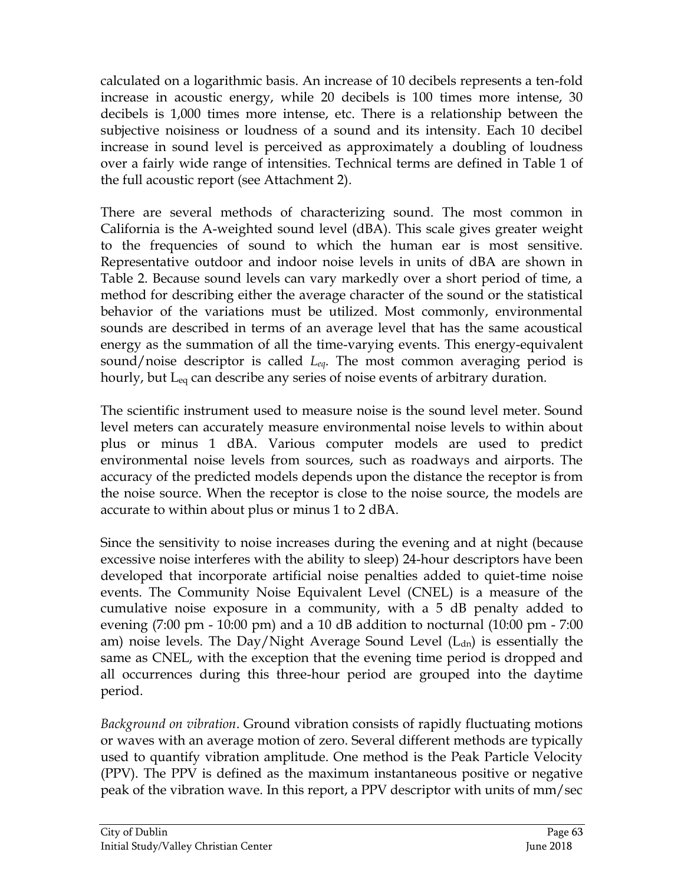calculated on a logarithmic basis. An increase of 10 decibels represents a ten-fold increase in acoustic energy, while 20 decibels is 100 times more intense, 30 decibels is 1,000 times more intense, etc. There is a relationship between the subjective noisiness or loudness of a sound and its intensity. Each 10 decibel increase in sound level is perceived as approximately a doubling of loudness over a fairly wide range of intensities. Technical terms are defined in Table 1 of the full acoustic report (see Attachment 2).

There are several methods of characterizing sound. The most common in California is the A-weighted sound level (dBA). This scale gives greater weight to the frequencies of sound to which the human ear is most sensitive. Representative outdoor and indoor noise levels in units of dBA are shown in Table 2. Because sound levels can vary markedly over a short period of time, a method for describing either the average character of the sound or the statistical behavior of the variations must be utilized. Most commonly, environmental sounds are described in terms of an average level that has the same acoustical energy as the summation of all the time-varying events. This energy-equivalent sound/noise descriptor is called $L_{eq}$. The most common averaging period is hourly, but $L_{eq}$ can describe any series of noise events of arbitrary duration.

The scientific instrument used to measure noise is the sound level meter. Sound level meters can accurately measure environmental noise levels to within about plus or minus 1 dBA. Various computer models are used to predict environmental noise levels from sources, such as roadways and airports. The accuracy of the predicted models depends upon the distance the receptor is from the noise source. When the receptor is close to the noise source, the models are accurate to within about plus or minus 1 to 2 dBA.

Since the sensitivity to noise increases during the evening and at night (because excessive noise interferes with the ability to sleep) 24-hour descriptors have been developed that incorporate artificial noise penalties added to quiet-time noise events. The Community Noise Equivalent Level (CNEL) is a measure of the cumulative noise exposure in a community, with a 5 dB penalty added to evening (7:00 pm - 10:00 pm) and a 10 dB addition to nocturnal (10:00 pm - 7:00 am) noise levels. The Day/Night Average Sound Level ($L_{dn}$) is essentially the same as CNEL, with the exception that the evening time period is dropped and all occurrences during this three-hour period are grouped into the daytime period.

*Background on vibration*. Ground vibration consists of rapidly fluctuating motions or waves with an average motion of zero. Several different methods are typically used to quantify vibration amplitude. One method is the Peak Particle Velocity (PPV). The PPV is defined as the maximum instantaneous positive or negative peak of the vibration wave. In this report, a PPV descriptor with units of mm/sec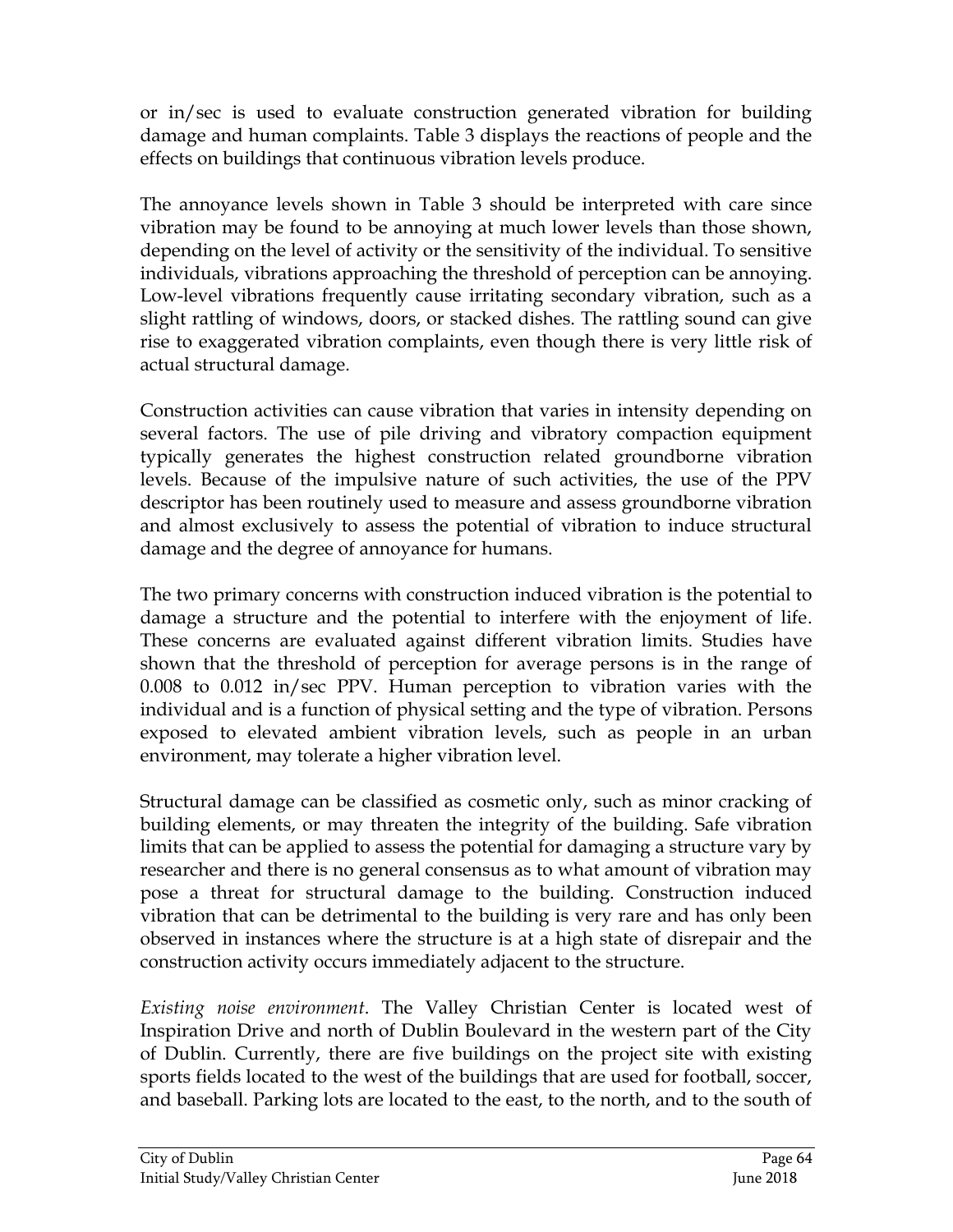or in/sec is used to evaluate construction generated vibration for building damage and human complaints. Table 3 displays the reactions of people and the effects on buildings that continuous vibration levels produce.

The annoyance levels shown in Table 3 should be interpreted with care since vibration may be found to be annoying at much lower levels than those shown, depending on the level of activity or the sensitivity of the individual. To sensitive individuals, vibrations approaching the threshold of perception can be annoying. Low-level vibrations frequently cause irritating secondary vibration, such as a slight rattling of windows, doors, or stacked dishes. The rattling sound can give rise to exaggerated vibration complaints, even though there is very little risk of actual structural damage.

Construction activities can cause vibration that varies in intensity depending on several factors. The use of pile driving and vibratory compaction equipment typically generates the highest construction related groundborne vibration levels. Because of the impulsive nature of such activities, the use of the PPV descriptor has been routinely used to measure and assess groundborne vibration and almost exclusively to assess the potential of vibration to induce structural damage and the degree of annoyance for humans.

The two primary concerns with construction induced vibration is the potential to damage a structure and the potential to interfere with the enjoyment of life. These concerns are evaluated against different vibration limits. Studies have shown that the threshold of perception for average persons is in the range of 0.008 to 0.012 in/sec PPV. Human perception to vibration varies with the individual and is a function of physical setting and the type of vibration. Persons exposed to elevated ambient vibration levels, such as people in an urban environment, may tolerate a higher vibration level.

Structural damage can be classified as cosmetic only, such as minor cracking of building elements, or may threaten the integrity of the building. Safe vibration limits that can be applied to assess the potential for damaging a structure vary by researcher and there is no general consensus as to what amount of vibration may pose a threat for structural damage to the building. Construction induced vibration that can be detrimental to the building is very rare and has only been observed in instances where the structure is at a high state of disrepair and the construction activity occurs immediately adjacent to the structure.

*Existing noise environment*. The Valley Christian Center is located west of Inspiration Drive and north of Dublin Boulevard in the western part of the City of Dublin. Currently, there are five buildings on the project site with existing sports fields located to the west of the buildings that are used for football, soccer, and baseball. Parking lots are located to the east, to the north, and to the south of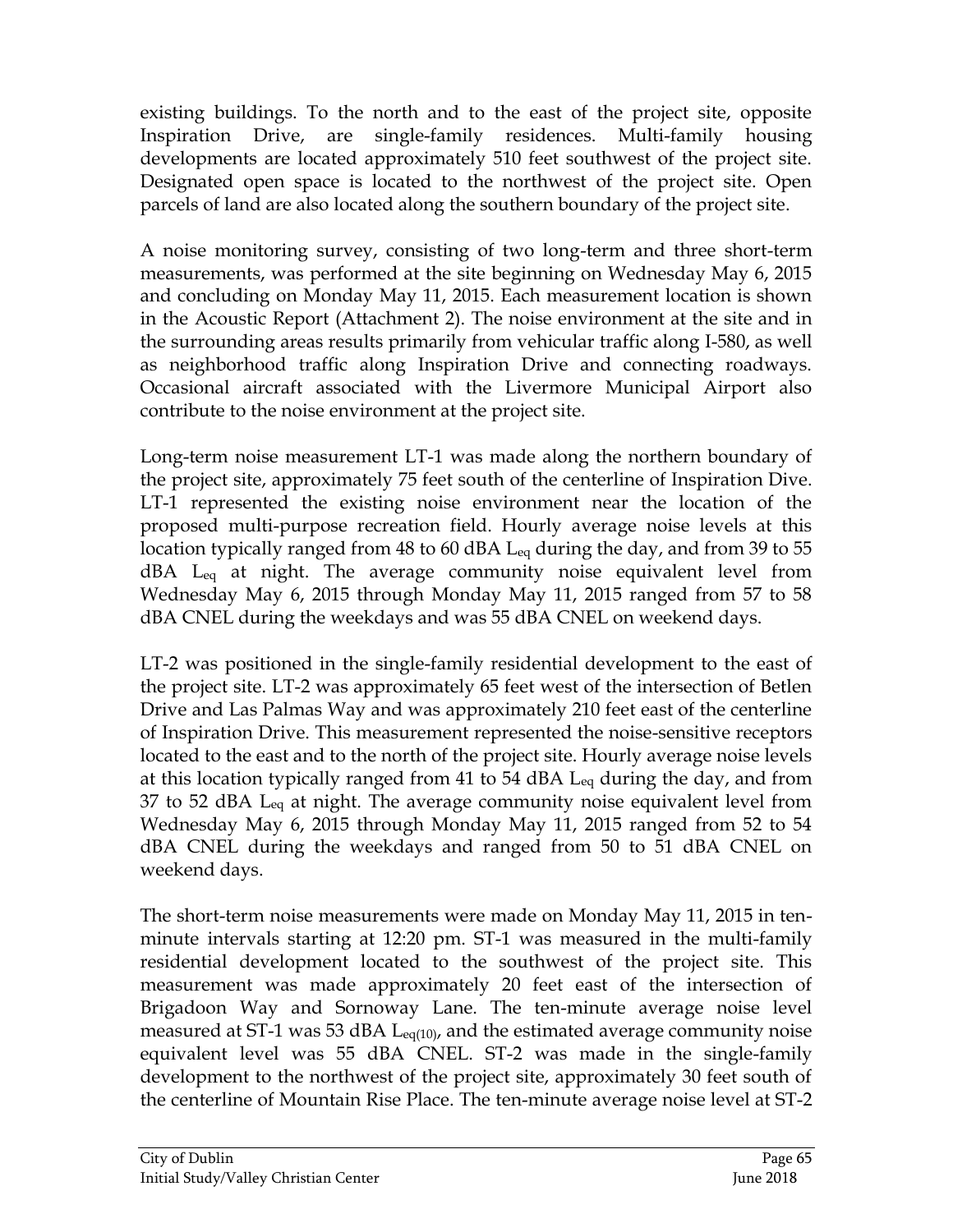existing buildings. To the north and to the east of the project site, opposite Inspiration Drive, are single-family residences. Multi-family housing developments are located approximately 510 feet southwest of the project site. Designated open space is located to the northwest of the project site. Open parcels of land are also located along the southern boundary of the project site.

A noise monitoring survey, consisting of two long-term and three short-term measurements, was performed at the site beginning on Wednesday May 6, 2015 and concluding on Monday May 11, 2015. Each measurement location is shown in the Acoustic Report (Attachment 2). The noise environment at the site and in the surrounding areas results primarily from vehicular traffic along I-580, as well as neighborhood traffic along Inspiration Drive and connecting roadways. Occasional aircraft associated with the Livermore Municipal Airport also contribute to the noise environment at the project site.

Long-term noise measurement LT-1 was made along the northern boundary of the project site, approximately 75 feet south of the centerline of Inspiration Dive. LT-1 represented the existing noise environment near the location of the proposed multi-purpose recreation field. Hourly average noise levels at this location typically ranged from 48 to 60 dBA $L_{eq}$ during the day, and from 39 to 55 dBA $L_{eq}$ at night. The average community noise equivalent level from Wednesday May 6, 2015 through Monday May 11, 2015 ranged from 57 to 58 dBA CNEL during the weekdays and was 55 dBA CNEL on weekend days.

LT-2 was positioned in the single-family residential development to the east of the project site. LT-2 was approximately 65 feet west of the intersection of Betlen Drive and Las Palmas Way and was approximately 210 feet east of the centerline of Inspiration Drive. This measurement represented the noise-sensitive receptors located to the east and to the north of the project site. Hourly average noise levels at this location typically ranged from 41 to 54 dBA $L_{eq}$ during the day, and from 37 to 52 dBA $L_{eq}$ at night. The average community noise equivalent level from Wednesday May 6, 2015 through Monday May 11, 2015 ranged from 52 to 54 dBA CNEL during the weekdays and ranged from 50 to 51 dBA CNEL on weekend days.

The short-term noise measurements were made on Monday May 11, 2015 in ten-minute intervals starting at 12:20 pm. ST-1 was measured in the multi-family residential development located to the southwest of the project site. This measurement was made approximately 20 feet east of the intersection of Brigadoon Way and Sornoway Lane. The ten-minute average noise level measured at ST-1 was 53 dBA $L_{eq(10)}$, and the estimated average community noise equivalent level was 55 dBA CNEL. ST-2 was made in the single-family development to the northwest of the project site, approximately 30 feet south of the centerline of Mountain Rise Place. The ten-minute average noise level at ST-2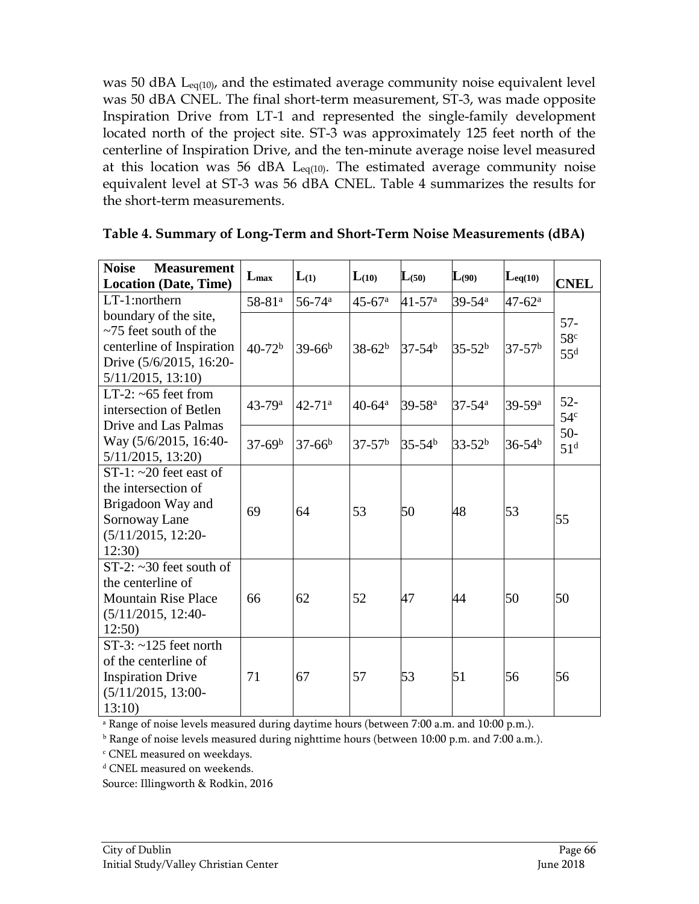was 50 dBA $L_{eq(10)}$, and the estimated average community noise equivalent level was 50 dBA CNEL. The final short-term measurement, ST-3, was made opposite Inspiration Drive from LT-1 and represented the single-family development located north of the project site. ST-3 was approximately 125 feet north of the centerline of Inspiration Drive, and the ten-minute average noise level measured at this location was 56 dBA $L_{eq(10)}$. The estimated average community noise equivalent level at ST-3 was 56 dBA CNEL. Table 4 summarizes the results for the short-term measurements.

**Table 4. Summary of Long-Term and Short-Term Noise Measurements (dBA)**

| Noise Measurement Location (Date, Time) | $L_{max}$ | $L_{(1)}$ | $L_{(10)}$ | $L_{(50)}$ | $L_{(90)}$ | $L_{eq(10)}$ | CNEL |
|---|---|---|---|---|---|---|---|
| LT-1: northern boundary of the site, ~75 feet south of the centerline of Inspiration Drive (5/6/2015, 16:20-5/11/2015, 13:10) | 58-81[a] | 56-74[a] | 45-67[a] | 41-57[a] | 39-54[a] | 47-62[a] | 57-58[c] 55[d] |
| | 40-72[b] | 39-66[b] | 38-62[b] | 37-54[b] | 35-52[b] | 37-57[b] | |
| LT-2: ~65 feet from intersection of Betlen Drive and Las Palmas Way (5/6/2015, 16:40-5/11/2015, 13:20) | 43-79[a] | 42-71[a] | 40-64[a] | 39-58[a] | 37-54[a] | 39-59[a] | 52-54[c] |
| | 37-69[b] | 37-66[b] | 37-57[b] | 35-54[b] | 33-52[b] | 36-54[b] | 50-51[d] |
| ST-1: ~20 feet east of the intersection of Brigadoon Way and Sornoway Lane (5/11/2015, 12:20-12:30) | 69 | 64 | 53 | 50 | 48 | 53 | 55 |
| ST-2: ~30 feet south of the centerline of Mountain Rise Place (5/11/2015, 12:40-12:50) | 66 | 62 | 52 | 47 | 44 | 50 | 50 |
| ST-3: ~125 feet north of the centerline of Inspiration Drive (5/11/2015, 13:00-13:10) | 71 | 67 | 57 | 53 | 51 | 56 | 56 |

[a] Range of noise levels measured during daytime hours (between 7:00 a.m. and 10:00 p.m.).

[b] Range of noise levels measured during nighttime hours (between 10:00 p.m. and 7:00 a.m.).

[c] CNEL measured on weekdays.

[d] CNEL measured on weekends.

Source: Illingworth & Rodkin, 2016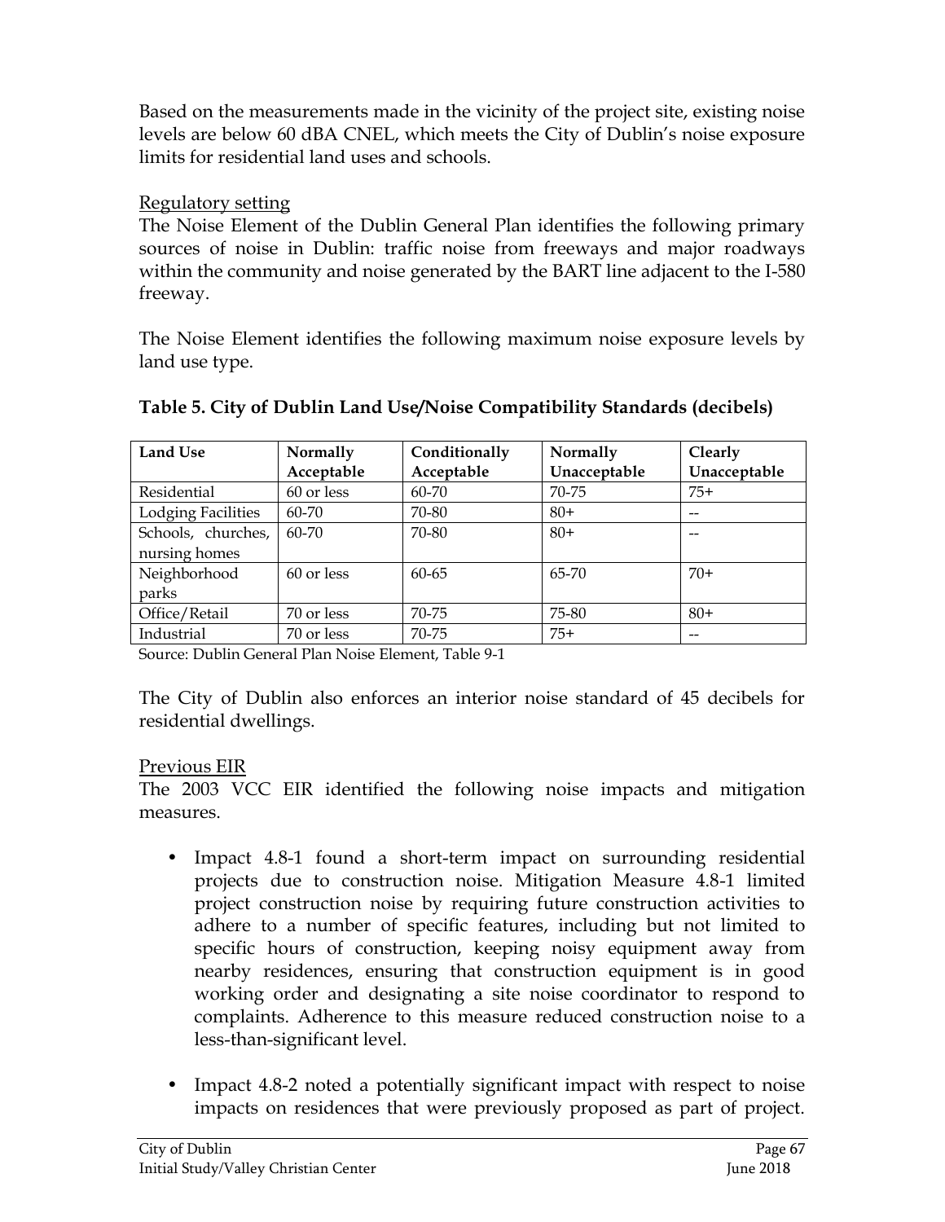Based on the measurements made in the vicinity of the project site, existing noise levels are below 60 dBA CNEL, which meets the City of Dublin's noise exposure limits for residential land uses and schools.

<u>Regulatory setting</u>

The Noise Element of the Dublin General Plan identifies the following primary sources of noise in Dublin: traffic noise from freeways and major roadways within the community and noise generated by the BART line adjacent to the I-580 freeway.

The Noise Element identifies the following maximum noise exposure levels by land use type.

**Table 5. City of Dublin Land Use/Noise Compatibility Standards (decibels)**

| Land Use | Normally Acceptable | Conditionally Acceptable | Normally Unacceptable | Clearly Unacceptable |
|---|---|---|---|---|
| Residential | 60 or less | 60-70 | 70-75 | 75+ |
| Lodging Facilities | 60-70 | 70-80 | 80+ | -- |
| Schools, churches, nursing homes | 60-70 | 70-80 | 80+ | -- |
| Neighborhood parks | 60 or less | 60-65 | 65-70 | 70+ |
| Office/Retail | 70 or less | 70-75 | 75-80 | 80+ |
| Industrial | 70 or less | 70-75 | 75+ | -- |

Source: Dublin General Plan Noise Element, Table 9-1

The City of Dublin also enforces an interior noise standard of 45 decibels for residential dwellings.

<u>Previous EIR</u>

The 2003 VCC EIR identified the following noise impacts and mitigation measures.

- Impact 4.8-1 found a short-term impact on surrounding residential projects due to construction noise. Mitigation Measure 4.8-1 limited project construction noise by requiring future construction activities to adhere to a number of specific features, including but not limited to specific hours of construction, keeping noisy equipment away from nearby residences, ensuring that construction equipment is in good working order and designating a site noise coordinator to respond to complaints. Adherence to this measure reduced construction noise to a less-than-significant level.

- Impact 4.8-2 noted a potentially significant impact with respect to noise impacts on residences that were previously proposed as part of project.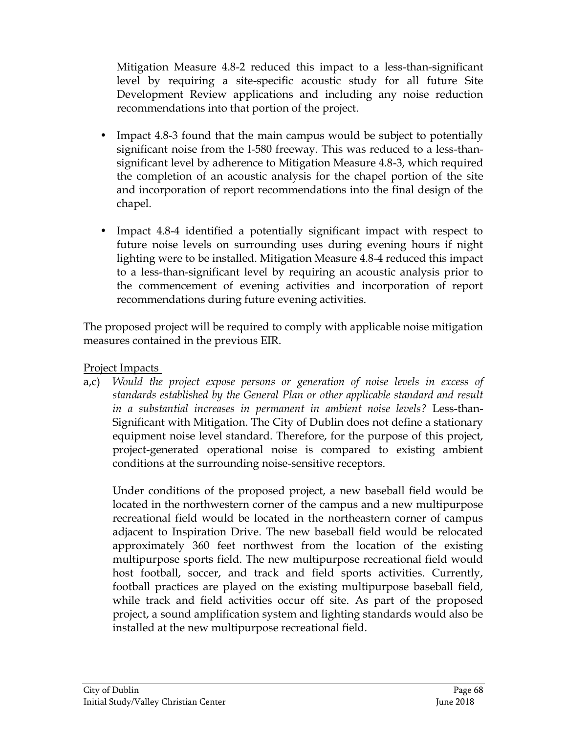Mitigation Measure 4.8-2 reduced this impact to a less-than-significant level by requiring a site-specific acoustic study for all future Site Development Review applications and including any noise reduction recommendations into that portion of the project.

- Impact 4.8-3 found that the main campus would be subject to potentially significant noise from the I-580 freeway. This was reduced to a less-than-significant level by adherence to Mitigation Measure 4.8-3, which required the completion of an acoustic analysis for the chapel portion of the site and incorporation of report recommendations into the final design of the chapel.
- Impact 4.8-4 identified a potentially significant impact with respect to future noise levels on surrounding uses during evening hours if night lighting were to be installed. Mitigation Measure 4.8-4 reduced this impact to a less-than-significant level by requiring an acoustic analysis prior to the commencement of evening activities and incorporation of report recommendations during future evening activities.

The proposed project will be required to comply with applicable noise mitigation measures contained in the previous EIR.

Project Impacts

a,c) *Would the project expose persons or generation of noise levels in excess of standards established by the General Plan or other applicable standard and result in a substantial increases in permanent in ambient noise levels?* Less-than-Significant with Mitigation. The City of Dublin does not define a stationary equipment noise level standard. Therefore, for the purpose of this project, project-generated operational noise is compared to existing ambient conditions at the surrounding noise-sensitive receptors.

Under conditions of the proposed project, a new baseball field would be located in the northwestern corner of the campus and a new multipurpose recreational field would be located in the northeastern corner of campus adjacent to Inspiration Drive. The new baseball field would be relocated approximately 360 feet northwest from the location of the existing multipurpose sports field. The new multipurpose recreational field would host football, soccer, and track and field sports activities. Currently, football practices are played on the existing multipurpose baseball field, while track and field activities occur off site. As part of the proposed project, a sound amplification system and lighting standards would also be installed at the new multipurpose recreational field.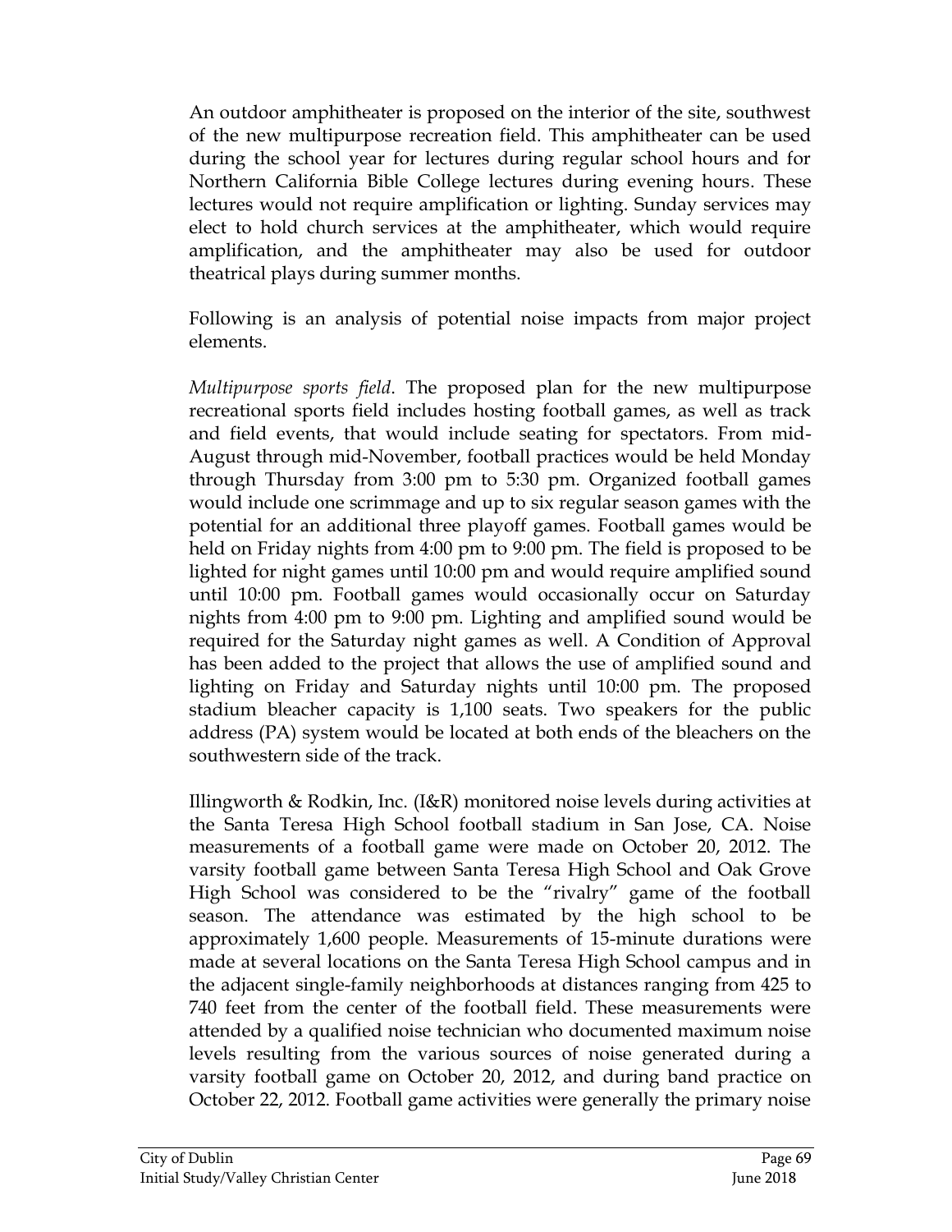An outdoor amphitheater is proposed on the interior of the site, southwest of the new multipurpose recreation field. This amphitheater can be used during the school year for lectures during regular school hours and for Northern California Bible College lectures during evening hours. These lectures would not require amplification or lighting. Sunday services may elect to hold church services at the amphitheater, which would require amplification, and the amphitheater may also be used for outdoor theatrical plays during summer months.

Following is an analysis of potential noise impacts from major project elements.

*Multipurpose sports field*. The proposed plan for the new multipurpose recreational sports field includes hosting football games, as well as track and field events, that would include seating for spectators. From mid-August through mid-November, football practices would be held Monday through Thursday from 3:00 pm to 5:30 pm. Organized football games would include one scrimmage and up to six regular season games with the potential for an additional three playoff games. Football games would be held on Friday nights from 4:00 pm to 9:00 pm. The field is proposed to be lighted for night games until 10:00 pm and would require amplified sound until 10:00 pm. Football games would occasionally occur on Saturday nights from 4:00 pm to 9:00 pm. Lighting and amplified sound would be required for the Saturday night games as well. A Condition of Approval has been added to the project that allows the use of amplified sound and lighting on Friday and Saturday nights until 10:00 pm. The proposed stadium bleacher capacity is 1,100 seats. Two speakers for the public address (PA) system would be located at both ends of the bleachers on the southwestern side of the track.

Illingworth & Rodkin, Inc. (I&R) monitored noise levels during activities at the Santa Teresa High School football stadium in San Jose, CA. Noise measurements of a football game were made on October 20, 2012. The varsity football game between Santa Teresa High School and Oak Grove High School was considered to be the "rivalry" game of the football season. The attendance was estimated by the high school to be approximately 1,600 people. Measurements of 15-minute durations were made at several locations on the Santa Teresa High School campus and in the adjacent single-family neighborhoods at distances ranging from 425 to 740 feet from the center of the football field. These measurements were attended by a qualified noise technician who documented maximum noise levels resulting from the various sources of noise generated during a varsity football game on October 20, 2012, and during band practice on October 22, 2012. Football game activities were generally the primary noise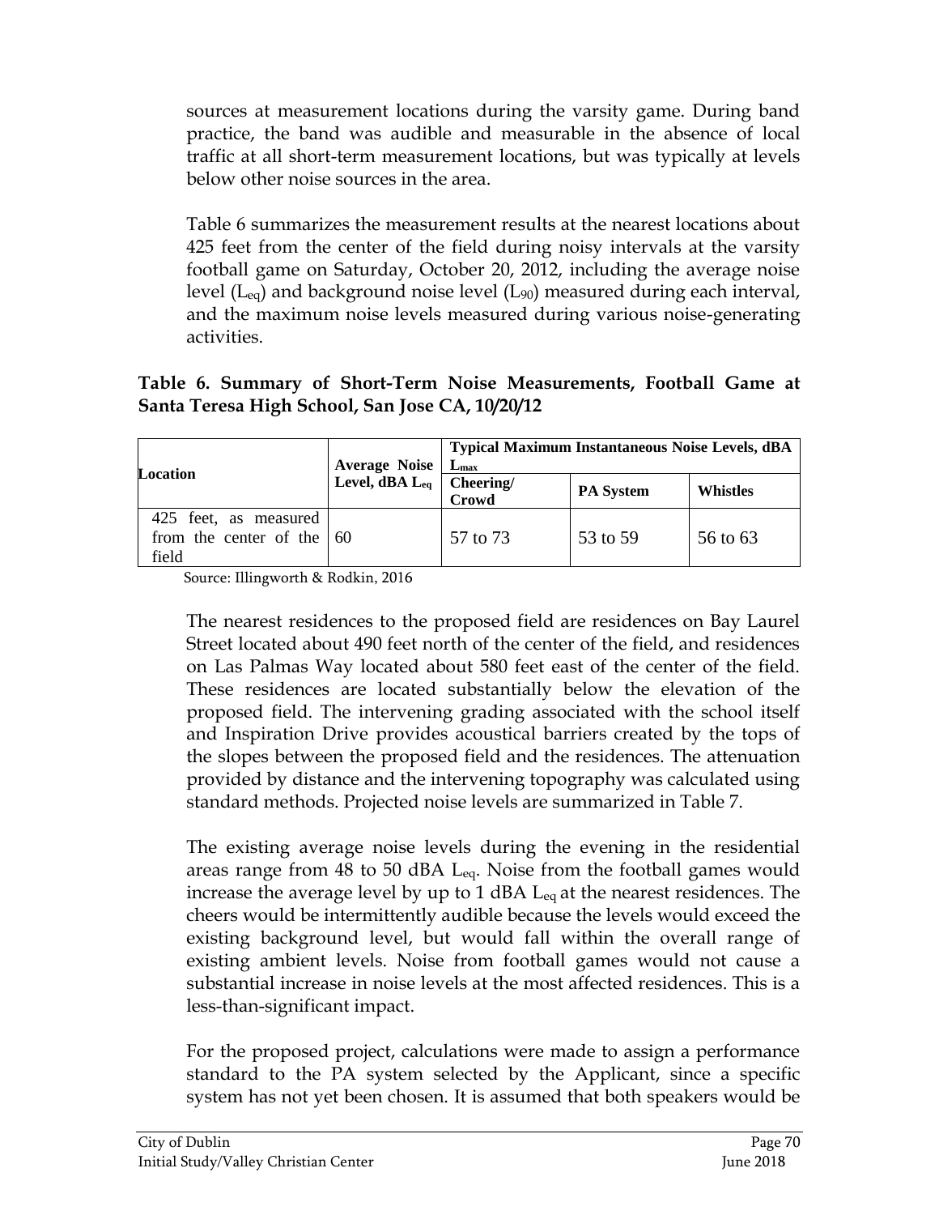sources at measurement locations during the varsity game. During band practice, the band was audible and measurable in the absence of local traffic at all short-term measurement locations, but was typically at levels below other noise sources in the area.

Table 6 summarizes the measurement results at the nearest locations about 425 feet from the center of the field during noisy intervals at the varsity football game on Saturday, October 20, 2012, including the average noise level ($L_{eq}$) and background noise level ($L_{90}$) measured during each interval, and the maximum noise levels measured during various noise-generating activities.

**Table 6. Summary of Short-Term Noise Measurements, Football Game at Santa Teresa High School, San Jose CA, 10/20/12**

| Location | Average Noise Level, dBA $L_{eq}$ | Typical Maximum Instantaneous Noise Levels, dBA $L_{max}$ | | |
|---|---|---|---|---|
| | | Cheering/ Crowd | PA System | Whistles |
| 425 feet, as measured from the center of the field | 60 | 57 to 73 | 53 to 59 | 56 to 63 |

Source: Illingworth & Rodkin, 2016

The nearest residences to the proposed field are residences on Bay Laurel Street located about 490 feet north of the center of the field, and residences on Las Palmas Way located about 580 feet east of the center of the field. These residences are located substantially below the elevation of the proposed field. The intervening grading associated with the school itself and Inspiration Drive provides acoustical barriers created by the tops of the slopes between the proposed field and the residences. The attenuation provided by distance and the intervening topography was calculated using standard methods. Projected noise levels are summarized in Table 7.

The existing average noise levels during the evening in the residential areas range from 48 to 50 dBA $L_{eq}$. Noise from the football games would increase the average level by up to 1 dBA $L_{eq}$ at the nearest residences. The cheers would be intermittently audible because the levels would exceed the existing background level, but would fall within the overall range of existing ambient levels. Noise from football games would not cause a substantial increase in noise levels at the most affected residences. This is a less-than-significant impact.

For the proposed project, calculations were made to assign a performance standard to the PA system selected by the Applicant, since a specific system has not yet been chosen. It is assumed that both speakers would be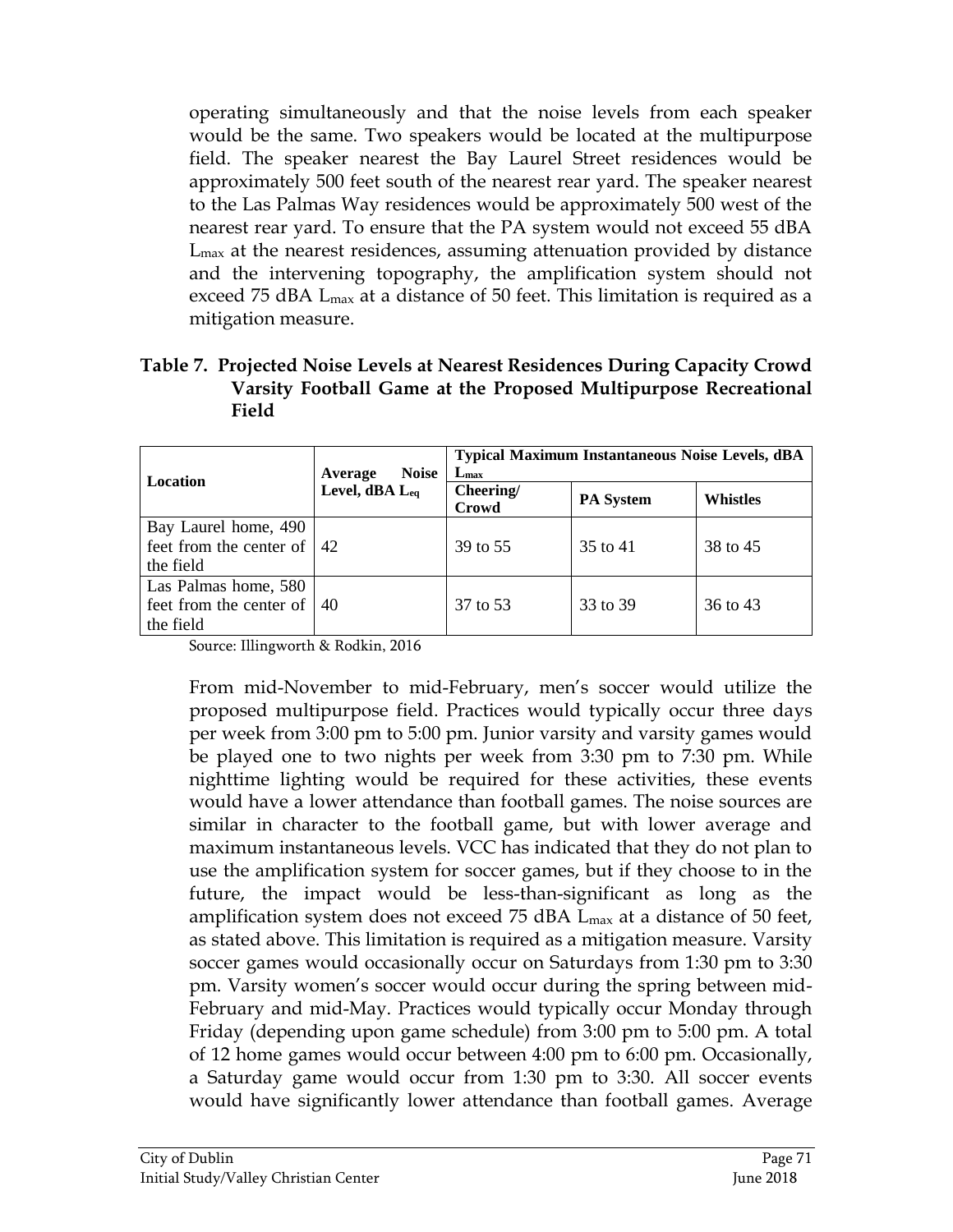operating simultaneously and that the noise levels from each speaker would be the same. Two speakers would be located at the multipurpose field. The speaker nearest the Bay Laurel Street residences would be approximately 500 feet south of the nearest rear yard. The speaker nearest to the Las Palmas Way residences would be approximately 500 west of the nearest rear yard. To ensure that the PA system would not exceed 55 dBA $L_{max}$ at the nearest residences, assuming attenuation provided by distance and the intervening topography, the amplification system should not exceed 75 dBA $L_{max}$ at a distance of 50 feet. This limitation is required as a mitigation measure.

**Table 7. Projected Noise Levels at Nearest Residences During Capacity Crowd Varsity Football Game at the Proposed Multipurpose Recreational Field**

| Location | Average Noise Level, dBA $L_{eq}$ | Typical Maximum Instantaneous Noise Levels, dBA $L_{max}$ | | |
|---|---|---|---|---|
| | | Cheering/ Crowd | PA System | Whistles |
| Bay Laurel home, 490 feet from the center of the field | 42 | 39 to 55 | 35 to 41 | 38 to 45 |
| Las Palmas home, 580 feet from the center of the field | 40 | 37 to 53 | 33 to 39 | 36 to 43 |

Source: Illingworth & Rodkin, 2016

From mid-November to mid-February, men's soccer would utilize the proposed multipurpose field. Practices would typically occur three days per week from 3:00 pm to 5:00 pm. Junior varsity and varsity games would be played one to two nights per week from 3:30 pm to 7:30 pm. While nighttime lighting would be required for these activities, these events would have a lower attendance than football games. The noise sources are similar in character to the football game, but with lower average and maximum instantaneous levels. VCC has indicated that they do not plan to use the amplification system for soccer games, but if they choose to in the future, the impact would be less-than-significant as long as the amplification system does not exceed 75 dBA $L_{max}$ at a distance of 50 feet, as stated above. This limitation is required as a mitigation measure. Varsity soccer games would occasionally occur on Saturdays from 1:30 pm to 3:30 pm. Varsity women's soccer would occur during the spring between mid-February and mid-May. Practices would typically occur Monday through Friday (depending upon game schedule) from 3:00 pm to 5:00 pm. A total of 12 home games would occur between 4:00 pm to 6:00 pm. Occasionally, a Saturday game would occur from 1:30 pm to 3:30. All soccer events would have significantly lower attendance than football games. Average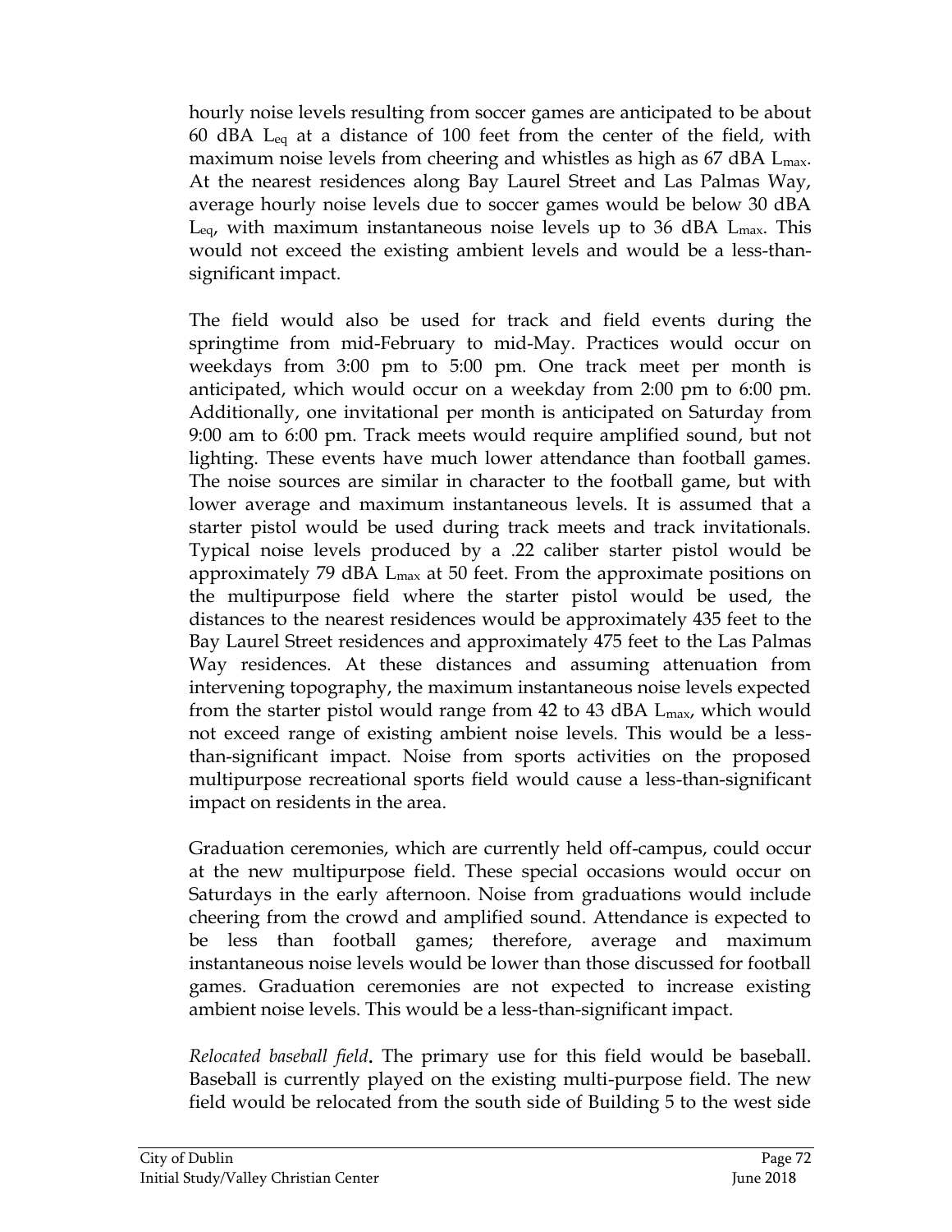hourly noise levels resulting from soccer games are anticipated to be about 60 dBA $L_{eq}$ at a distance of 100 feet from the center of the field, with maximum noise levels from cheering and whistles as high as 67 dBA $L_{max}$. At the nearest residences along Bay Laurel Street and Las Palmas Way, average hourly noise levels due to soccer games would be below 30 dBA $L_{eq}$, with maximum instantaneous noise levels up to 36 dBA $L_{max}$. This would not exceed the existing ambient levels and would be a less-than-significant impact.

The field would also be used for track and field events during the springtime from mid-February to mid-May. Practices would occur on weekdays from 3:00 pm to 5:00 pm. One track meet per month is anticipated, which would occur on a weekday from 2:00 pm to 6:00 pm. Additionally, one invitational per month is anticipated on Saturday from 9:00 am to 6:00 pm. Track meets would require amplified sound, but not lighting. These events have much lower attendance than football games. The noise sources are similar in character to the football game, but with lower average and maximum instantaneous levels. It is assumed that a starter pistol would be used during track meets and track invitationals. Typical noise levels produced by a .22 caliber starter pistol would be approximately 79 dBA $L_{max}$ at 50 feet. From the approximate positions on the multipurpose field where the starter pistol would be used, the distances to the nearest residences would be approximately 435 feet to the Bay Laurel Street residences and approximately 475 feet to the Las Palmas Way residences. At these distances and assuming attenuation from intervening topography, the maximum instantaneous noise levels expected from the starter pistol would range from 42 to 43 dBA $L_{max}$, which would not exceed range of existing ambient noise levels. This would be a less-than-significant impact. Noise from sports activities on the proposed multipurpose recreational sports field would cause a less-than-significant impact on residents in the area.

Graduation ceremonies, which are currently held off-campus, could occur at the new multipurpose field. These special occasions would occur on Saturdays in the early afternoon. Noise from graduations would include cheering from the crowd and amplified sound. Attendance is expected to be less than football games; therefore, average and maximum instantaneous noise levels would be lower than those discussed for football games. Graduation ceremonies are not expected to increase existing ambient noise levels. This would be a less-than-significant impact.

*Relocated baseball field*. The primary use for this field would be baseball. Baseball is currently played on the existing multi-purpose field. The new field would be relocated from the south side of Building 5 to the west side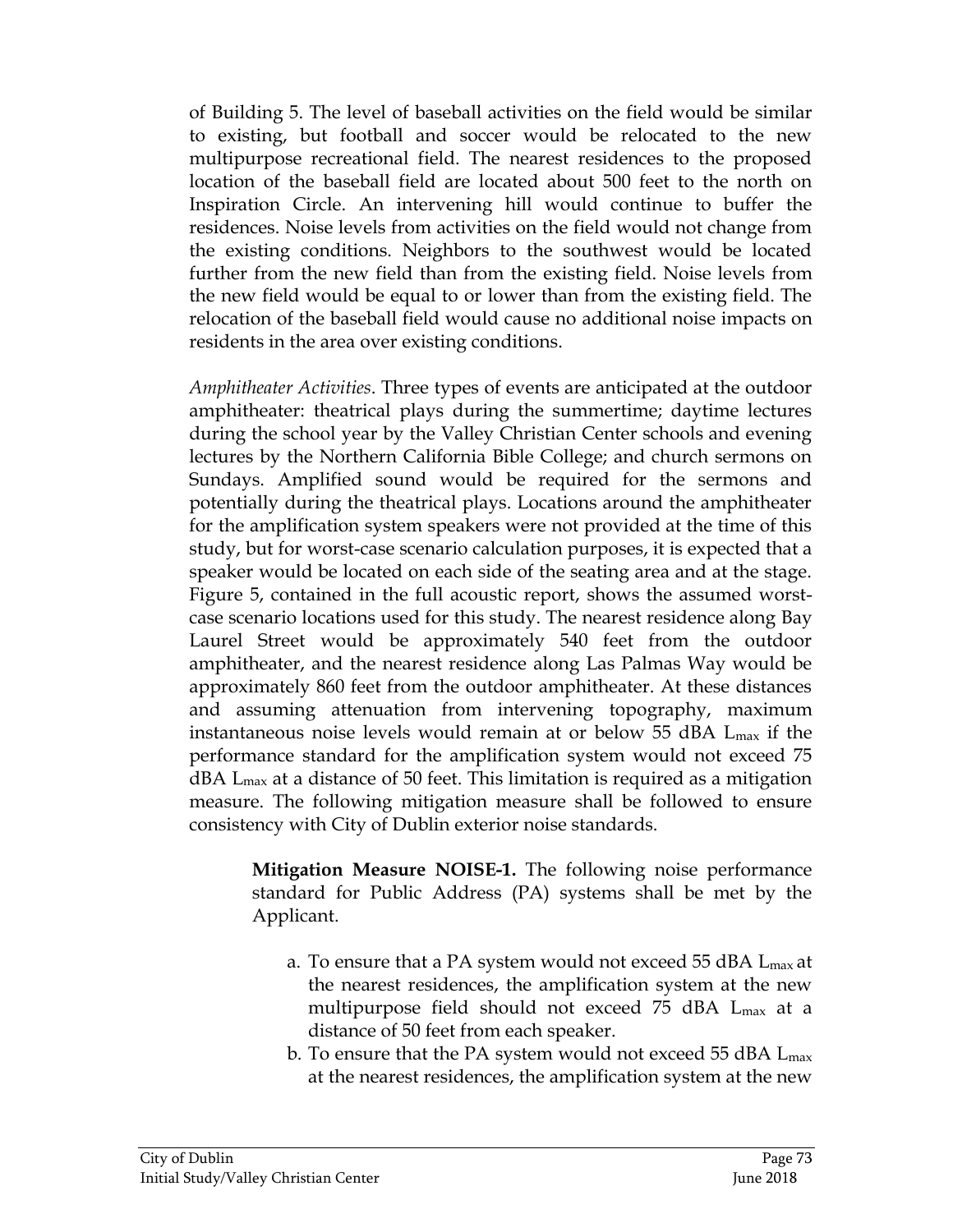of Building 5. The level of baseball activities on the field would be similar to existing, but football and soccer would be relocated to the new multipurpose recreational field. The nearest residences to the proposed location of the baseball field are located about 500 feet to the north on Inspiration Circle. An intervening hill would continue to buffer the residences. Noise levels from activities on the field would not change from the existing conditions. Neighbors to the southwest would be located further from the new field than from the existing field. Noise levels from the new field would be equal to or lower than from the existing field. The relocation of the baseball field would cause no additional noise impacts on residents in the area over existing conditions.

*Amphitheater Activities*. Three types of events are anticipated at the outdoor amphitheater: theatrical plays during the summertime; daytime lectures during the school year by the Valley Christian Center schools and evening lectures by the Northern California Bible College; and church sermons on Sundays. Amplified sound would be required for the sermons and potentially during the theatrical plays. Locations around the amphitheater for the amplification system speakers were not provided at the time of this study, but for worst-case scenario calculation purposes, it is expected that a speaker would be located on each side of the seating area and at the stage. Figure 5, contained in the full acoustic report, shows the assumed worst-case scenario locations used for this study. The nearest residence along Bay Laurel Street would be approximately 540 feet from the outdoor amphitheater, and the nearest residence along Las Palmas Way would be approximately 860 feet from the outdoor amphitheater. At these distances and assuming attenuation from intervening topography, maximum instantaneous noise levels would remain at or below 55 dBA $L_{max}$ if the performance standard for the amplification system would not exceed 75 dBA $L_{max}$ at a distance of 50 feet. This limitation is required as a mitigation measure. The following mitigation measure shall be followed to ensure consistency with City of Dublin exterior noise standards.

> **Mitigation Measure NOISE-1.** The following noise performance standard for Public Address (PA) systems shall be met by the Applicant.
>
> a. To ensure that a PA system would not exceed 55 dBA $L_{max}$ at the nearest residences, the amplification system at the new multipurpose field should not exceed 75 dBA $L_{max}$ at a distance of 50 feet from each speaker.
>
> b. To ensure that the PA system would not exceed 55 dBA $L_{max}$ at the nearest residences, the amplification system at the new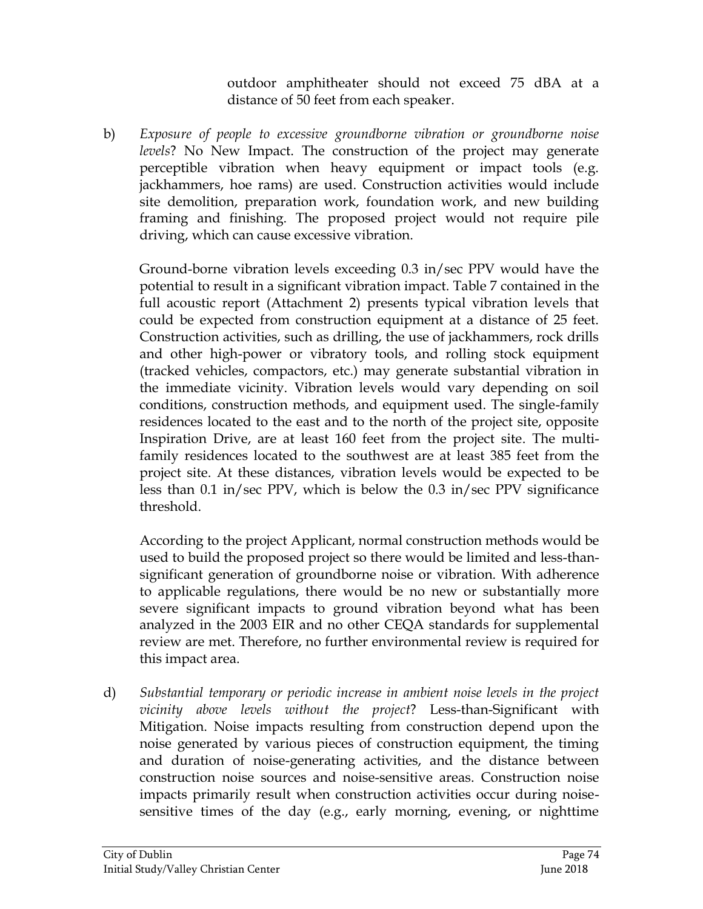outdoor amphitheater should not exceed 75 dBA at a distance of 50 feet from each speaker.

b) *Exposure of people to excessive groundborne vibration or groundborne noise levels*? No New Impact. The construction of the project may generate perceptible vibration when heavy equipment or impact tools (e.g. jackhammers, hoe rams) are used. Construction activities would include site demolition, preparation work, foundation work, and new building framing and finishing. The proposed project would not require pile driving, which can cause excessive vibration.

Ground-borne vibration levels exceeding 0.3 in/sec PPV would have the potential to result in a significant vibration impact. Table 7 contained in the full acoustic report (Attachment 2) presents typical vibration levels that could be expected from construction equipment at a distance of 25 feet. Construction activities, such as drilling, the use of jackhammers, rock drills and other high-power or vibratory tools, and rolling stock equipment (tracked vehicles, compactors, etc.) may generate substantial vibration in the immediate vicinity. Vibration levels would vary depending on soil conditions, construction methods, and equipment used. The single-family residences located to the east and to the north of the project site, opposite Inspiration Drive, are at least 160 feet from the project site. The multi-family residences located to the southwest are at least 385 feet from the project site. At these distances, vibration levels would be expected to be less than 0.1 in/sec PPV, which is below the 0.3 in/sec PPV significance threshold.

According to the project Applicant, normal construction methods would be used to build the proposed project so there would be limited and less-than-significant generation of groundborne noise or vibration. With adherence to applicable regulations, there would be no new or substantially more severe significant impacts to ground vibration beyond what has been analyzed in the 2003 EIR and no other CEQA standards for supplemental review are met. Therefore, no further environmental review is required for this impact area.

d) *Substantial temporary or periodic increase in ambient noise levels in the project vicinity above levels without the project*? Less-than-Significant with Mitigation. Noise impacts resulting from construction depend upon the noise generated by various pieces of construction equipment, the timing and duration of noise-generating activities, and the distance between construction noise sources and noise-sensitive areas. Construction noise impacts primarily result when construction activities occur during noise-sensitive times of the day (e.g., early morning, evening, or nighttime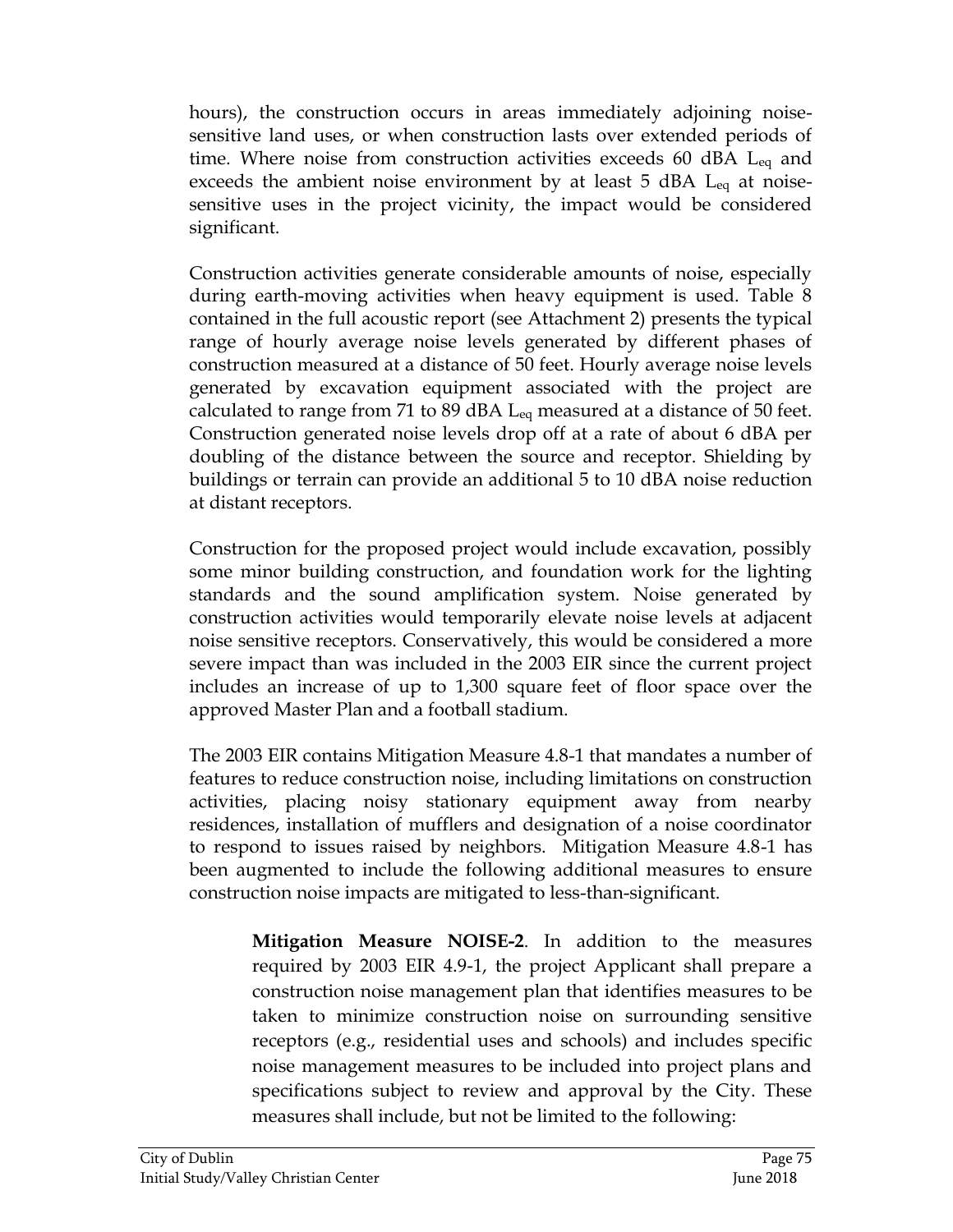hours), the construction occurs in areas immediately adjoining noise-sensitive land uses, or when construction lasts over extended periods of time. Where noise from construction activities exceeds 60 dBA $L_{eq}$ and exceeds the ambient noise environment by at least 5 dBA $L_{eq}$ at noise-sensitive uses in the project vicinity, the impact would be considered significant.

Construction activities generate considerable amounts of noise, especially during earth-moving activities when heavy equipment is used. Table 8 contained in the full acoustic report (see Attachment 2) presents the typical range of hourly average noise levels generated by different phases of construction measured at a distance of 50 feet. Hourly average noise levels generated by excavation equipment associated with the project are calculated to range from 71 to 89 dBA $L_{eq}$ measured at a distance of 50 feet. Construction generated noise levels drop off at a rate of about 6 dBA per doubling of the distance between the source and receptor. Shielding by buildings or terrain can provide an additional 5 to 10 dBA noise reduction at distant receptors.

Construction for the proposed project would include excavation, possibly some minor building construction, and foundation work for the lighting standards and the sound amplification system. Noise generated by construction activities would temporarily elevate noise levels at adjacent noise sensitive receptors. Conservatively, this would be considered a more severe impact than was included in the 2003 EIR since the current project includes an increase of up to 1,300 square feet of floor space over the approved Master Plan and a football stadium.

The 2003 EIR contains Mitigation Measure 4.8-1 that mandates a number of features to reduce construction noise, including limitations on construction activities, placing noisy stationary equipment away from nearby residences, installation of mufflers and designation of a noise coordinator to respond to issues raised by neighbors. Mitigation Measure 4.8-1 has been augmented to include the following additional measures to ensure construction noise impacts are mitigated to less-than-significant.

> **Mitigation Measure NOISE-2**. In addition to the measures required by 2003 EIR 4.9-1, the project Applicant shall prepare a construction noise management plan that identifies measures to be taken to minimize construction noise on surrounding sensitive receptors (e.g., residential uses and schools) and includes specific noise management measures to be included into project plans and specifications subject to review and approval by the City. These measures shall include, but not be limited to the following: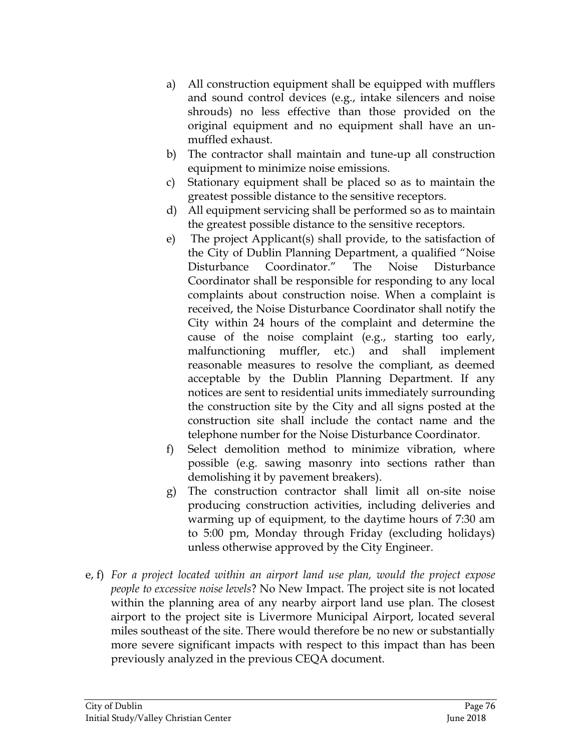a) All construction equipment shall be equipped with mufflers and sound control devices (e.g., intake silencers and noise shrouds) no less effective than those provided on the original equipment and no equipment shall have an un-muffled exhaust.
b) The contractor shall maintain and tune-up all construction equipment to minimize noise emissions.
c) Stationary equipment shall be placed so as to maintain the greatest possible distance to the sensitive receptors.
d) All equipment servicing shall be performed so as to maintain the greatest possible distance to the sensitive receptors.
e) The project Applicant(s) shall provide, to the satisfaction of the City of Dublin Planning Department, a qualified "Noise Disturbance Coordinator." The Noise Disturbance Coordinator shall be responsible for responding to any local complaints about construction noise. When a complaint is received, the Noise Disturbance Coordinator shall notify the City within 24 hours of the complaint and determine the cause of the noise complaint (e.g., starting too early, malfunctioning muffler, etc.) and shall implement reasonable measures to resolve the compliant, as deemed acceptable by the Dublin Planning Department. If any notices are sent to residential units immediately surrounding the construction site by the City and all signs posted at the construction site shall include the contact name and the telephone number for the Noise Disturbance Coordinator.
f) Select demolition method to minimize vibration, where possible (e.g. sawing masonry into sections rather than demolishing it by pavement breakers).
g) The construction contractor shall limit all on-site noise producing construction activities, including deliveries and warming up of equipment, to the daytime hours of 7:30 am to 5:00 pm, Monday through Friday (excluding holidays) unless otherwise approved by the City Engineer.

e, f) *For a project located within an airport land use plan, would the project expose people to excessive noise levels*? No New Impact. The project site is not located within the planning area of any nearby airport land use plan. The closest airport to the project site is Livermore Municipal Airport, located several miles southeast of the site. There would therefore be no new or substantially more severe significant impacts with respect to this impact than has been previously analyzed in the previous CEQA document.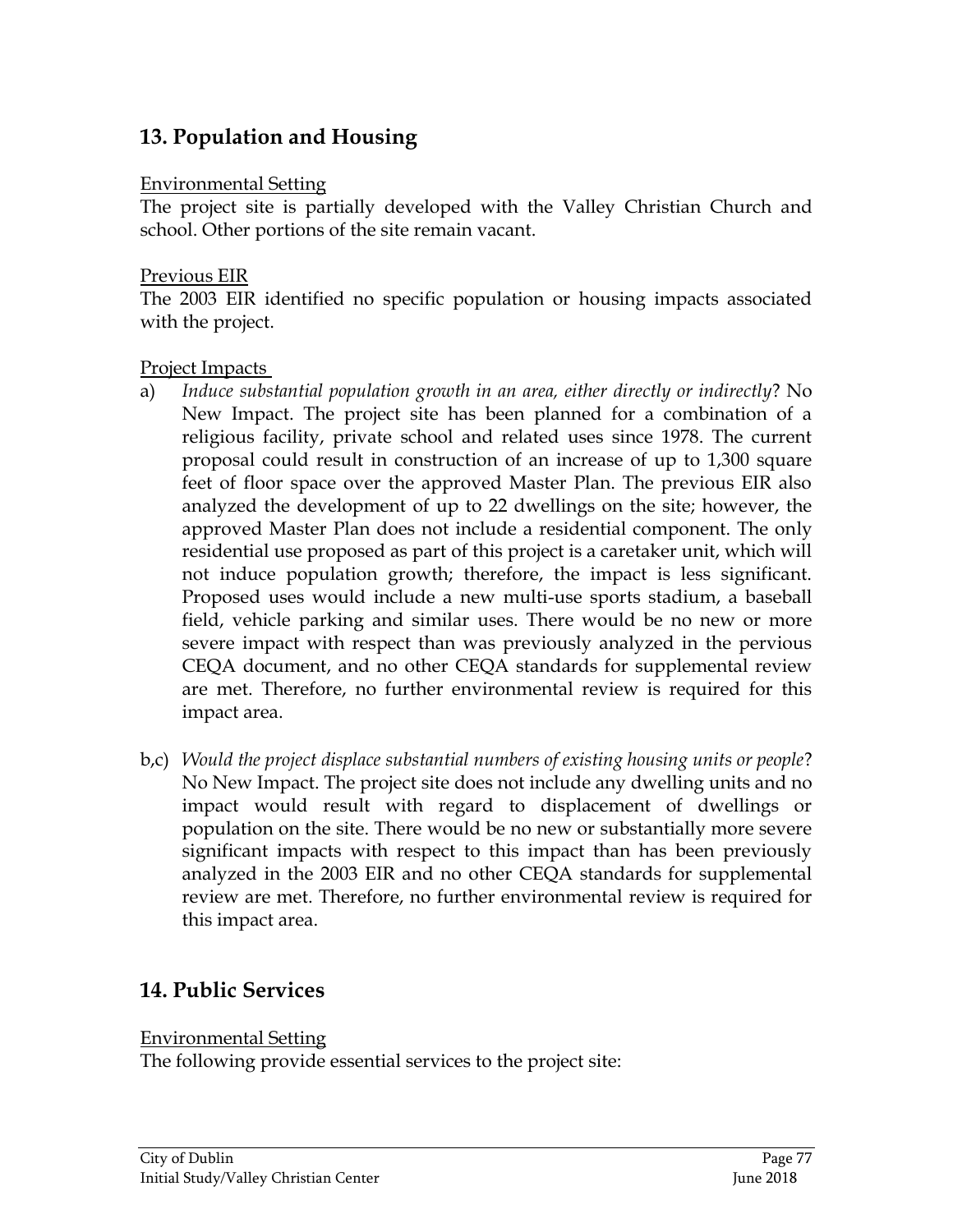## 13. Population and Housing

Environmental Setting
The project site is partially developed with the Valley Christian Church and school. Other portions of the site remain vacant.

Previous EIR
The 2003 EIR identified no specific population or housing impacts associated with the project.

Project Impacts

a) *Induce substantial population growth in an area, either directly or indirectly*? No New Impact. The project site has been planned for a combination of a religious facility, private school and related uses since 1978. The current proposal could result in construction of an increase of up to 1,300 square feet of floor space over the approved Master Plan. The previous EIR also analyzed the development of up to 22 dwellings on the site; however, the approved Master Plan does not include a residential component. The only residential use proposed as part of this project is a caretaker unit, which will not induce population growth; therefore, the impact is less significant. Proposed uses would include a new multi-use sports stadium, a baseball field, vehicle parking and similar uses. There would be no new or more severe impact with respect than was previously analyzed in the pervious CEQA document, and no other CEQA standards for supplemental review are met. Therefore, no further environmental review is required for this impact area.

b,c) *Would the project displace substantial numbers of existing housing units or people*? No New Impact. The project site does not include any dwelling units and no impact would result with regard to displacement of dwellings or population on the site. There would be no new or substantially more severe significant impacts with respect to this impact than has been previously analyzed in the 2003 EIR and no other CEQA standards for supplemental review are met. Therefore, no further environmental review is required for this impact area.

## 14. Public Services

Environmental Setting
The following provide essential services to the project site: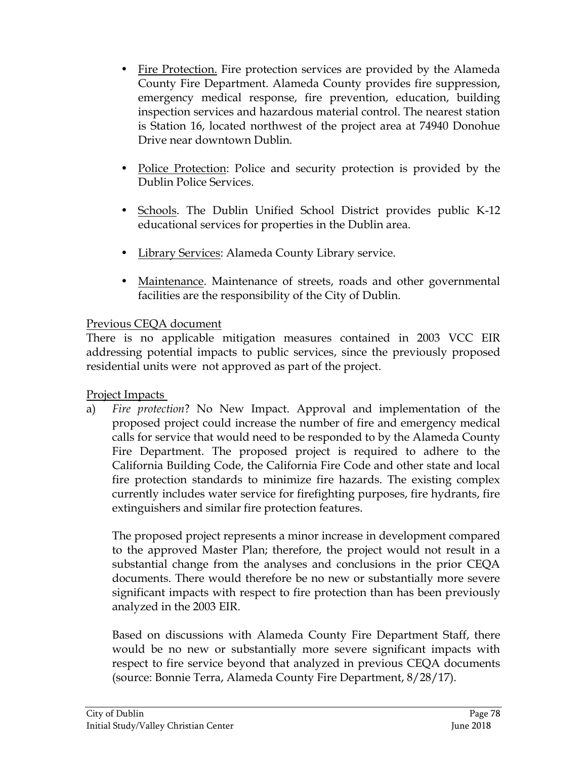- <u>Fire Protection.</u> Fire protection services are provided by the Alameda County Fire Department. Alameda County provides fire suppression, emergency medical response, fire prevention, education, building inspection services and hazardous material control. The nearest station is Station 16, located northwest of the project area at 74940 Donohue Drive near downtown Dublin.

- <u>Police Protection</u>: Police and security protection is provided by the Dublin Police Services.

- <u>Schools</u>. The Dublin Unified School District provides public K-12 educational services for properties in the Dublin area.

- <u>Library Services</u>: Alameda County Library service.

- <u>Maintenance</u>. Maintenance of streets, roads and other governmental facilities are the responsibility of the City of Dublin.

<u>Previous CEQA document</u>

There is no applicable mitigation measures contained in 2003 VCC EIR addressing potential impacts to public services, since the previously proposed residential units were not approved as part of the project.

<u>Project Impacts</u>

a) *Fire protection*? No New Impact. Approval and implementation of the proposed project could increase the number of fire and emergency medical calls for service that would need to be responded to by the Alameda County Fire Department. The proposed project is required to adhere to the California Building Code, the California Fire Code and other state and local fire protection standards to minimize fire hazards. The existing complex currently includes water service for firefighting purposes, fire hydrants, fire extinguishers and similar fire protection features.

   The proposed project represents a minor increase in development compared to the approved Master Plan; therefore, the project would not result in a substantial change from the analyses and conclusions in the prior CEQA documents. There would therefore be no new or substantially more severe significant impacts with respect to fire protection than has been previously analyzed in the 2003 EIR.

   Based on discussions with Alameda County Fire Department Staff, there would be no new or substantially more severe significant impacts with respect to fire service beyond that analyzed in previous CEQA documents (source: Bonnie Terra, Alameda County Fire Department, 8/28/17).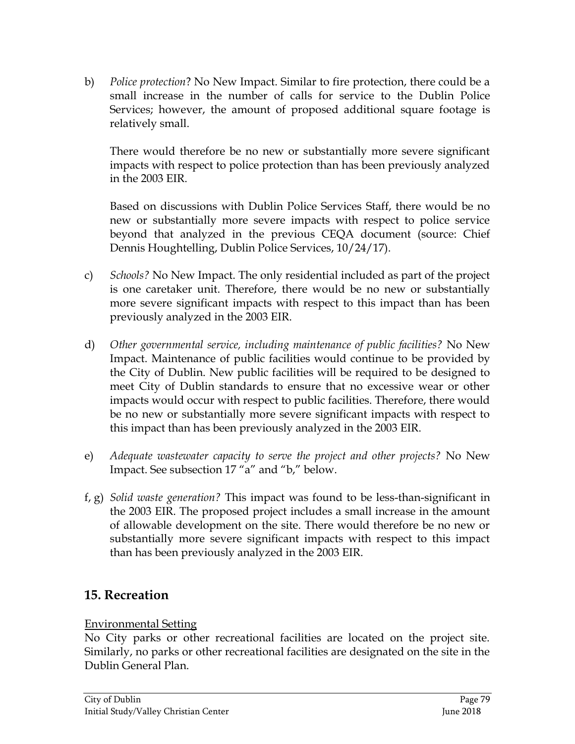b) *Police protection*? No New Impact. Similar to fire protection, there could be a small increase in the number of calls for service to the Dublin Police Services; however, the amount of proposed additional square footage is relatively small.

   There would therefore be no new or substantially more severe significant impacts with respect to police protection than has been previously analyzed in the 2003 EIR.

   Based on discussions with Dublin Police Services Staff, there would be no new or substantially more severe impacts with respect to police service beyond that analyzed in the previous CEQA document (source: Chief Dennis Houghtelling, Dublin Police Services, 10/24/17).

c) *Schools?* No New Impact. The only residential included as part of the project is one caretaker unit. Therefore, there would be no new or substantially more severe significant impacts with respect to this impact than has been previously analyzed in the 2003 EIR.

d) *Other governmental service, including maintenance of public facilities?* No New Impact. Maintenance of public facilities would continue to be provided by the City of Dublin. New public facilities will be required to be designed to meet City of Dublin standards to ensure that no excessive wear or other impacts would occur with respect to public facilities. Therefore, there would be no new or substantially more severe significant impacts with respect to this impact than has been previously analyzed in the 2003 EIR.

e) *Adequate wastewater capacity to serve the project and other projects?* No New Impact. See subsection 17 "a" and "b," below.

f, g) *Solid waste generation?* This impact was found to be less-than-significant in the 2003 EIR. The proposed project includes a small increase in the amount of allowable development on the site. There would therefore be no new or substantially more severe significant impacts with respect to this impact than has been previously analyzed in the 2003 EIR.

## 15. Recreation

Environmental Setting

No City parks or other recreational facilities are located on the project site. Similarly, no parks or other recreational facilities are designated on the site in the Dublin General Plan.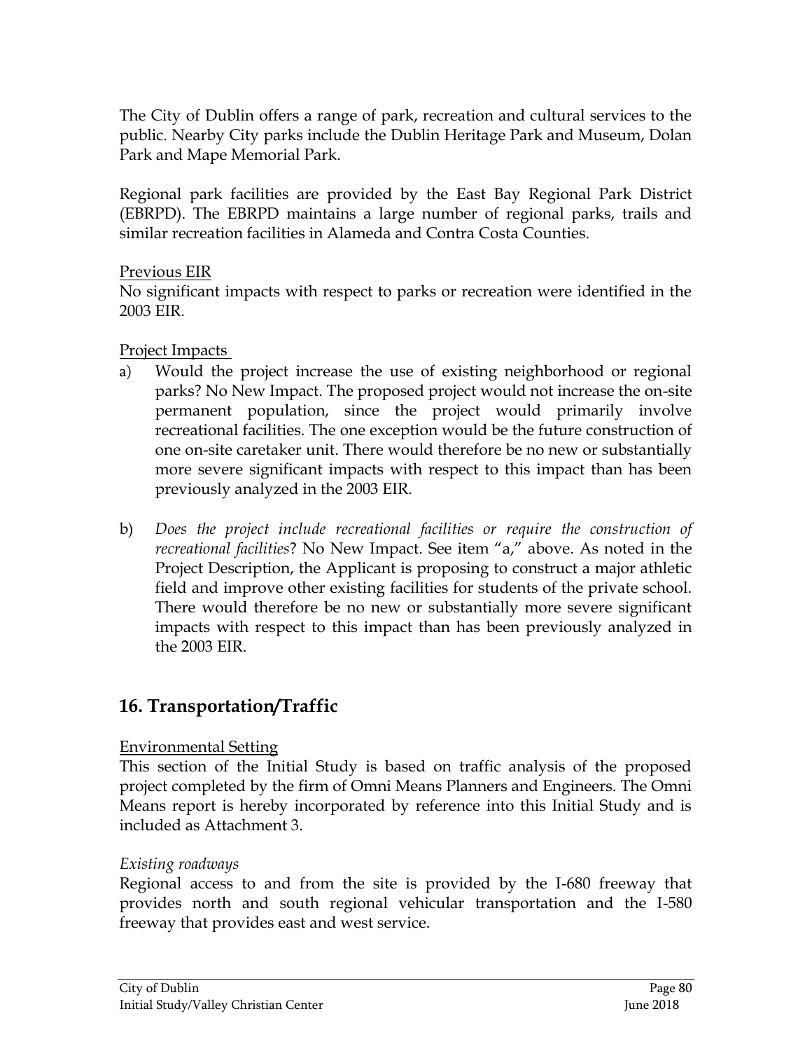The City of Dublin offers a range of park, recreation and cultural services to the public. Nearby City parks include the Dublin Heritage Park and Museum, Dolan Park and Mape Memorial Park.

Regional park facilities are provided by the East Bay Regional Park District (EBRPD). The EBRPD maintains a large number of regional parks, trails and similar recreation facilities in Alameda and Contra Costa Counties.

Previous EIR

No significant impacts with respect to parks or recreation were identified in the 2003 EIR.

Project Impacts

a) Would the project increase the use of existing neighborhood or regional parks? No New Impact. The proposed project would not increase the on-site permanent population, since the project would primarily involve recreational facilities. The one exception would be the future construction of one on-site caretaker unit. There would therefore be no new or substantially more severe significant impacts with respect to this impact than has been previously analyzed in the 2003 EIR.

b) *Does the project include recreational facilities or require the construction of recreational facilities*? No New Impact. See item "a," above. As noted in the Project Description, the Applicant is proposing to construct a major athletic field and improve other existing facilities for students of the private school. There would therefore be no new or substantially more severe significant impacts with respect to this impact than has been previously analyzed in the 2003 EIR.

## 16. Transportation/Traffic

Environmental Setting

This section of the Initial Study is based on traffic analysis of the proposed project completed by the firm of Omni Means Planners and Engineers. The Omni Means report is hereby incorporated by reference into this Initial Study and is included as Attachment 3.

*Existing roadways*

Regional access to and from the site is provided by the I-680 freeway that provides north and south regional vehicular transportation and the I-580 freeway that provides east and west service.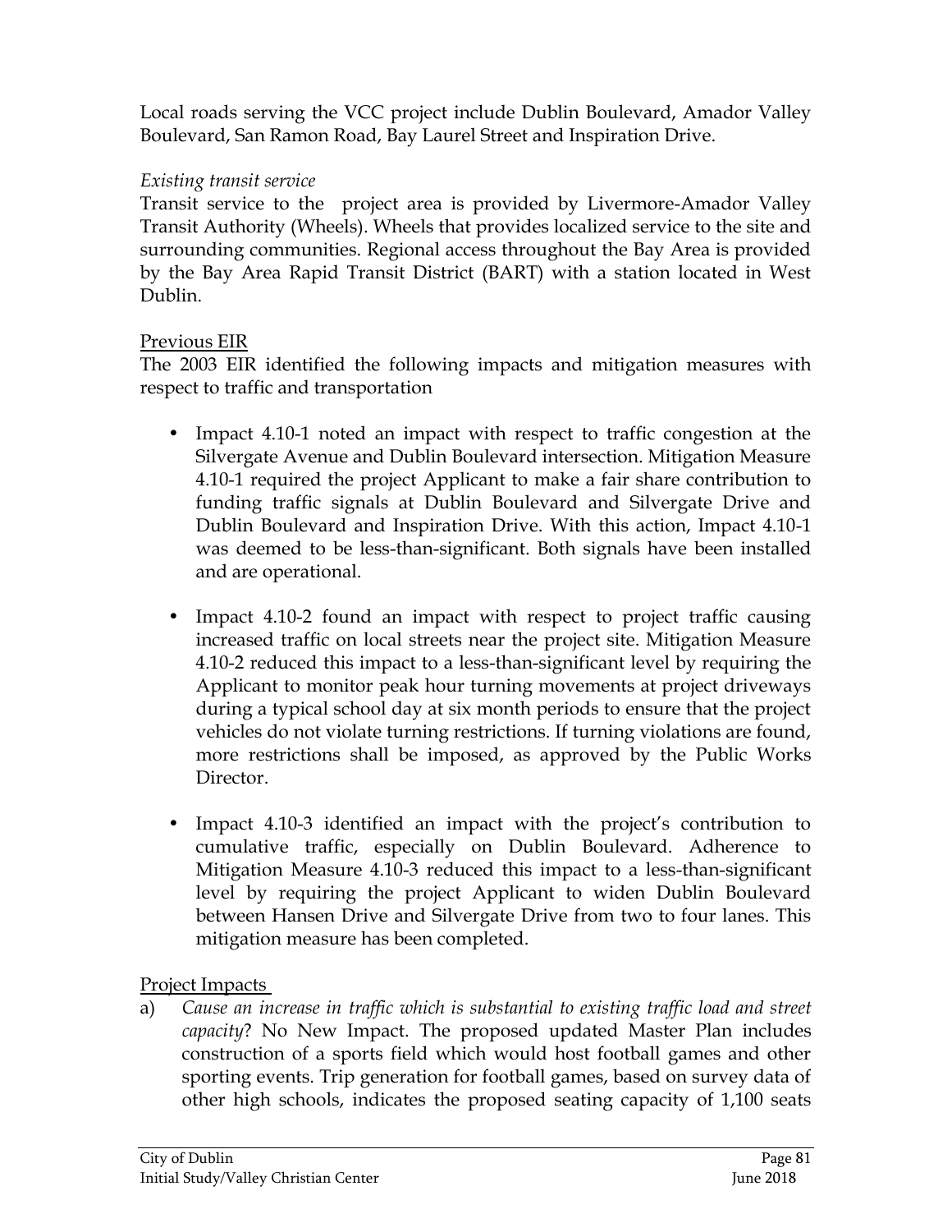Local roads serving the VCC project include Dublin Boulevard, Amador Valley Boulevard, San Ramon Road, Bay Laurel Street and Inspiration Drive.

*Existing transit service*

Transit service to the project area is provided by Livermore-Amador Valley Transit Authority (Wheels). Wheels that provides localized service to the site and surrounding communities. Regional access throughout the Bay Area is provided by the Bay Area Rapid Transit District (BART) with a station located in West Dublin.

Previous EIR

The 2003 EIR identified the following impacts and mitigation measures with respect to traffic and transportation

- Impact 4.10-1 noted an impact with respect to traffic congestion at the Silvergate Avenue and Dublin Boulevard intersection. Mitigation Measure 4.10-1 required the project Applicant to make a fair share contribution to funding traffic signals at Dublin Boulevard and Silvergate Drive and Dublin Boulevard and Inspiration Drive. With this action, Impact 4.10-1 was deemed to be less-than-significant. Both signals have been installed and are operational.

- Impact 4.10-2 found an impact with respect to project traffic causing increased traffic on local streets near the project site. Mitigation Measure 4.10-2 reduced this impact to a less-than-significant level by requiring the Applicant to monitor peak hour turning movements at project driveways during a typical school day at six month periods to ensure that the project vehicles do not violate turning restrictions. If turning violations are found, more restrictions shall be imposed, as approved by the Public Works Director.

- Impact 4.10-3 identified an impact with the project's contribution to cumulative traffic, especially on Dublin Boulevard. Adherence to Mitigation Measure 4.10-3 reduced this impact to a less-than-significant level by requiring the project Applicant to widen Dublin Boulevard between Hansen Drive and Silvergate Drive from two to four lanes. This mitigation measure has been completed.

Project Impacts

a) *Cause an increase in traffic which is substantial to existing traffic load and street capacity*? No New Impact. The proposed updated Master Plan includes construction of a sports field which would host football games and other sporting events. Trip generation for football games, based on survey data of other high schools, indicates the proposed seating capacity of 1,100 seats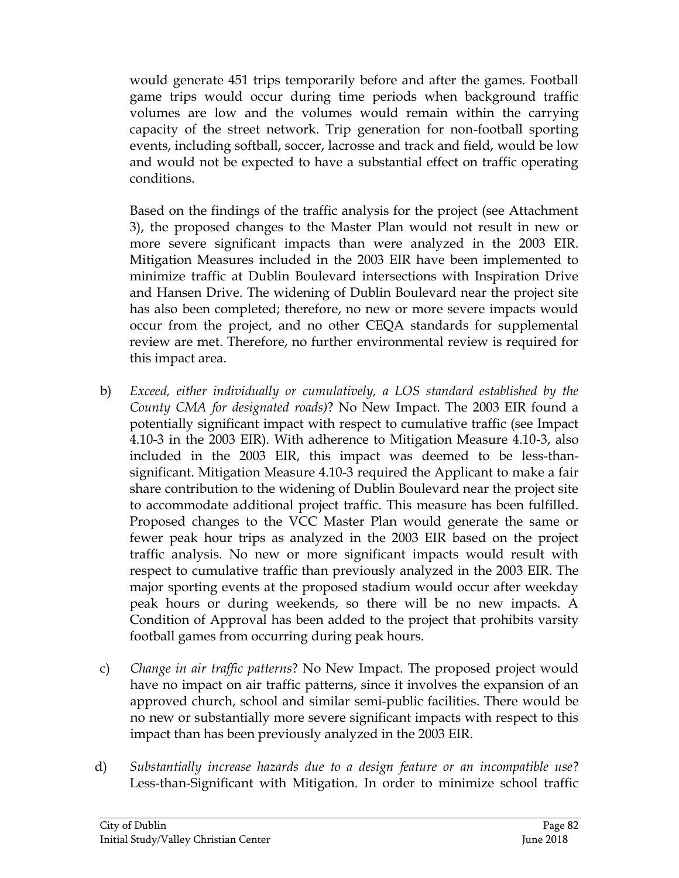would generate 451 trips temporarily before and after the games. Football game trips would occur during time periods when background traffic volumes are low and the volumes would remain within the carrying capacity of the street network. Trip generation for non-football sporting events, including softball, soccer, lacrosse and track and field, would be low and would not be expected to have a substantial effect on traffic operating conditions.

Based on the findings of the traffic analysis for the project (see Attachment 3), the proposed changes to the Master Plan would not result in new or more severe significant impacts than were analyzed in the 2003 EIR. Mitigation Measures included in the 2003 EIR have been implemented to minimize traffic at Dublin Boulevard intersections with Inspiration Drive and Hansen Drive. The widening of Dublin Boulevard near the project site has also been completed; therefore, no new or more severe impacts would occur from the project, and no other CEQA standards for supplemental review are met. Therefore, no further environmental review is required for this impact area.

b) *Exceed, either individually or cumulatively, a LOS standard established by the County CMA for designated roads)*? No New Impact. The 2003 EIR found a potentially significant impact with respect to cumulative traffic (see Impact 4.10-3 in the 2003 EIR). With adherence to Mitigation Measure 4.10-3, also included in the 2003 EIR, this impact was deemed to be less-than-significant. Mitigation Measure 4.10-3 required the Applicant to make a fair share contribution to the widening of Dublin Boulevard near the project site to accommodate additional project traffic. This measure has been fulfilled. Proposed changes to the VCC Master Plan would generate the same or fewer peak hour trips as analyzed in the 2003 EIR based on the project traffic analysis. No new or more significant impacts would result with respect to cumulative traffic than previously analyzed in the 2003 EIR. The major sporting events at the proposed stadium would occur after weekday peak hours or during weekends, so there will be no new impacts. A Condition of Approval has been added to the project that prohibits varsity football games from occurring during peak hours.

c) *Change in air traffic patterns*? No New Impact. The proposed project would have no impact on air traffic patterns, since it involves the expansion of an approved church, school and similar semi-public facilities. There would be no new or substantially more severe significant impacts with respect to this impact than has been previously analyzed in the 2003 EIR.

d) *Substantially increase hazards due to a design feature or an incompatible use*? Less-than-Significant with Mitigation. In order to minimize school traffic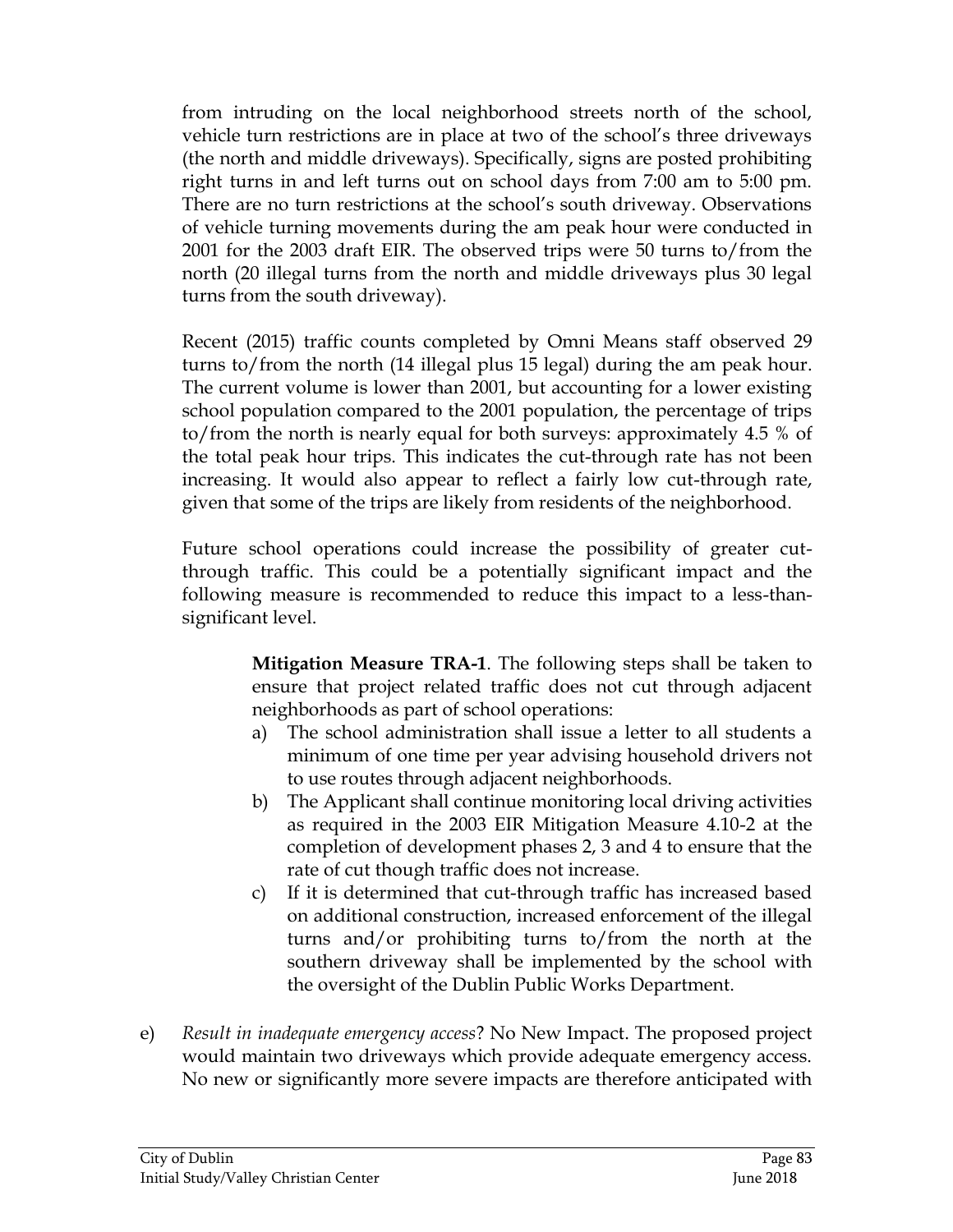from intruding on the local neighborhood streets north of the school, vehicle turn restrictions are in place at two of the school's three driveways (the north and middle driveways). Specifically, signs are posted prohibiting right turns in and left turns out on school days from 7:00 am to 5:00 pm. There are no turn restrictions at the school's south driveway. Observations of vehicle turning movements during the am peak hour were conducted in 2001 for the 2003 draft EIR. The observed trips were 50 turns to/from the north (20 illegal turns from the north and middle driveways plus 30 legal turns from the south driveway).

Recent (2015) traffic counts completed by Omni Means staff observed 29 turns to/from the north (14 illegal plus 15 legal) during the am peak hour. The current volume is lower than 2001, but accounting for a lower existing school population compared to the 2001 population, the percentage of trips to/from the north is nearly equal for both surveys: approximately 4.5 % of the total peak hour trips. This indicates the cut-through rate has not been increasing. It would also appear to reflect a fairly low cut-through rate, given that some of the trips are likely from residents of the neighborhood.

Future school operations could increase the possibility of greater cut-through traffic. This could be a potentially significant impact and the following measure is recommended to reduce this impact to a less-than-significant level.

> **Mitigation Measure TRA-1**. The following steps shall be taken to ensure that project related traffic does not cut through adjacent neighborhoods as part of school operations:
>
> a) The school administration shall issue a letter to all students a minimum of one time per year advising household drivers not to use routes through adjacent neighborhoods.
> b) The Applicant shall continue monitoring local driving activities as required in the 2003 EIR Mitigation Measure 4.10-2 at the completion of development phases 2, 3 and 4 to ensure that the rate of cut though traffic does not increase.
> c) If it is determined that cut-through traffic has increased based on additional construction, increased enforcement of the illegal turns and/or prohibiting turns to/from the north at the southern driveway shall be implemented by the school with the oversight of the Dublin Public Works Department.

e) *Result in inadequate emergency access*? No New Impact. The proposed project would maintain two driveways which provide adequate emergency access. No new or significantly more severe impacts are therefore anticipated with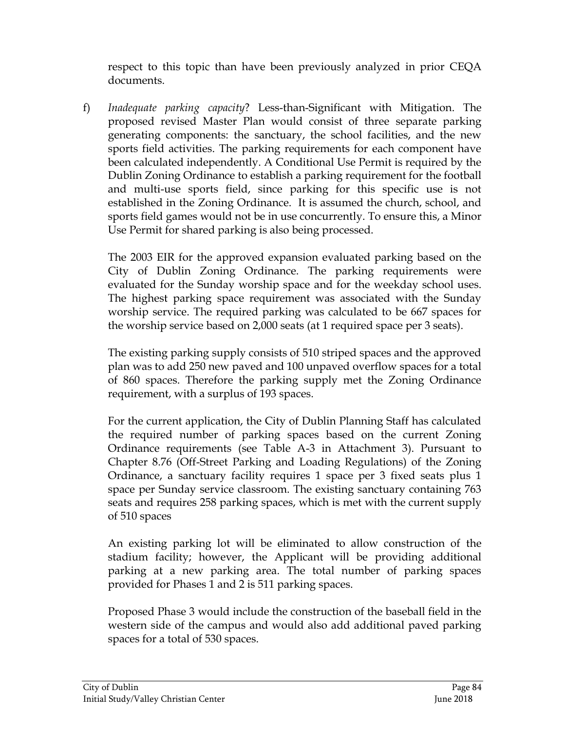respect to this topic than have been previously analyzed in prior CEQA documents.

f) *Inadequate parking capacity*? Less-than-Significant with Mitigation. The proposed revised Master Plan would consist of three separate parking generating components: the sanctuary, the school facilities, and the new sports field activities. The parking requirements for each component have been calculated independently. A Conditional Use Permit is required by the Dublin Zoning Ordinance to establish a parking requirement for the football and multi-use sports field, since parking for this specific use is not established in the Zoning Ordinance. It is assumed the church, school, and sports field games would not be in use concurrently. To ensure this, a Minor Use Permit for shared parking is also being processed.

   The 2003 EIR for the approved expansion evaluated parking based on the City of Dublin Zoning Ordinance. The parking requirements were evaluated for the Sunday worship space and for the weekday school uses. The highest parking space requirement was associated with the Sunday worship service. The required parking was calculated to be 667 spaces for the worship service based on 2,000 seats (at 1 required space per 3 seats).

   The existing parking supply consists of 510 striped spaces and the approved plan was to add 250 new paved and 100 unpaved overflow spaces for a total of 860 spaces. Therefore the parking supply met the Zoning Ordinance requirement, with a surplus of 193 spaces.

   For the current application, the City of Dublin Planning Staff has calculated the required number of parking spaces based on the current Zoning Ordinance requirements (see Table A-3 in Attachment 3). Pursuant to Chapter 8.76 (Off-Street Parking and Loading Regulations) of the Zoning Ordinance, a sanctuary facility requires 1 space per 3 fixed seats plus 1 space per Sunday service classroom. The existing sanctuary containing 763 seats and requires 258 parking spaces, which is met with the current supply of 510 spaces

   An existing parking lot will be eliminated to allow construction of the stadium facility; however, the Applicant will be providing additional parking at a new parking area. The total number of parking spaces provided for Phases 1 and 2 is 511 parking spaces.

   Proposed Phase 3 would include the construction of the baseball field in the western side of the campus and would also add additional paved parking spaces for a total of 530 spaces.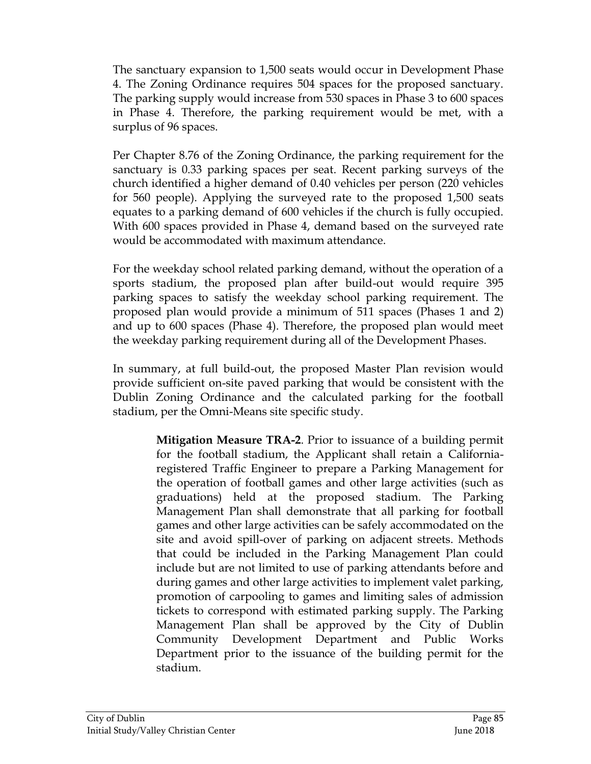The sanctuary expansion to 1,500 seats would occur in Development Phase 4. The Zoning Ordinance requires 504 spaces for the proposed sanctuary. The parking supply would increase from 530 spaces in Phase 3 to 600 spaces in Phase 4. Therefore, the parking requirement would be met, with a surplus of 96 spaces.

Per Chapter 8.76 of the Zoning Ordinance, the parking requirement for the sanctuary is 0.33 parking spaces per seat. Recent parking surveys of the church identified a higher demand of 0.40 vehicles per person (220 vehicles for 560 people). Applying the surveyed rate to the proposed 1,500 seats equates to a parking demand of 600 vehicles if the church is fully occupied. With 600 spaces provided in Phase 4, demand based on the surveyed rate would be accommodated with maximum attendance.

For the weekday school related parking demand, without the operation of a sports stadium, the proposed plan after build-out would require 395 parking spaces to satisfy the weekday school parking requirement. The proposed plan would provide a minimum of 511 spaces (Phases 1 and 2) and up to 600 spaces (Phase 4). Therefore, the proposed plan would meet the weekday parking requirement during all of the Development Phases.

In summary, at full build-out, the proposed Master Plan revision would provide sufficient on-site paved parking that would be consistent with the Dublin Zoning Ordinance and the calculated parking for the football stadium, per the Omni-Means site specific study.

> **Mitigation Measure TRA-2**. Prior to issuance of a building permit for the football stadium, the Applicant shall retain a California-registered Traffic Engineer to prepare a Parking Management for the operation of football games and other large activities (such as graduations) held at the proposed stadium. The Parking Management Plan shall demonstrate that all parking for football games and other large activities can be safely accommodated on the site and avoid spill-over of parking on adjacent streets. Methods that could be included in the Parking Management Plan could include but are not limited to use of parking attendants before and during games and other large activities to implement valet parking, promotion of carpooling to games and limiting sales of admission tickets to correspond with estimated parking supply. The Parking Management Plan shall be approved by the City of Dublin Community Development Department and Public Works Department prior to the issuance of the building permit for the stadium.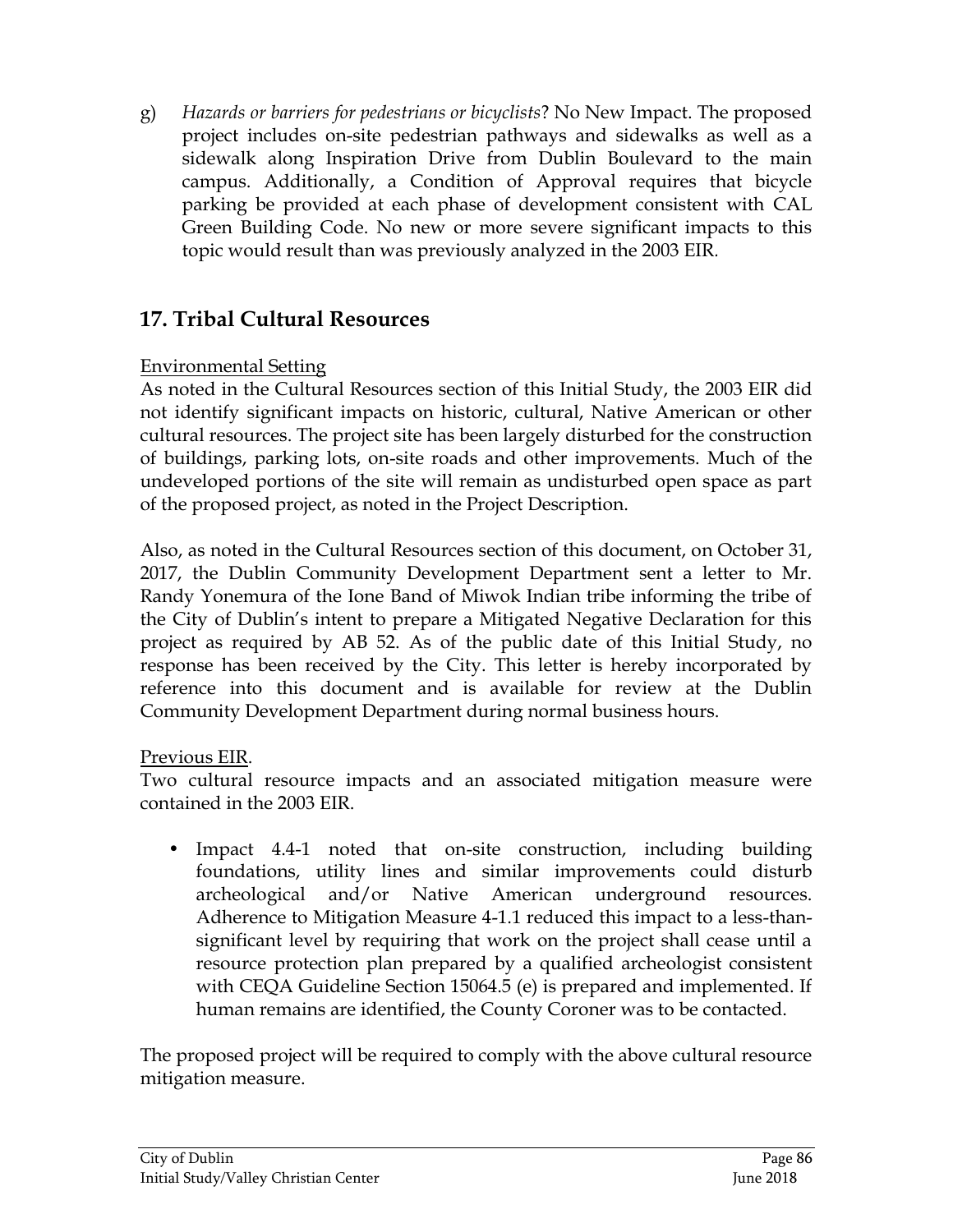g) *Hazards or barriers for pedestrians or bicyclists*? No New Impact. The proposed project includes on-site pedestrian pathways and sidewalks as well as a sidewalk along Inspiration Drive from Dublin Boulevard to the main campus. Additionally, a Condition of Approval requires that bicycle parking be provided at each phase of development consistent with CAL Green Building Code. No new or more severe significant impacts to this topic would result than was previously analyzed in the 2003 EIR.

## 17. Tribal Cultural Resources

<u>Environmental Setting</u>

As noted in the Cultural Resources section of this Initial Study, the 2003 EIR did not identify significant impacts on historic, cultural, Native American or other cultural resources. The project site has been largely disturbed for the construction of buildings, parking lots, on-site roads and other improvements. Much of the undeveloped portions of the site will remain as undisturbed open space as part of the proposed project, as noted in the Project Description.

Also, as noted in the Cultural Resources section of this document, on October 31, 2017, the Dublin Community Development Department sent a letter to Mr. Randy Yonemura of the Ione Band of Miwok Indian tribe informing the tribe of the City of Dublin's intent to prepare a Mitigated Negative Declaration for this project as required by AB 52. As of the public date of this Initial Study, no response has been received by the City. This letter is hereby incorporated by reference into this document and is available for review at the Dublin Community Development Department during normal business hours.

<u>Previous EIR</u>.

Two cultural resource impacts and an associated mitigation measure were contained in the 2003 EIR.

- Impact 4.4-1 noted that on-site construction, including building foundations, utility lines and similar improvements could disturb archeological and/or Native American underground resources. Adherence to Mitigation Measure 4-1.1 reduced this impact to a less-than-significant level by requiring that work on the project shall cease until a resource protection plan prepared by a qualified archeologist consistent with CEQA Guideline Section 15064.5 (e) is prepared and implemented. If human remains are identified, the County Coroner was to be contacted.

The proposed project will be required to comply with the above cultural resource mitigation measure.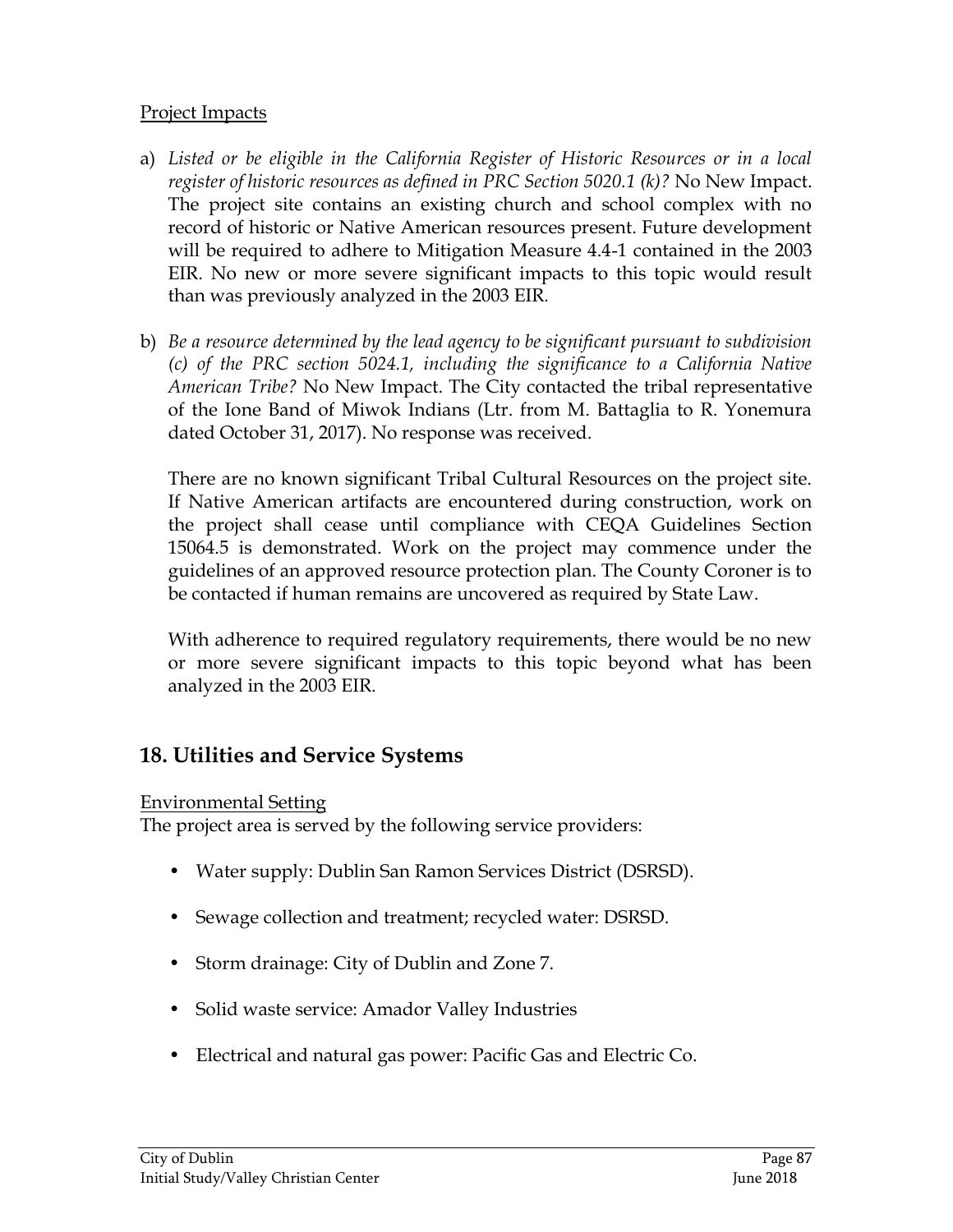Project Impacts

a) *Listed or be eligible in the California Register of Historic Resources or in a local register of historic resources as defined in PRC Section 5020.1 (k)?* No New Impact. The project site contains an existing church and school complex with no record of historic or Native American resources present. Future development will be required to adhere to Mitigation Measure 4.4-1 contained in the 2003 EIR. No new or more severe significant impacts to this topic would result than was previously analyzed in the 2003 EIR.

b) *Be a resource determined by the lead agency to be significant pursuant to subdivision (c) of the PRC section 5024.1, including the significance to a California Native American Tribe?* No New Impact. The City contacted the tribal representative of the Ione Band of Miwok Indians (Ltr. from M. Battaglia to R. Yonemura dated October 31, 2017). No response was received.

   There are no known significant Tribal Cultural Resources on the project site. If Native American artifacts are encountered during construction, work on the project shall cease until compliance with CEQA Guidelines Section 15064.5 is demonstrated. Work on the project may commence under the guidelines of an approved resource protection plan. The County Coroner is to be contacted if human remains are uncovered as required by State Law.

   With adherence to required regulatory requirements, there would be no new or more severe significant impacts to this topic beyond what has been analyzed in the 2003 EIR.

## 18. Utilities and Service Systems

Environmental Setting

The project area is served by the following service providers:

- Water supply: Dublin San Ramon Services District (DSRSD).
- Sewage collection and treatment; recycled water: DSRSD.
- Storm drainage: City of Dublin and Zone 7.
- Solid waste service: Amador Valley Industries
- Electrical and natural gas power: Pacific Gas and Electric Co.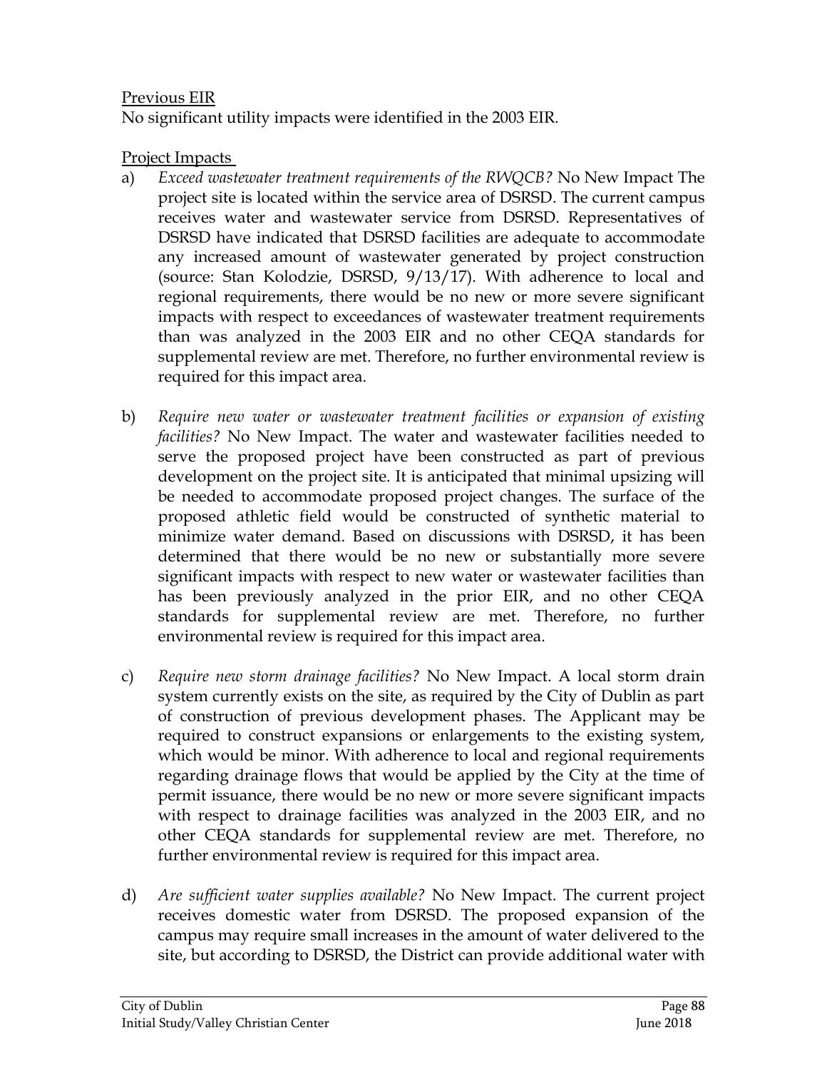Previous EIR

No significant utility impacts were identified in the 2003 EIR.

Project Impacts

a) *Exceed wastewater treatment requirements of the RWQCB?* No New Impact The project site is located within the service area of DSRSD. The current campus receives water and wastewater service from DSRSD. Representatives of DSRSD have indicated that DSRSD facilities are adequate to accommodate any increased amount of wastewater generated by project construction (source: Stan Kolodzie, DSRSD, 9/13/17). With adherence to local and regional requirements, there would be no new or more severe significant impacts with respect to exceedances of wastewater treatment requirements than was analyzed in the 2003 EIR and no other CEQA standards for supplemental review are met. Therefore, no further environmental review is required for this impact area.

b) *Require new water or wastewater treatment facilities or expansion of existing facilities?* No New Impact. The water and wastewater facilities needed to serve the proposed project have been constructed as part of previous development on the project site. It is anticipated that minimal upsizing will be needed to accommodate proposed project changes. The surface of the proposed athletic field would be constructed of synthetic material to minimize water demand. Based on discussions with DSRSD, it has been determined that there would be no new or substantially more severe significant impacts with respect to new water or wastewater facilities than has been previously analyzed in the prior EIR, and no other CEQA standards for supplemental review are met. Therefore, no further environmental review is required for this impact area.

c) *Require new storm drainage facilities?* No New Impact. A local storm drain system currently exists on the site, as required by the City of Dublin as part of construction of previous development phases. The Applicant may be required to construct expansions or enlargements to the existing system, which would be minor. With adherence to local and regional requirements regarding drainage flows that would be applied by the City at the time of permit issuance, there would be no new or more severe significant impacts with respect to drainage facilities was analyzed in the 2003 EIR, and no other CEQA standards for supplemental review are met. Therefore, no further environmental review is required for this impact area.

d) *Are sufficient water supplies available?* No New Impact. The current project receives domestic water from DSRSD. The proposed expansion of the campus may require small increases in the amount of water delivered to the site, but according to DSRSD, the District can provide additional water with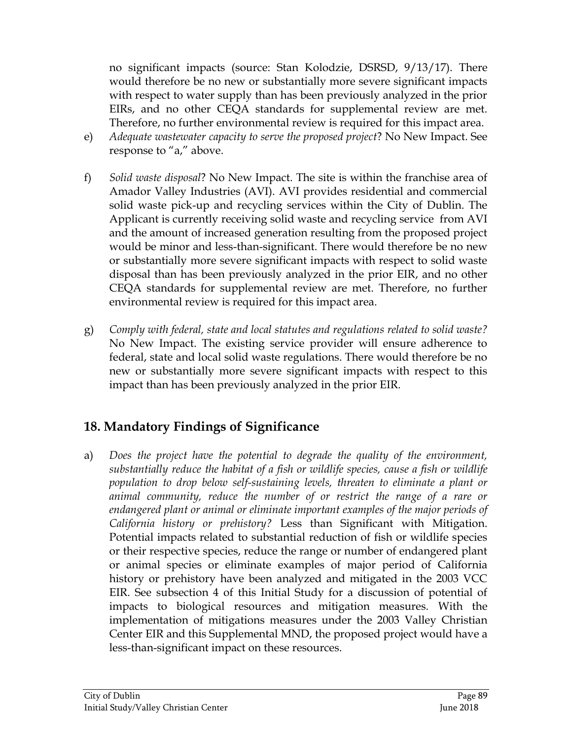no significant impacts (source: Stan Kolodzie, DSRSD, 9/13/17). There would therefore be no new or substantially more severe significant impacts with respect to water supply than has been previously analyzed in the prior EIRs, and no other CEQA standards for supplemental review are met. Therefore, no further environmental review is required for this impact area.

e) *Adequate wastewater capacity to serve the proposed project*? No New Impact. See response to "a," above.

f) *Solid waste disposal*? No New Impact. The site is within the franchise area of Amador Valley Industries (AVI). AVI provides residential and commercial solid waste pick-up and recycling services within the City of Dublin. The Applicant is currently receiving solid waste and recycling service from AVI and the amount of increased generation resulting from the proposed project would be minor and less-than-significant. There would therefore be no new or substantially more severe significant impacts with respect to solid waste disposal than has been previously analyzed in the prior EIR, and no other CEQA standards for supplemental review are met. Therefore, no further environmental review is required for this impact area.

g) *Comply with federal, state and local statutes and regulations related to solid waste?* No New Impact. The existing service provider will ensure adherence to federal, state and local solid waste regulations. There would therefore be no new or substantially more severe significant impacts with respect to this impact than has been previously analyzed in the prior EIR.

## 18. Mandatory Findings of Significance

a) *Does the project have the potential to degrade the quality of the environment, substantially reduce the habitat of a fish or wildlife species, cause a fish or wildlife population to drop below self-sustaining levels, threaten to eliminate a plant or animal community, reduce the number of or restrict the range of a rare or endangered plant or animal or eliminate important examples of the major periods of California history or prehistory?* Less than Significant with Mitigation. Potential impacts related to substantial reduction of fish or wildlife species or their respective species, reduce the range or number of endangered plant or animal species or eliminate examples of major period of California history or prehistory have been analyzed and mitigated in the 2003 VCC EIR. See subsection 4 of this Initial Study for a discussion of potential of impacts to biological resources and mitigation measures. With the implementation of mitigations measures under the 2003 Valley Christian Center EIR and this Supplemental MND, the proposed project would have a less-than-significant impact on these resources.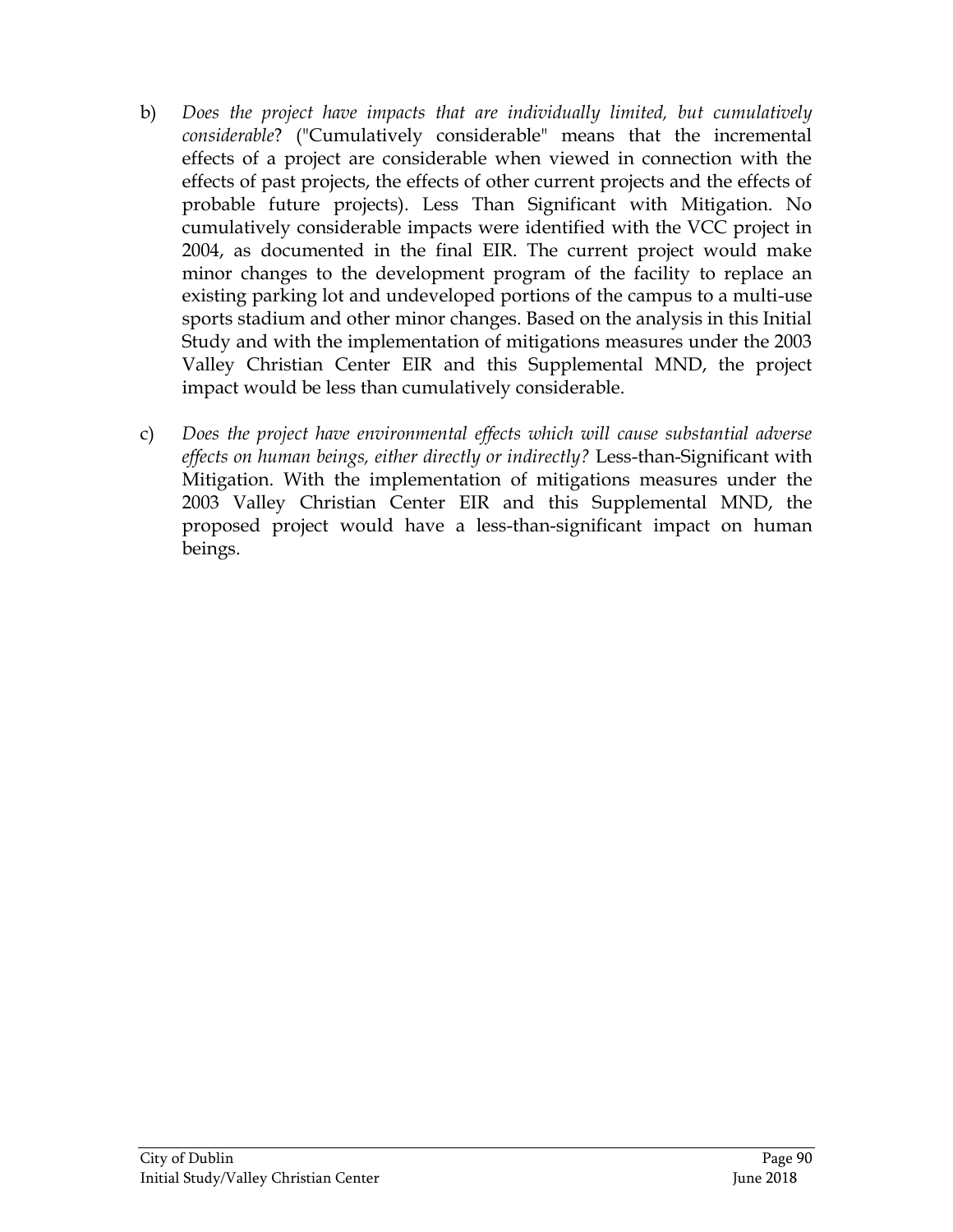b) *Does the project have impacts that are individually limited, but cumulatively considerable*? ("Cumulatively considerable" means that the incremental effects of a project are considerable when viewed in connection with the effects of past projects, the effects of other current projects and the effects of probable future projects). Less Than Significant with Mitigation. No cumulatively considerable impacts were identified with the VCC project in 2004, as documented in the final EIR. The current project would make minor changes to the development program of the facility to replace an existing parking lot and undeveloped portions of the campus to a multi-use sports stadium and other minor changes. Based on the analysis in this Initial Study and with the implementation of mitigations measures under the 2003 Valley Christian Center EIR and this Supplemental MND, the project impact would be less than cumulatively considerable.

c) *Does the project have environmental effects which will cause substantial adverse effects on human beings, either directly or indirectly?* Less-than-Significant with Mitigation. With the implementation of mitigations measures under the 2003 Valley Christian Center EIR and this Supplemental MND, the proposed project would have a less-than-significant impact on human beings.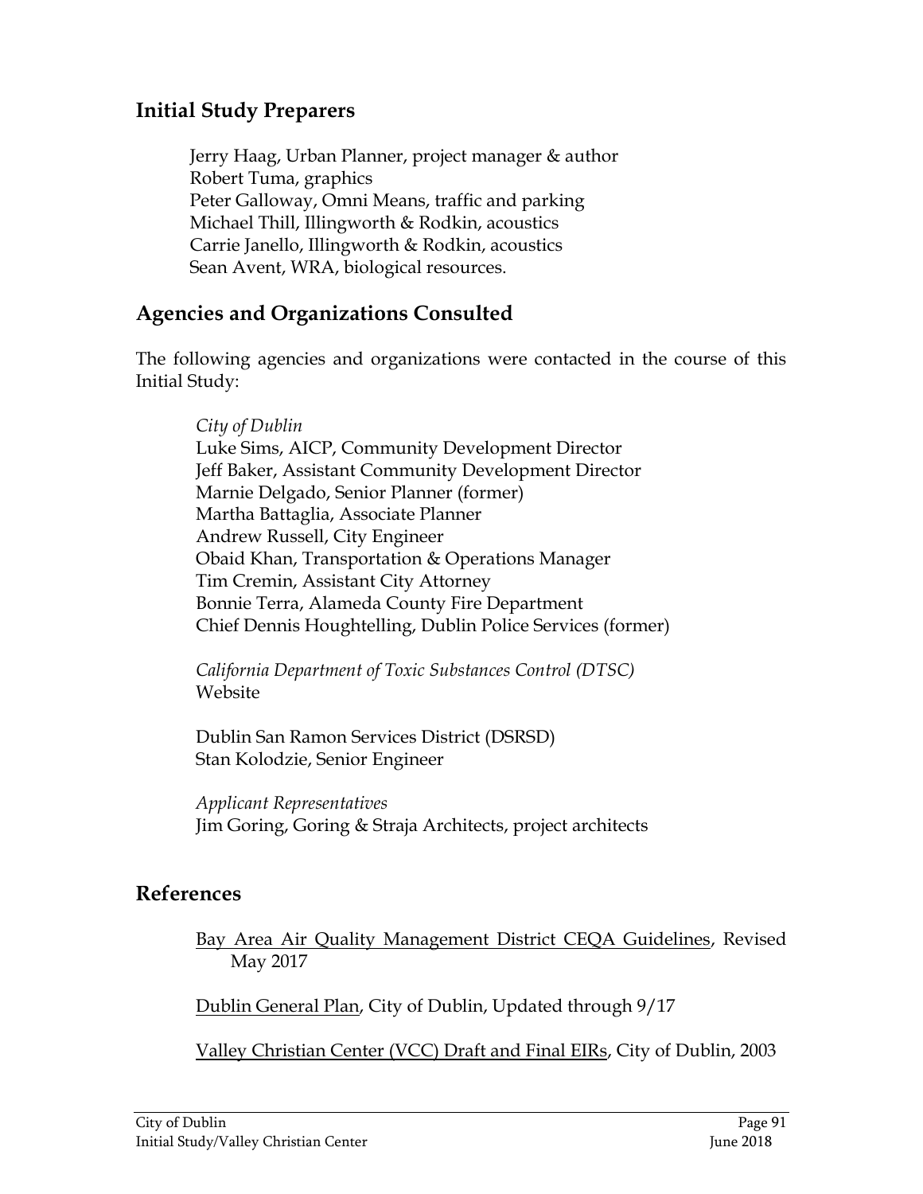## Initial Study Preparers

Jerry Haag, Urban Planner, project manager & author
Robert Tuma, graphics
Peter Galloway, Omni Means, traffic and parking
Michael Thill, Illingworth & Rodkin, acoustics
Carrie Janello, Illingworth & Rodkin, acoustics
Sean Avent, WRA, biological resources.

## Agencies and Organizations Consulted

The following agencies and organizations were contacted in the course of this Initial Study:

*City of Dublin*
Luke Sims, AICP, Community Development Director
Jeff Baker, Assistant Community Development Director
Marnie Delgado, Senior Planner (former)
Martha Battaglia, Associate Planner
Andrew Russell, City Engineer
Obaid Khan, Transportation & Operations Manager
Tim Cremin, Assistant City Attorney
Bonnie Terra, Alameda County Fire Department
Chief Dennis Houghtelling, Dublin Police Services (former)

*California Department of Toxic Substances Control (DTSC)*
Website

Dublin San Ramon Services District (DSRSD)
Stan Kolodzie, Senior Engineer

*Applicant Representatives*
Jim Goring, Goring & Straja Architects, project architects

## References

Bay Area Air Quality Management District CEQA Guidelines, Revised May 2017

Dublin General Plan, City of Dublin, Updated through 9/17

Valley Christian Center (VCC) Draft and Final EIRs, City of Dublin, 2003